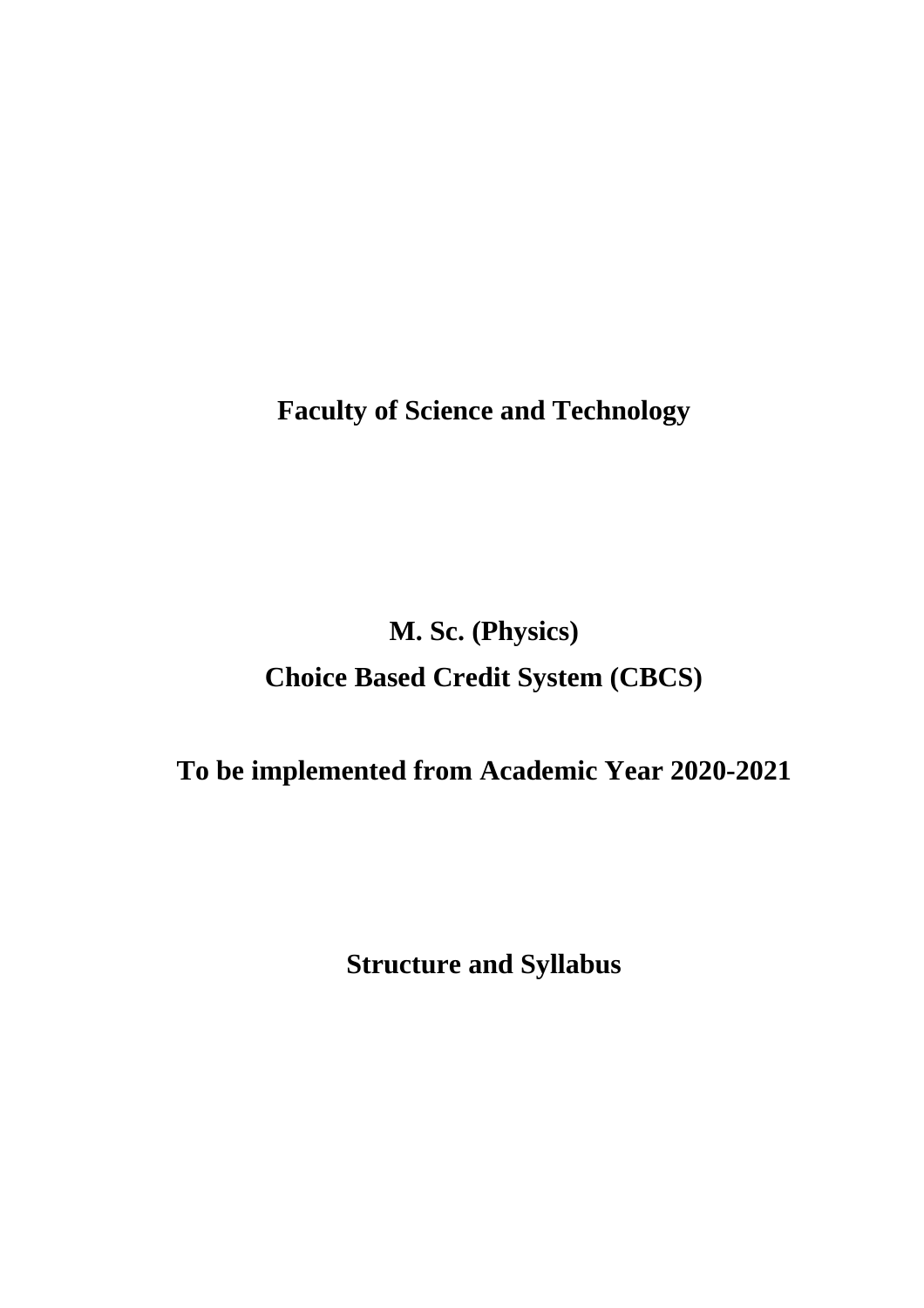**Faculty of Science and Technology**

# M. Sc. (Physics)

## Choice Based Credit System (CBCS)

**To be implemented from Academic Year 2020-2021**

**Structure and Syllabus**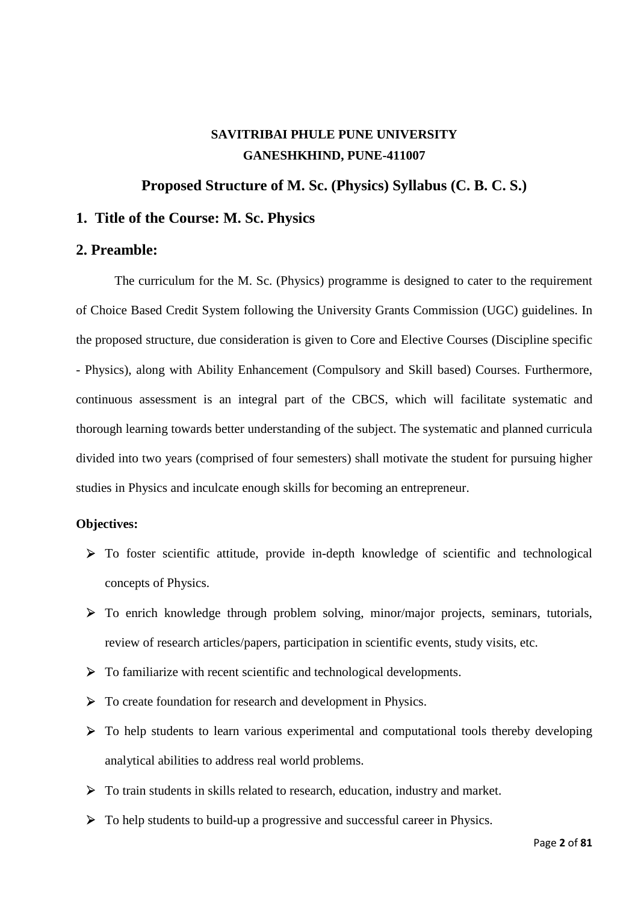**SAVITRIBAI PHULE PUNE UNIVERSITY**
**GANESHKHIND, PUNE-411007**

# Proposed Structure of M. Sc. (Physics) Syllabus (C. B. C. S.)

## 1. Title of the Course: M. Sc. Physics

## 2. Preamble:

The curriculum for the M. Sc. (Physics) programme is designed to cater to the requirement of Choice Based Credit System following the University Grants Commission (UGC) guidelines. In the proposed structure, due consideration is given to Core and Elective Courses (Discipline specific - Physics), along with Ability Enhancement (Compulsory and Skill based) Courses. Furthermore, continuous assessment is an integral part of the CBCS, which will facilitate systematic and thorough learning towards better understanding of the subject. The systematic and planned curricula divided into two years (comprised of four semesters) shall motivate the student for pursuing higher studies in Physics and inculcate enough skills for becoming an entrepreneur.

**Objectives:**

- To foster scientific attitude, provide in-depth knowledge of scientific and technological concepts of Physics.
- To enrich knowledge through problem solving, minor/major projects, seminars, tutorials, review of research articles/papers, participation in scientific events, study visits, etc.
- To familiarize with recent scientific and technological developments.
- To create foundation for research and development in Physics.
- To help students to learn various experimental and computational tools thereby developing analytical abilities to address real world problems.
- To train students in skills related to research, education, industry and market.
- To help students to build-up a progressive and successful career in Physics.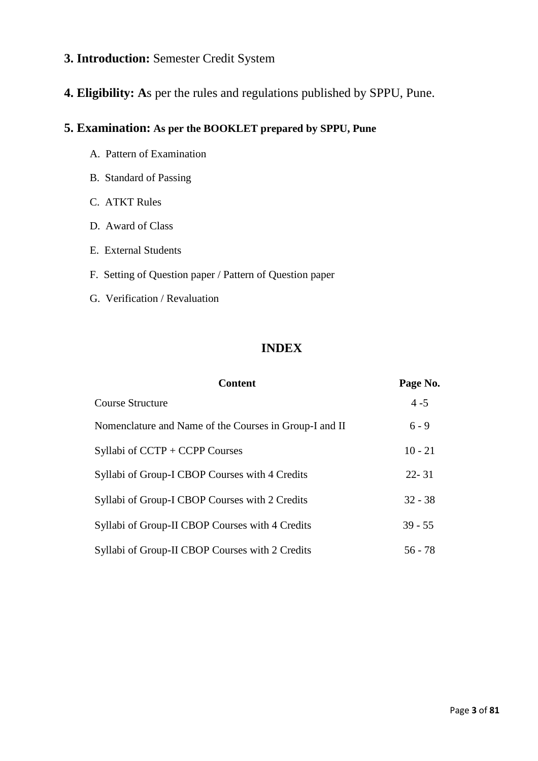**3. Introduction:** Semester Credit System

**4. Eligibility: A**s per the rules and regulations published by SPPU, Pune.

**5. Examination: As per the BOOKLET prepared by SPPU, Pune**

A. Pattern of Examination

B. Standard of Passing

C. ATKT Rules

D. Award of Class

E. External Students

F. Setting of Question paper / Pattern of Question paper

G. Verification / Revaluation

## INDEX

| Content | Page No. |
|---|---|
| Course Structure | 4 -5 |
| Nomenclature and Name of the Courses in Group-I and II | 6 - 9 |
| Syllabi of CCTP + CCPP Courses | 10 - 21 |
| Syllabi of Group-I CBOP Courses with 4 Credits | 22- 31 |
| Syllabi of Group-I CBOP Courses with 2 Credits | 32 - 38 |
| Syllabi of Group-II CBOP Courses with 4 Credits | 39 - 55 |
| Syllabi of Group-II CBOP Courses with 2 Credits | 56 - 78 |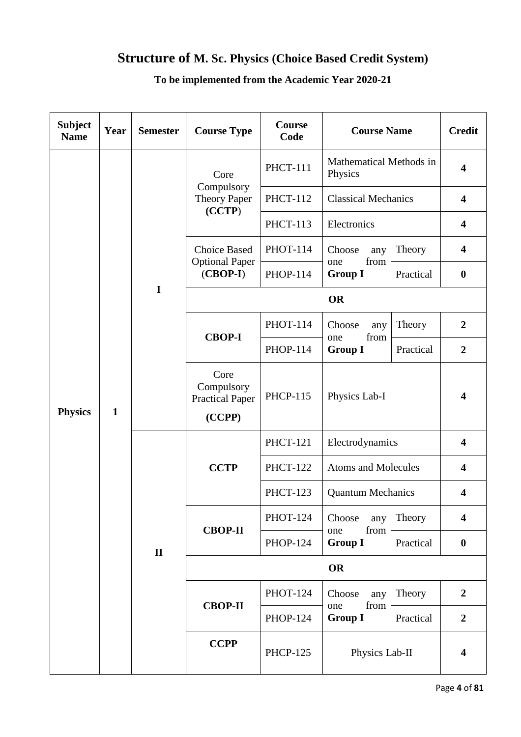# Structure of M. Sc. Physics (Choice Based Credit System)

**To be implemented from the Academic Year 2020-21**

| Subject Name | Year | Semester | Course Type | Course Code | Course Name | | Credit |
|---|---|---|---|---|---|---|---|
| **Physics** | **1** | **I** | Core Compulsory Theory Paper **(CCTP)** | PHCT-111 | Mathematical Methods in Physics | | **4** |
| | | | | PHCT-112 | Classical Mechanics | | **4** |
| | | | | PHCT-113 | Electronics | | **4** |
| | | | Choice Based Optional Paper (**CBOP-I**) | PHOT-114 | Choose any one from **Group I** | Theory | **4** |
| | | | | PHOP-114 | | Practical | **0** |
| | | | **OR** | | | | |
| | | | **CBOP-I** | PHOT-114 | Choose any one from **Group I** | Theory | **2** |
| | | | | PHOP-114 | | Practical | **2** |
| | | | Core Compulsory Practical Paper **(CCPP)** | PHCP-115 | Physics Lab-I | | **4** |
| | | **II** | **CCTP** | PHCT-121 | Electrodynamics | | **4** |
| | | | | PHCT-122 | Atoms and Molecules | | **4** |
| | | | | PHCT-123 | Quantum Mechanics | | **4** |
| | | | **CBOP-II** | PHOT-124 | Choose any one from **Group I** | Theory | **4** |
| | | | | PHOP-124 | | Practical | **0** |
| | | | **OR** | | | | |
| | | | **CBOP-II** | PHOT-124 | Choose any one from **Group I** | Theory | **2** |
| | | | | PHOP-124 | | Practical | **2** |
| | | | **CCPP** | PHCP-125 | Physics Lab-II | | **4** |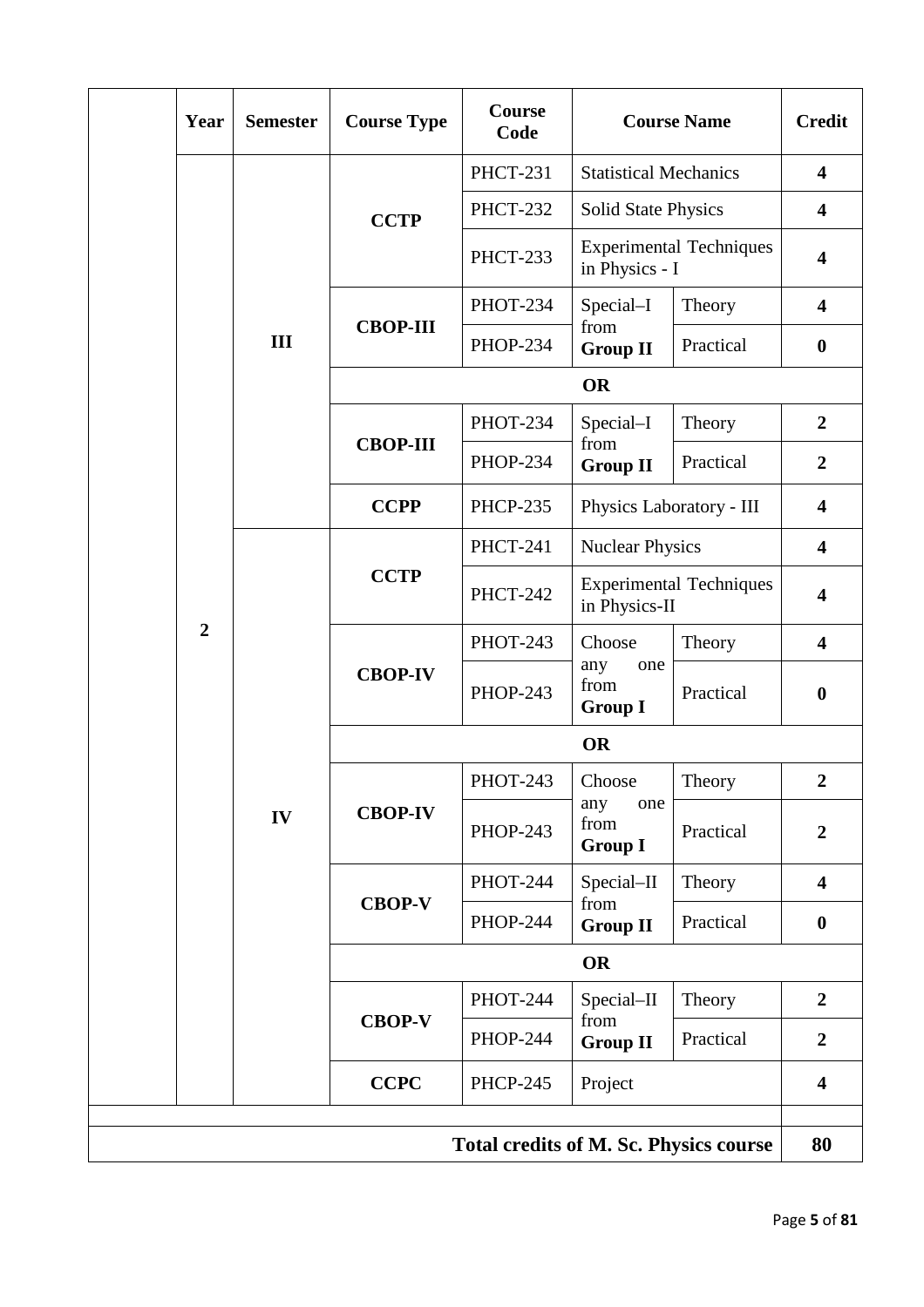| | Year | Semester | Course Type | Course Code | Course Name | | Credit |
|---|---|---|---|---|---|---|---|
| | 2 | III | CCTP | PHCT-231 | Statistical Mechanics | | 4 |
| | | | | PHCT-232 | Solid State Physics | | 4 |
| | | | | PHCT-233 | Experimental Techniques in Physics - I | | 4 |
| | | | CBOP-III | PHOT-234 | Special–I from **Group II** | Theory | 4 |
| | | | | PHOP-234 | | Practical | 0 |
| | | | **OR** | | | | |
| | | | CBOP-III | PHOT-234 | Special–I from **Group II** | Theory | 2 |
| | | | | PHOP-234 | | Practical | 2 |
| | | | CCPP | PHCP-235 | Physics Laboratory - III | | 4 |
| | | IV | CCTP | PHCT-241 | Nuclear Physics | | 4 |
| | | | | PHCT-242 | Experimental Techniques in Physics-II | | 4 |
| | | | CBOP-IV | PHOT-243 | Choose any one from **Group I** | Theory | 4 |
| | | | | PHOP-243 | | Practical | 0 |
| | | | **OR** | | | | |
| | | | CBOP-IV | PHOT-243 | Choose any one from **Group I** | Theory | 2 |
| | | | | PHOP-243 | | Practical | 2 |
| | | | CBOP-V | PHOT-244 | Special–II from **Group II** | Theory | 4 |
| | | | | PHOP-244 | | Practical | 0 |
| | | | **OR** | | | | |
| | | | CBOP-V | PHOT-244 | Special–II from **Group II** | Theory | 2 |
| | | | | PHOP-244 | | Practical | 2 |
| | | | CCPC | PHCP-245 | Project | | 4 |
| | | | | | | | |
| **Total credits of M. Sc. Physics course** | | | | | | | **80** |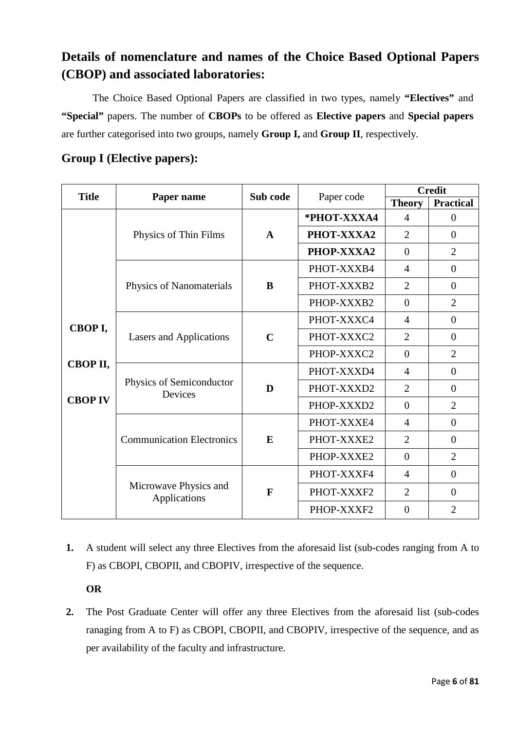## Details of nomenclature and names of the Choice Based Optional Papers (CBOP) and associated laboratories:

The Choice Based Optional Papers are classified in two types, namely **"Electives"** and **"Special"** papers. The number of **CBOPs** to be offered as **Elective papers** and **Special papers** are further categorised into two groups, namely **Group I,** and **Group II**, respectively.

### Group I (Elective papers):

| Title | Paper name | Sub code | Paper code | Credit | |
|---|---|---|---|---|---|
| | | | | **Theory** | **Practical** |
| **CBOP I, CBOP II, CBOP IV** | Physics of Thin Films | **A** | ***PHOT-XXXA4** | 4 | 0 |
| | | | **PHOT-XXXA2** | 2 | 0 |
| | | | **PHOP-XXXA2** | 0 | 2 |
| | Physics of Nanomaterials | **B** | PHOT-XXXB4 | 4 | 0 |
| | | | PHOT-XXXB2 | 2 | 0 |
| | | | PHOP-XXXB2 | 0 | 2 |
| | Lasers and Applications | **C** | PHOT-XXXC4 | 4 | 0 |
| | | | PHOT-XXXC2 | 2 | 0 |
| | | | PHOP-XXXC2 | 0 | 2 |
| | Physics of Semiconductor Devices | **D** | PHOT-XXXD4 | 4 | 0 |
| | | | PHOT-XXXD2 | 2 | 0 |
| | | | PHOP-XXXD2 | 0 | 2 |
| | Communication Electronics | **E** | PHOT-XXXE4 | 4 | 0 |
| | | | PHOT-XXXE2 | 2 | 0 |
| | | | PHOP-XXXE2 | 0 | 2 |
| | Microwave Physics and Applications | **F** | PHOT-XXXF4 | 4 | 0 |
| | | | PHOT-XXXF2 | 2 | 0 |
| | | | PHOP-XXXF2 | 0 | 2 |

1. A student will select any three Electives from the aforesaid list (sub-codes ranging from A to F) as CBOPI, CBOPII, and CBOPIV, irrespective of the sequence.

   **OR**

2. The Post Graduate Center will offer any three Electives from the aforesaid list (sub-codes ranaging from A to F) as CBOPI, CBOPII, and CBOPIV, irrespective of the sequence, and as per availability of the faculty and infrastructure.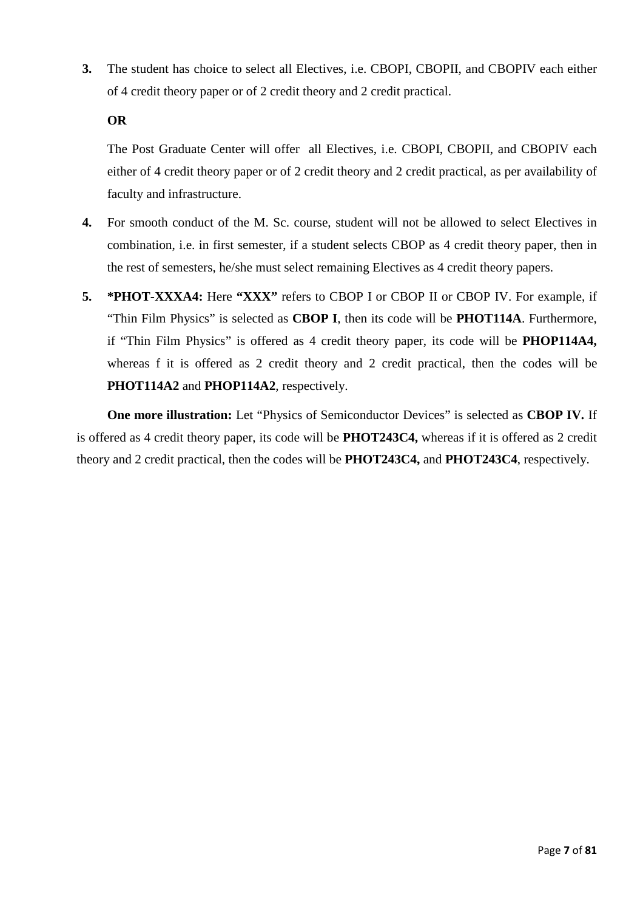3. The student has choice to select all Electives, i.e. CBOPI, CBOPII, and CBOPIV each either of 4 credit theory paper or of 2 credit theory and 2 credit practical.

   **OR**

   The Post Graduate Center will offer all Electives, i.e. CBOPI, CBOPII, and CBOPIV each either of 4 credit theory paper or of 2 credit theory and 2 credit practical, as per availability of faculty and infrastructure.

4. For smooth conduct of the M. Sc. course, student will not be allowed to select Electives in combination, i.e. in first semester, if a student selects CBOP as 4 credit theory paper, then in the rest of semesters, he/she must select remaining Electives as 4 credit theory papers.

5. ***PHOT-XXXA4:** Here **"XXX"** refers to CBOP I or CBOP II or CBOP IV. For example, if "Thin Film Physics" is selected as **CBOP I**, then its code will be **PHOT114A**. Furthermore, if "Thin Film Physics" is offered as 4 credit theory paper, its code will be **PHOP114A4,** whereas f it is offered as 2 credit theory and 2 credit practical, then the codes will be **PHOT114A2** and **PHOP114A2**, respectively.

   **One more illustration:** Let "Physics of Semiconductor Devices" is selected as **CBOP IV.** If is offered as 4 credit theory paper, its code will be **PHOT243C4,** whereas if it is offered as 2 credit theory and 2 credit practical, then the codes will be **PHOT243C4,** and **PHOT243C4**, respectively.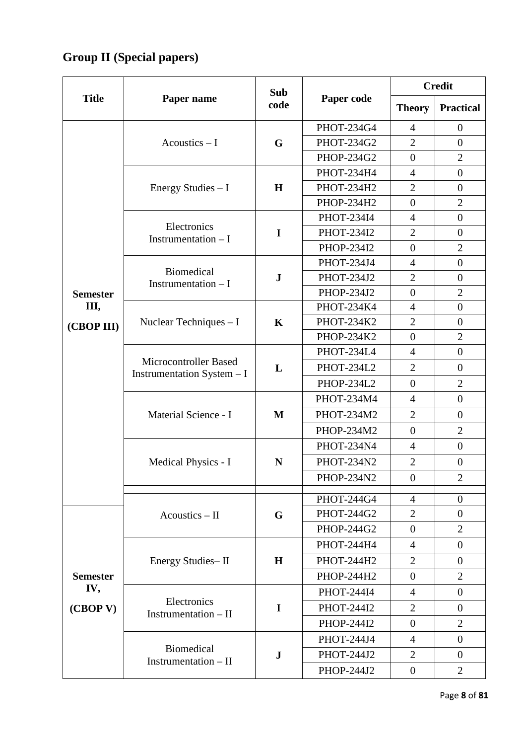## Group II (Special papers)

| Title | Paper name | Sub code | Paper code | Credit | |
|---|---|---|---|---|---|
| | | | | Theory | Practical |
| Semester III, (CBOP III) | Acoustics – I | G | PHOT-234G4 | 4 | 0 |
| | | | PHOT-234G2 | 2 | 0 |
| | | | PHOP-234G2 | 0 | 2 |
| | Energy Studies – I | H | PHOT-234H4 | 4 | 0 |
| | | | PHOT-234H2 | 2 | 0 |
| | | | PHOP-234H2 | 0 | 2 |
| | Electronics Instrumentation – I | I | PHOT-234I4 | 4 | 0 |
| | | | PHOT-234I2 | 2 | 0 |
| | | | PHOP-234I2 | 0 | 2 |
| | Biomedical Instrumentation – I | J | PHOT-234J4 | 4 | 0 |
| | | | PHOT-234J2 | 2 | 0 |
| | | | PHOP-234J2 | 0 | 2 |
| | Nuclear Techniques – I | K | PHOT-234K4 | 4 | 0 |
| | | | PHOT-234K2 | 2 | 0 |
| | | | PHOP-234K2 | 0 | 2 |
| | Microcontroller Based Instrumentation System – I | L | PHOT-234L4 | 4 | 0 |
| | | | PHOT-234L2 | 2 | 0 |
| | | | PHOP-234L2 | 0 | 2 |
| | Material Science - I | M | PHOT-234M4 | 4 | 0 |
| | | | PHOT-234M2 | 2 | 0 |
| | | | PHOP-234M2 | 0 | 2 |
| | Medical Physics - I | N | PHOT-234N4 | 4 | 0 |
| | | | PHOT-234N2 | 2 | 0 |
| | | | PHOP-234N2 | 0 | 2 |
| | | | | | |
| Semester IV, (CBOP V) | Acoustics – II | G | PHOT-244G4 | 4 | 0 |
| | | | PHOT-244G2 | 2 | 0 |
| | | | PHOP-244G2 | 0 | 2 |
| | Energy Studies– II | H | PHOT-244H4 | 4 | 0 |
| | | | PHOT-244H2 | 2 | 0 |
| | | | PHOP-244H2 | 0 | 2 |
| | Electronics Instrumentation – II | I | PHOT-244I4 | 4 | 0 |
| | | | PHOT-244I2 | 2 | 0 |
| | | | PHOP-244I2 | 0 | 2 |
| | Biomedical Instrumentation – II | J | PHOT-244J4 | 4 | 0 |
| | | | PHOT-244J2 | 2 | 0 |
| | | | PHOP-244J2 | 0 | 2 |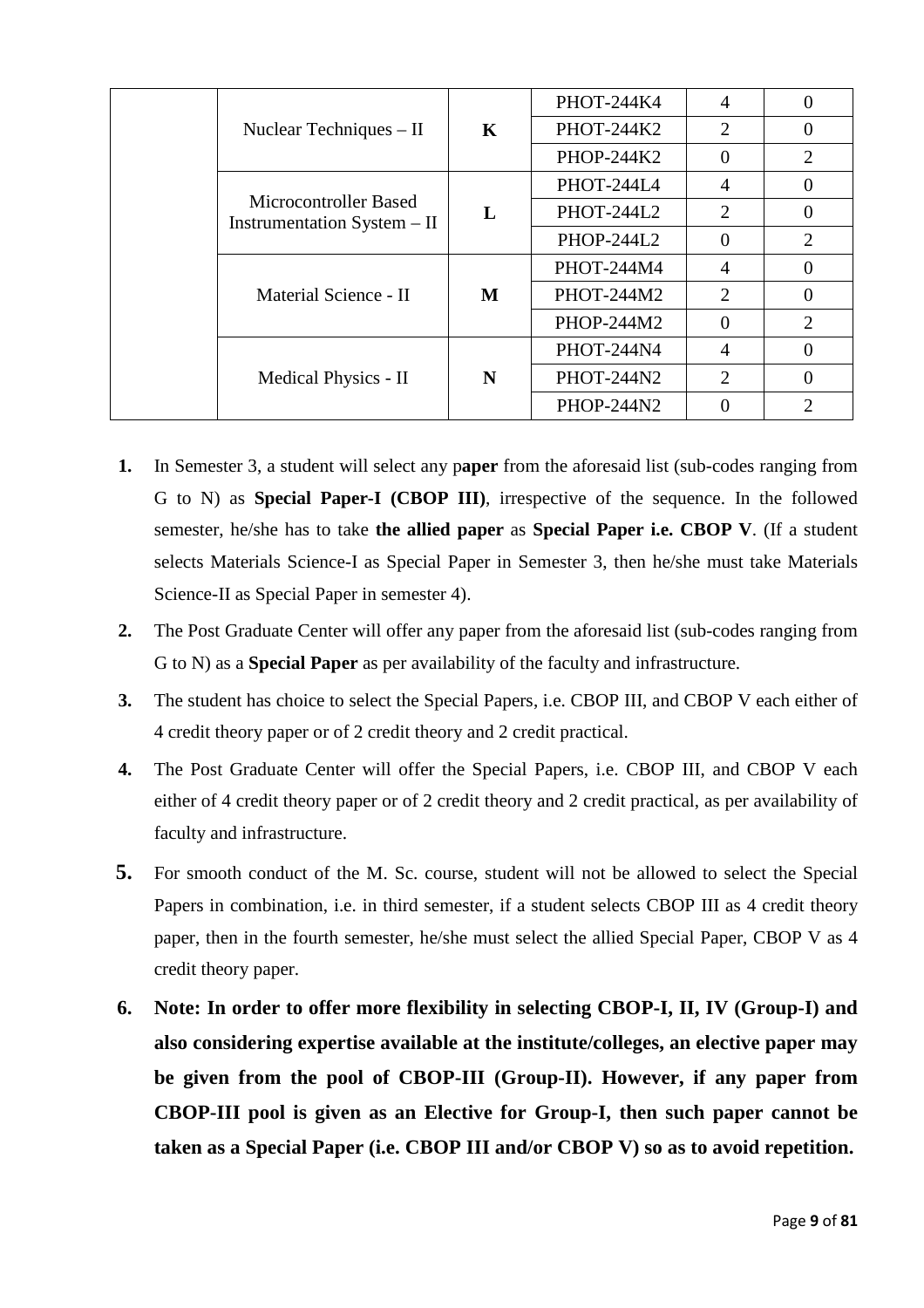| | | | | | |
|---|---|---|---|---|---|
| | Nuclear Techniques – II | **K** | PHOT-244K4 | 4 | 0 |
| | | | PHOT-244K2 | 2 | 0 |
| | | | PHOP-244K2 | 0 | 2 |
| | Microcontroller Based Instrumentation System – II | **L** | PHOT-244L4 | 4 | 0 |
| | | | PHOT-244L2 | 2 | 0 |
| | | | PHOP-244L2 | 0 | 2 |
| | Material Science - II | **M** | PHOT-244M4 | 4 | 0 |
| | | | PHOT-244M2 | 2 | 0 |
| | | | PHOP-244M2 | 0 | 2 |
| | Medical Physics - II | **N** | PHOT-244N4 | 4 | 0 |
| | | | PHOT-244N2 | 2 | 0 |
| | | | PHOP-244N2 | 0 | 2 |

1. In Semester 3, a student will select any p**aper** from the aforesaid list (sub-codes ranging from G to N) as **Special Paper-I (CBOP III)**, irrespective of the sequence. In the followed semester, he/she has to take **the allied paper** as **Special Paper i.e. CBOP V**. (If a student selects Materials Science-I as Special Paper in Semester 3, then he/she must take Materials Science-II as Special Paper in semester 4).
2. The Post Graduate Center will offer any paper from the aforesaid list (sub-codes ranging from G to N) as a **Special Paper** as per availability of the faculty and infrastructure.
3. The student has choice to select the Special Papers, i.e. CBOP III, and CBOP V each either of 4 credit theory paper or of 2 credit theory and 2 credit practical.
4. The Post Graduate Center will offer the Special Papers, i.e. CBOP III, and CBOP V each either of 4 credit theory paper or of 2 credit theory and 2 credit practical, as per availability of faculty and infrastructure.
5. For smooth conduct of the M. Sc. course, student will not be allowed to select the Special Papers in combination, i.e. in third semester, if a student selects CBOP III as 4 credit theory paper, then in the fourth semester, he/she must select the allied Special Paper, CBOP V as 4 credit theory paper.
6. **Note: In order to offer more flexibility in selecting CBOP-I, II, IV (Group-I) and also considering expertise available at the institute/colleges, an elective paper may be given from the pool of CBOP-III (Group-II). However, if any paper from CBOP-III pool is given as an Elective for Group-I, then such paper cannot be taken as a Special Paper (i.e. CBOP III and/or CBOP V) so as to avoid repetition.**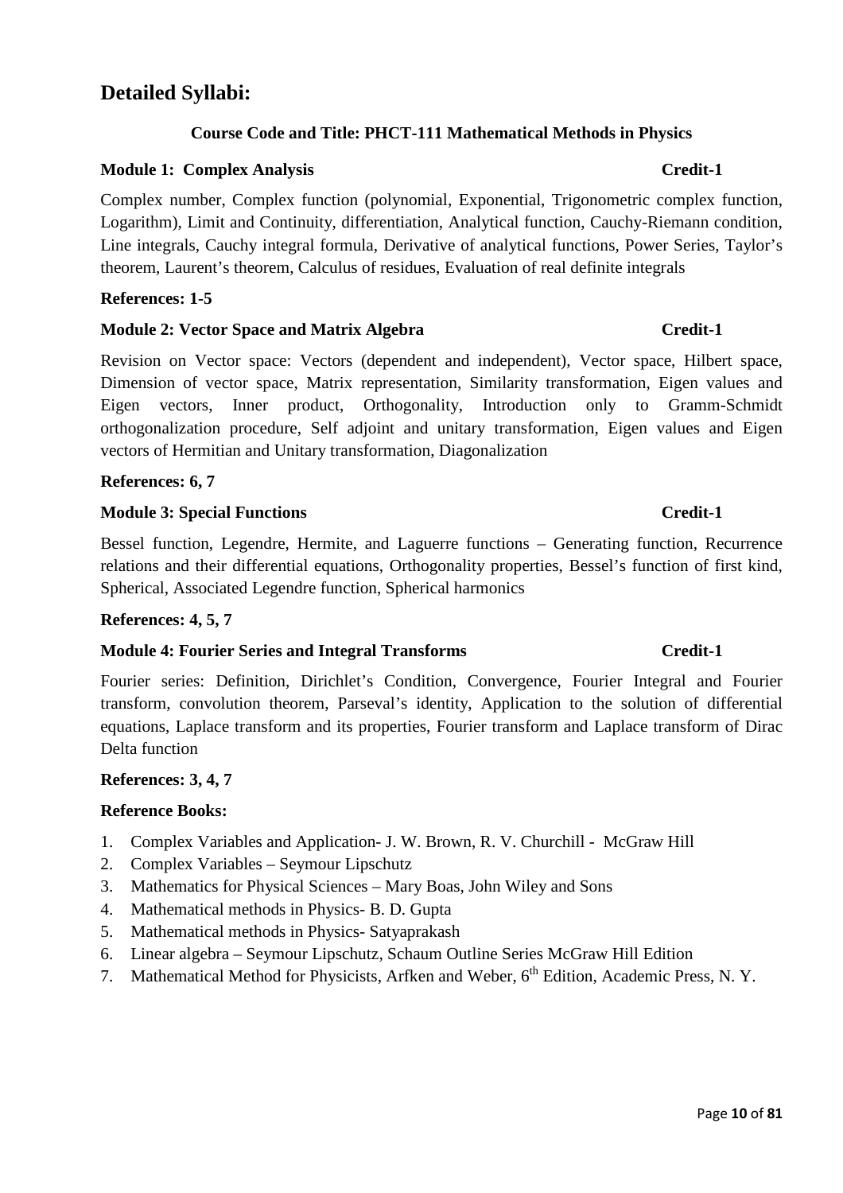# Detailed Syllabi:

## Course Code and Title: PHCT-111 Mathematical Methods in Physics

**Module 1: Complex Analysis** **Credit-1**

Complex number, Complex function (polynomial, Exponential, Trigonometric complex function, Logarithm), Limit and Continuity, differentiation, Analytical function, Cauchy-Riemann condition, Line integrals, Cauchy integral formula, Derivative of analytical functions, Power Series, Taylor's theorem, Laurent's theorem, Calculus of residues, Evaluation of real definite integrals

**References: 1-5**

**Module 2: Vector Space and Matrix Algebra** **Credit-1**

Revision on Vector space: Vectors (dependent and independent), Vector space, Hilbert space, Dimension of vector space, Matrix representation, Similarity transformation, Eigen values and Eigen vectors, Inner product, Orthogonality, Introduction only to Gramm-Schmidt orthogonalization procedure, Self adjoint and unitary transformation, Eigen values and Eigen vectors of Hermitian and Unitary transformation, Diagonalization

**References: 6, 7**

**Module 3: Special Functions** **Credit-1**

Bessel function, Legendre, Hermite, and Laguerre functions – Generating function, Recurrence relations and their differential equations, Orthogonality properties, Bessel's function of first kind, Spherical, Associated Legendre function, Spherical harmonics

**References: 4, 5, 7**

**Module 4: Fourier Series and Integral Transforms** **Credit-1**

Fourier series: Definition, Dirichlet's Condition, Convergence, Fourier Integral and Fourier transform, convolution theorem, Parseval's identity, Application to the solution of differential equations, Laplace transform and its properties, Fourier transform and Laplace transform of Dirac Delta function

**References: 3, 4, 7**

**Reference Books:**

1. Complex Variables and Application- J. W. Brown, R. V. Churchill - McGraw Hill
2. Complex Variables – Seymour Lipschutz
3. Mathematics for Physical Sciences – Mary Boas, John Wiley and Sons
4. Mathematical methods in Physics- B. D. Gupta
5. Mathematical methods in Physics- Satyaprakash
6. Linear algebra – Seymour Lipschutz, Schaum Outline Series McGraw Hill Edition
7. Mathematical Method for Physicists, Arfken and Weber, 6th Edition, Academic Press, N. Y.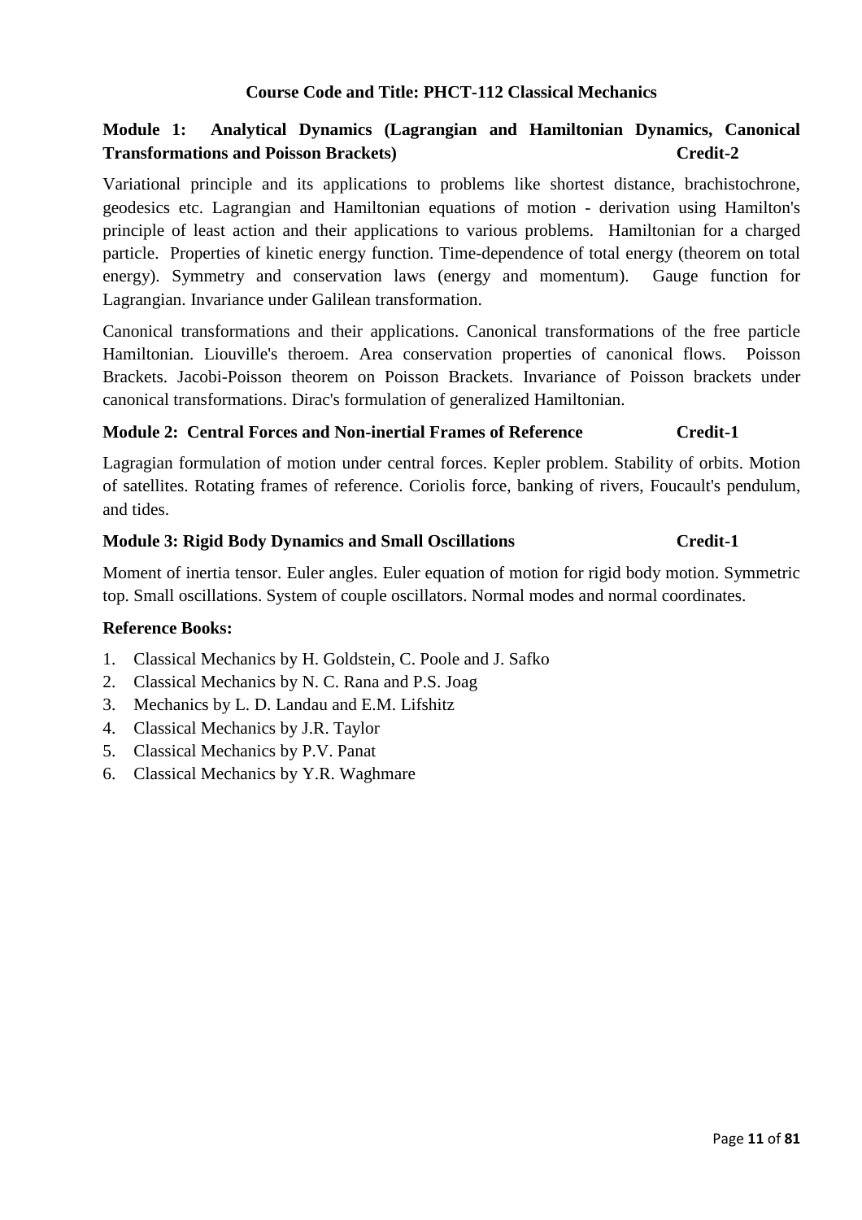**Course Code and Title: PHCT-112 Classical Mechanics**

**Module 1: Analytical Dynamics (Lagrangian and Hamiltonian Dynamics, Canonical Transformations and Poisson Brackets) Credit-2**

Variational principle and its applications to problems like shortest distance, brachistochrone, geodesics etc. Lagrangian and Hamiltonian equations of motion - derivation using Hamilton's principle of least action and their applications to various problems. Hamiltonian for a charged particle. Properties of kinetic energy function. Time-dependence of total energy (theorem on total energy). Symmetry and conservation laws (energy and momentum). Gauge function for Lagrangian. Invariance under Galilean transformation.

Canonical transformations and their applications. Canonical transformations of the free particle Hamiltonian. Liouville's theroem. Area conservation properties of canonical flows. Poisson Brackets. Jacobi-Poisson theorem on Poisson Brackets. Invariance of Poisson brackets under canonical transformations. Dirac's formulation of generalized Hamiltonian.

**Module 2: Central Forces and Non-inertial Frames of Reference Credit-1**

Lagragian formulation of motion under central forces. Kepler problem. Stability of orbits. Motion of satellites. Rotating frames of reference. Coriolis force, banking of rivers, Foucault's pendulum, and tides.

**Module 3: Rigid Body Dynamics and Small Oscillations Credit-1**

Moment of inertia tensor. Euler angles. Euler equation of motion for rigid body motion. Symmetric top. Small oscillations. System of couple oscillators. Normal modes and normal coordinates.

**Reference Books:**

1. Classical Mechanics by H. Goldstein, C. Poole and J. Safko
2. Classical Mechanics by N. C. Rana and P.S. Joag
3. Mechanics by L. D. Landau and E.M. Lifshitz
4. Classical Mechanics by J.R. Taylor
5. Classical Mechanics by P.V. Panat
6. Classical Mechanics by Y.R. Waghmare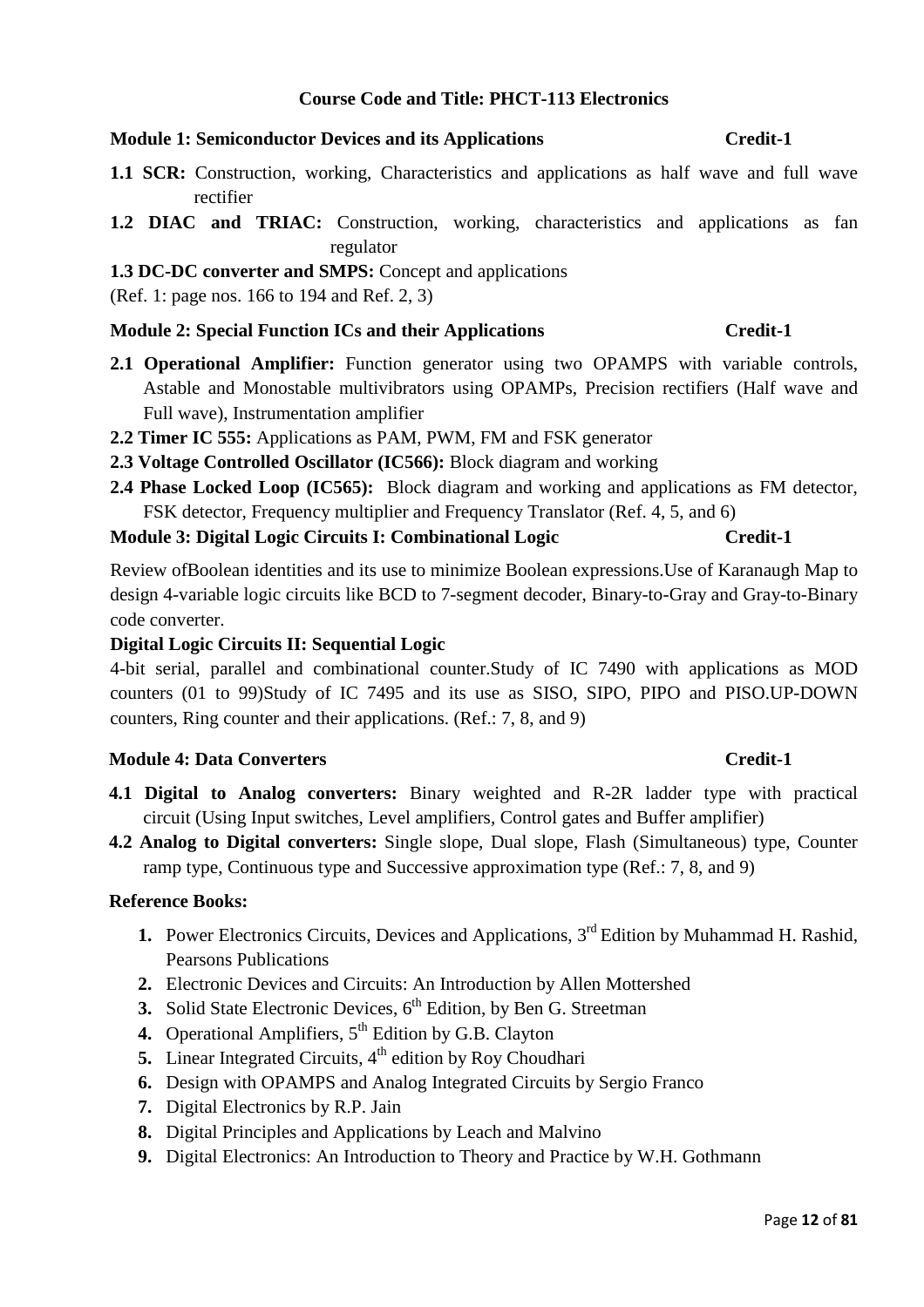**Course Code and Title: PHCT-113 Electronics**

**Module 1: Semiconductor Devices and its Applications** **Credit-1**

**1.1 SCR:** Construction, working, Characteristics and applications as half wave and full wave rectifier

**1.2 DIAC and TRIAC:** Construction, working, characteristics and applications as fan regulator

**1.3 DC-DC converter and SMPS:** Concept and applications

(Ref. 1: page nos. 166 to 194 and Ref. 2, 3)

**Module 2: Special Function ICs and their Applications** **Credit-1**

**2.1 Operational Amplifier:** Function generator using two OPAMPS with variable controls, Astable and Monostable multivibrators using OPAMPs, Precision rectifiers (Half wave and Full wave), Instrumentation amplifier

**2.2 Timer IC 555:** Applications as PAM, PWM, FM and FSK generator

**2.3 Voltage Controlled Oscillator (IC566):** Block diagram and working

**2.4 Phase Locked Loop (IC565):** Block diagram and working and applications as FM detector, FSK detector, Frequency multiplier and Frequency Translator (Ref. 4, 5, and 6)

**Module 3: Digital Logic Circuits I: Combinational Logic** **Credit-1**

Review ofBoolean identities and its use to minimize Boolean expressions.Use of Karanaugh Map to design 4-variable logic circuits like BCD to 7-segment decoder, Binary-to-Gray and Gray-to-Binary code converter.

**Digital Logic Circuits II: Sequential Logic**

4-bit serial, parallel and combinational counter.Study of IC 7490 with applications as MOD counters (01 to 99)Study of IC 7495 and its use as SISO, SIPO, PIPO and PISO.UP-DOWN counters, Ring counter and their applications. (Ref.: 7, 8, and 9)

**Module 4: Data Converters** **Credit-1**

**4.1 Digital to Analog converters:** Binary weighted and R-2R ladder type with practical circuit (Using Input switches, Level amplifiers, Control gates and Buffer amplifier)

**4.2 Analog to Digital converters:** Single slope, Dual slope, Flash (Simultaneous) type, Counter ramp type, Continuous type and Successive approximation type (Ref.: 7, 8, and 9)

**Reference Books:**

1. Power Electronics Circuits, Devices and Applications, 3rd Edition by Muhammad H. Rashid, Pearsons Publications
2. Electronic Devices and Circuits: An Introduction by Allen Mottershed
3. Solid State Electronic Devices, 6th Edition, by Ben G. Streetman
4. Operational Amplifiers, 5th Edition by G.B. Clayton
5. Linear Integrated Circuits, 4th edition by Roy Choudhari
6. Design with OPAMPS and Analog Integrated Circuits by Sergio Franco
7. Digital Electronics by R.P. Jain
8. Digital Principles and Applications by Leach and Malvino
9. Digital Electronics: An Introduction to Theory and Practice by W.H. Gothmann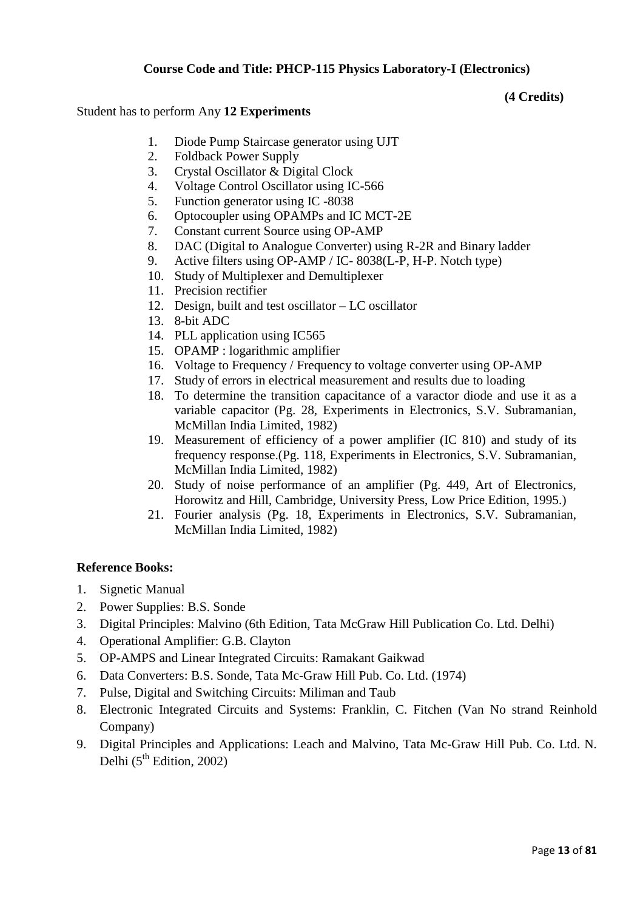**Course Code and Title: PHCP-115 Physics Laboratory-I (Electronics)**

**(4 Credits)**

Student has to perform Any **12 Experiments**

1. Diode Pump Staircase generator using UJT
2. Foldback Power Supply
3. Crystal Oscillator & Digital Clock
4. Voltage Control Oscillator using IC-566
5. Function generator using IC -8038
6. Optocoupler using OPAMPs and IC MCT-2E
7. Constant current Source using OP-AMP
8. DAC (Digital to Analogue Converter) using R-2R and Binary ladder
9. Active filters using OP-AMP / IC- 8038(L-P, H-P. Notch type)
10. Study of Multiplexer and Demultiplexer
11. Precision rectifier
12. Design, built and test oscillator – LC oscillator
13. 8-bit ADC
14. PLL application using IC565
15. OPAMP : logarithmic amplifier
16. Voltage to Frequency / Frequency to voltage converter using OP-AMP
17. Study of errors in electrical measurement and results due to loading
18. To determine the transition capacitance of a varactor diode and use it as a variable capacitor (Pg. 28, Experiments in Electronics, S.V. Subramanian, McMillan India Limited, 1982)
19. Measurement of efficiency of a power amplifier (IC 810) and study of its frequency response.(Pg. 118, Experiments in Electronics, S.V. Subramanian, McMillan India Limited, 1982)
20. Study of noise performance of an amplifier (Pg. 449, Art of Electronics, Horowitz and Hill, Cambridge, University Press, Low Price Edition, 1995.)
21. Fourier analysis (Pg. 18, Experiments in Electronics, S.V. Subramanian, McMillan India Limited, 1982)

**Reference Books:**

1. Signetic Manual
2. Power Supplies: B.S. Sonde
3. Digital Principles: Malvino (6th Edition, Tata McGraw Hill Publication Co. Ltd. Delhi)
4. Operational Amplifier: G.B. Clayton
5. OP-AMPS and Linear Integrated Circuits: Ramakant Gaikwad
6. Data Converters: B.S. Sonde, Tata Mc-Graw Hill Pub. Co. Ltd. (1974)
7. Pulse, Digital and Switching Circuits: Miliman and Taub
8. Electronic Integrated Circuits and Systems: Franklin, C. Fitchen (Van No strand Reinhold Company)
9. Digital Principles and Applications: Leach and Malvino, Tata Mc-Graw Hill Pub. Co. Ltd. N. Delhi (5th Edition, 2002)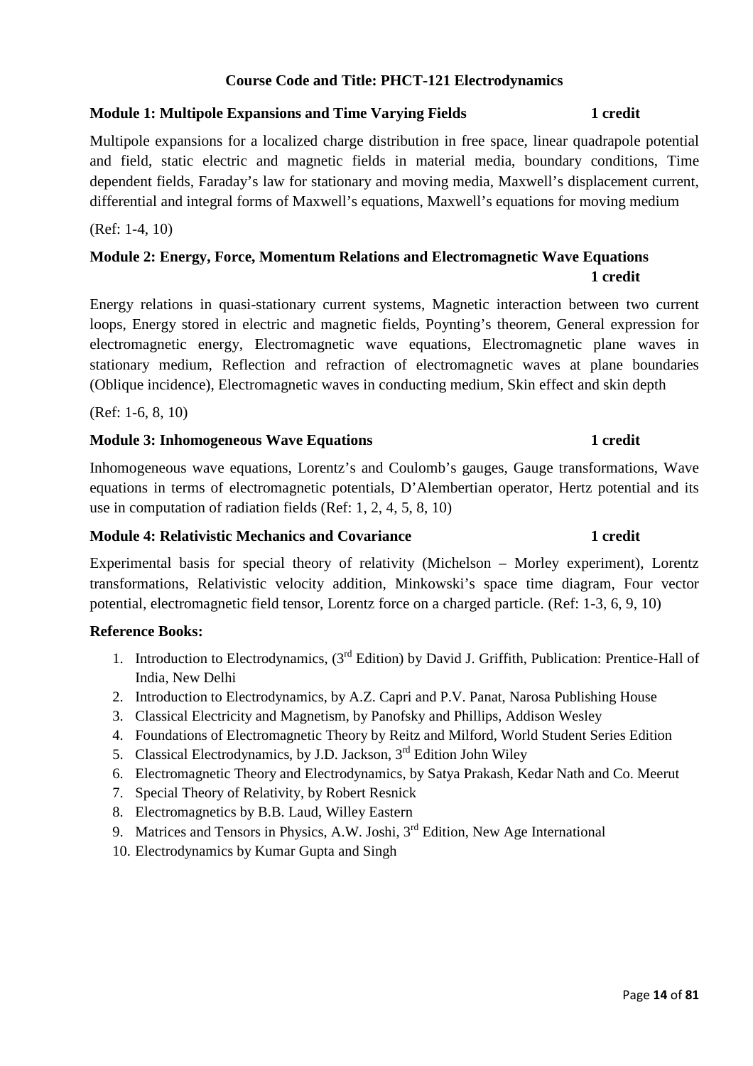## Course Code and Title: PHCT-121 Electrodynamics

### Module 1: Multipole Expansions and Time Varying Fields — 1 credit

Multipole expansions for a localized charge distribution in free space, linear quadrapole potential and field, static electric and magnetic fields in material media, boundary conditions, Time dependent fields, Faraday's law for stationary and moving media, Maxwell's displacement current, differential and integral forms of Maxwell's equations, Maxwell's equations for moving medium

(Ref: 1-4, 10)

### Module 2: Energy, Force, Momentum Relations and Electromagnetic Wave Equations — 1 credit

Energy relations in quasi-stationary current systems, Magnetic interaction between two current loops, Energy stored in electric and magnetic fields, Poynting's theorem, General expression for electromagnetic energy, Electromagnetic wave equations, Electromagnetic plane waves in stationary medium, Reflection and refraction of electromagnetic waves at plane boundaries (Oblique incidence), Electromagnetic waves in conducting medium, Skin effect and skin depth

(Ref: 1-6, 8, 10)

### Module 3: Inhomogeneous Wave Equations — 1 credit

Inhomogeneous wave equations, Lorentz's and Coulomb's gauges, Gauge transformations, Wave equations in terms of electromagnetic potentials, D'Alembertian operator, Hertz potential and its use in computation of radiation fields (Ref: 1, 2, 4, 5, 8, 10)

### Module 4: Relativistic Mechanics and Covariance — 1 credit

Experimental basis for special theory of relativity (Michelson – Morley experiment), Lorentz transformations, Relativistic velocity addition, Minkowski's space time diagram, Four vector potential, electromagnetic field tensor, Lorentz force on a charged particle. (Ref: 1-3, 6, 9, 10)

### Reference Books:

1. Introduction to Electrodynamics, (3rd Edition) by David J. Griffith, Publication: Prentice-Hall of India, New Delhi
2. Introduction to Electrodynamics, by A.Z. Capri and P.V. Panat, Narosa Publishing House
3. Classical Electricity and Magnetism, by Panofsky and Phillips, Addison Wesley
4. Foundations of Electromagnetic Theory by Reitz and Milford, World Student Series Edition
5. Classical Electrodynamics, by J.D. Jackson, 3rd Edition John Wiley
6. Electromagnetic Theory and Electrodynamics, by Satya Prakash, Kedar Nath and Co. Meerut
7. Special Theory of Relativity, by Robert Resnick
8. Electromagnetics by B.B. Laud, Willey Eastern
9. Matrices and Tensors in Physics, A.W. Joshi, 3rd Edition, New Age International
10. Electrodynamics by Kumar Gupta and Singh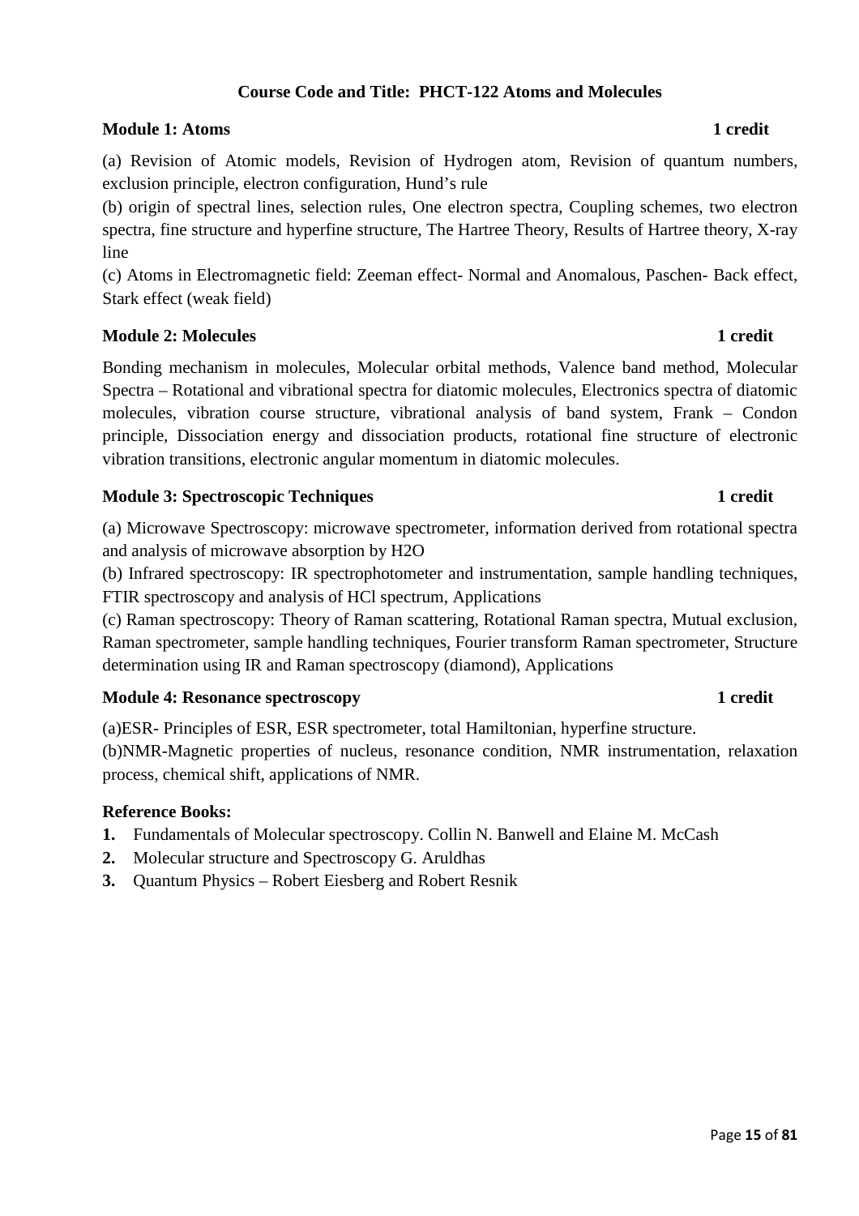## Course Code and Title: PHCT-122 Atoms and Molecules

### Module 1: Atoms — 1 credit

(a) Revision of Atomic models, Revision of Hydrogen atom, Revision of quantum numbers, exclusion principle, electron configuration, Hund's rule

(b) origin of spectral lines, selection rules, One electron spectra, Coupling schemes, two electron spectra, fine structure and hyperfine structure, The Hartree Theory, Results of Hartree theory, X-ray line

(c) Atoms in Electromagnetic field: Zeeman effect- Normal and Anomalous, Paschen- Back effect, Stark effect (weak field)

### Module 2: Molecules — 1 credit

Bonding mechanism in molecules, Molecular orbital methods, Valence band method, Molecular Spectra – Rotational and vibrational spectra for diatomic molecules, Electronics spectra of diatomic molecules, vibration course structure, vibrational analysis of band system, Frank – Condon principle, Dissociation energy and dissociation products, rotational fine structure of electronic vibration transitions, electronic angular momentum in diatomic molecules.

### Module 3: Spectroscopic Techniques — 1 credit

(a) Microwave Spectroscopy: microwave spectrometer, information derived from rotational spectra and analysis of microwave absorption by H2O

(b) Infrared spectroscopy: IR spectrophotometer and instrumentation, sample handling techniques, FTIR spectroscopy and analysis of HCl spectrum, Applications

(c) Raman spectroscopy: Theory of Raman scattering, Rotational Raman spectra, Mutual exclusion, Raman spectrometer, sample handling techniques, Fourier transform Raman spectrometer, Structure determination using IR and Raman spectroscopy (diamond), Applications

### Module 4: Resonance spectroscopy — 1 credit

(a)ESR- Principles of ESR, ESR spectrometer, total Hamiltonian, hyperfine structure.

(b)NMR-Magnetic properties of nucleus, resonance condition, NMR instrumentation, relaxation process, chemical shift, applications of NMR.

### Reference Books:

1. Fundamentals of Molecular spectroscopy. Collin N. Banwell and Elaine M. McCash
2. Molecular structure and Spectroscopy G. Aruldhas
3. Quantum Physics – Robert Eiesberg and Robert Resnik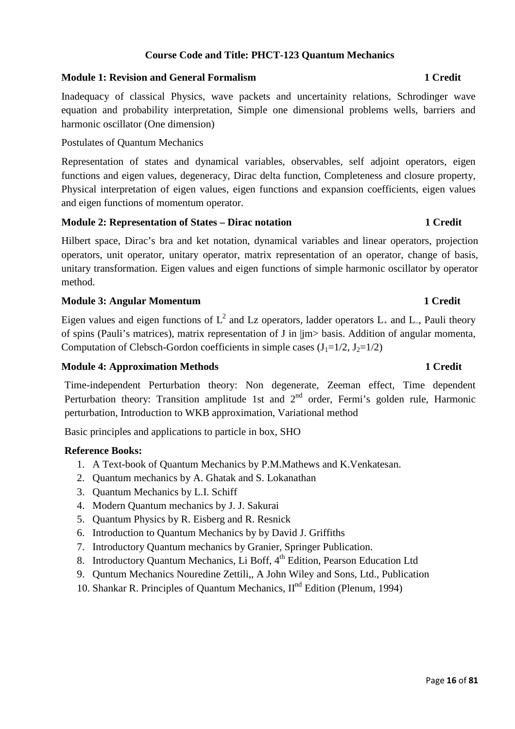**Course Code and Title: PHCT-123 Quantum Mechanics**

**Module 1: Revision and General Formalism** **1 Credit**

Inadequacy of classical Physics, wave packets and uncertainity relations, Schrodinger wave equation and probability interpretation, Simple one dimensional problems wells, barriers and harmonic oscillator (One dimension)

Postulates of Quantum Mechanics

Representation of states and dynamical variables, observables, self adjoint operators, eigen functions and eigen values, degeneracy, Dirac delta function, Completeness and closure property, Physical interpretation of eigen values, eigen functions and expansion coefficients, eigen values and eigen functions of momentum operator.

**Module 2: Representation of States – Dirac notation** **1 Credit**

Hilbert space, Dirac's bra and ket notation, dynamical variables and linear operators, projection operators, unit operator, unitary operator, matrix representation of an operator, change of basis, unitary transformation. Eigen values and eigen functions of simple harmonic oscillator by operator method.

**Module 3: Angular Momentum** **1 Credit**

Eigen values and eigen functions of $L^2$ and Lz operators, ladder operators $L_+$ and $L_-$, Pauli theory of spins (Pauli's matrices), matrix representation of J in |jm> basis. Addition of angular momenta, Computation of Clebsch-Gordon coefficients in simple cases ($J_1=1/2$, $J_2=1/2$)

**Module 4: Approximation Methods** **1 Credit**

Time-independent Perturbation theory: Non degenerate, Zeeman effect, Time dependent Perturbation theory: Transition amplitude 1st and 2nd order, Fermi's golden rule, Harmonic perturbation, Introduction to WKB approximation, Variational method

Basic principles and applications to particle in box, SHO

**Reference Books:**

1. A Text-book of Quantum Mechanics by P.M.Mathews and K.Venkatesan.
2. Quantum mechanics by A. Ghatak and S. Lokanathan
3. Quantum Mechanics by L.I. Schiff
4. Modern Quantum mechanics by J. J. Sakurai
5. Quantum Physics by R. Eisberg and R. Resnick
6. Introduction to Quantum Mechanics by by David J. Griffiths
7. Introductory Quantum mechanics by Granier, Springer Publication.
8. Introductory Quantum Mechanics, Li Boff, 4th Edition, Pearson Education Ltd
9. Quntum Mechanics Nouredine Zettili,, A John Wiley and Sons, Ltd., Publication
10. Shankar R. Principles of Quantum Mechanics, IInd Edition (Plenum, 1994)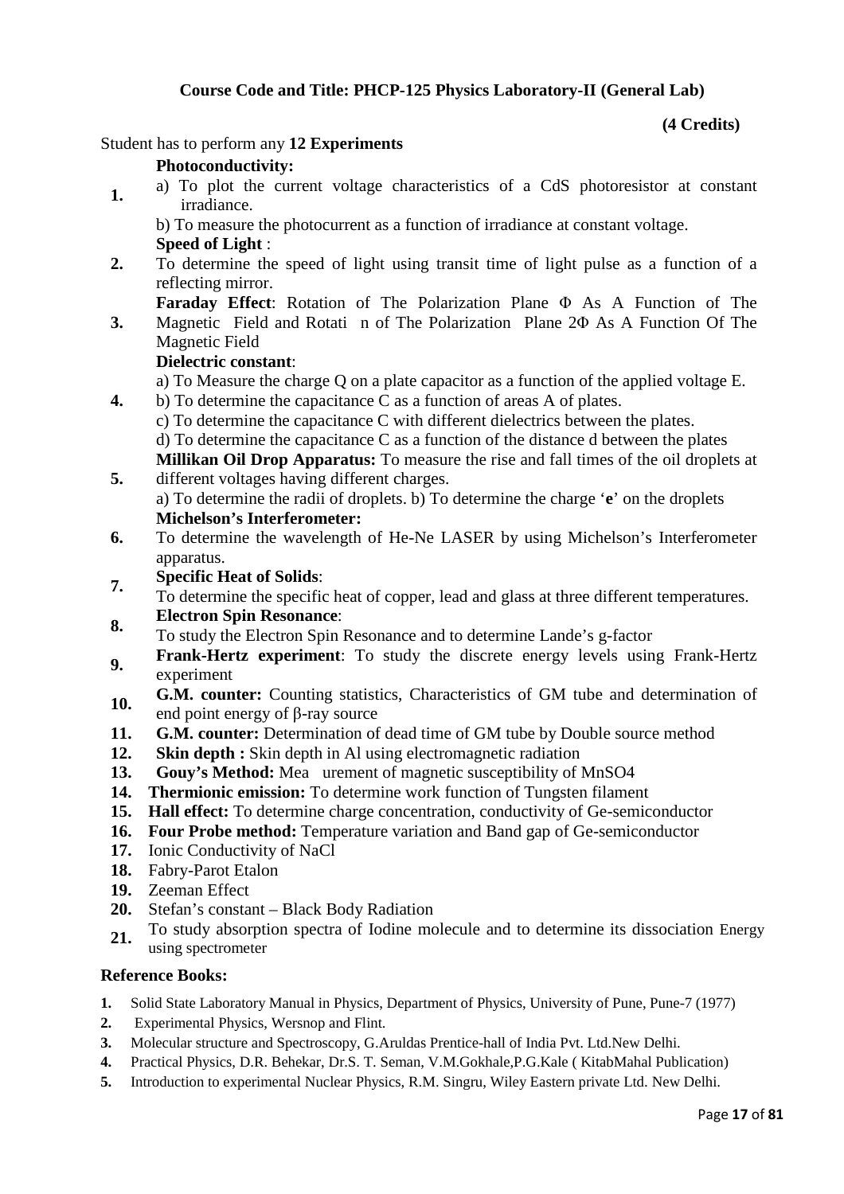**Course Code and Title: PHCP-125 Physics Laboratory-II (General Lab)**

**(4 Credits)**

Student has to perform any **12 Experiments**

1. **Photoconductivity:**
   a) To plot the current voltage characteristics of a CdS photoresistor at constant irradiance.
   b) To measure the photocurrent as a function of irradiance at constant voltage.
2. **Speed of Light** :
   To determine the speed of light using transit time of light pulse as a function of a reflecting mirror.
3. **Faraday Effect**: Rotation of The Polarization Plane Φ As A Function of The Magnetic Field and Rotati n of The Polarization Plane 2Φ As A Function Of The Magnetic Field
4. **Dielectric constant**:
   a) To Measure the charge Q on a plate capacitor as a function of the applied voltage E.
   b) To determine the capacitance C as a function of areas A of plates.
   c) To determine the capacitance C with different dielectrics between the plates.
   d) To determine the capacitance C as a function of the distance d between the plates
5. **Millikan Oil Drop Apparatus:** To measure the rise and fall times of the oil droplets at different voltages having different charges.
   a) To determine the radii of droplets. b) To determine the charge '**e**' on the droplets
6. **Michelson's Interferometer:**
   To determine the wavelength of He-Ne LASER by using Michelson's Interferometer apparatus.
7. **Specific Heat of Solids**:
   To determine the specific heat of copper, lead and glass at three different temperatures.
8. **Electron Spin Resonance**:
   To study the Electron Spin Resonance and to determine Lande's g-factor
9. **Frank-Hertz experiment**: To study the discrete energy levels using Frank-Hertz experiment
10. **G.M. counter:** Counting statistics, Characteristics of GM tube and determination of end point energy of β-ray source
11. **G.M. counter:** Determination of dead time of GM tube by Double source method
12. **Skin depth :** Skin depth in Al using electromagnetic radiation
13. **Gouy's Method:** Mea urement of magnetic susceptibility of $MnSO_4$
14. **Thermionic emission:** To determine work function of Tungsten filament
15. **Hall effect:** To determine charge concentration, conductivity of Ge-semiconductor
16. **Four Probe method:** Temperature variation and Band gap of Ge-semiconductor
17. Ionic Conductivity of NaCl
18. Fabry-Parot Etalon
19. Zeeman Effect
20. Stefan's constant – Black Body Radiation
21. To study absorption spectra of Iodine molecule and to determine its dissociation Energy using spectrometer

## Reference Books:

1. Solid State Laboratory Manual in Physics, Department of Physics, University of Pune, Pune-7 (1977)
2. Experimental Physics, Wersnop and Flint.
3. Molecular structure and Spectroscopy, G.Aruldas Prentice-hall of India Pvt. Ltd.New Delhi.
4. Practical Physics, D.R. Behekar, Dr.S. T. Seman, V.M.Gokhale,P.G.Kale ( KitabMahal Publication)
5. Introduction to experimental Nuclear Physics, R.M. Singru, Wiley Eastern private Ltd. New Delhi.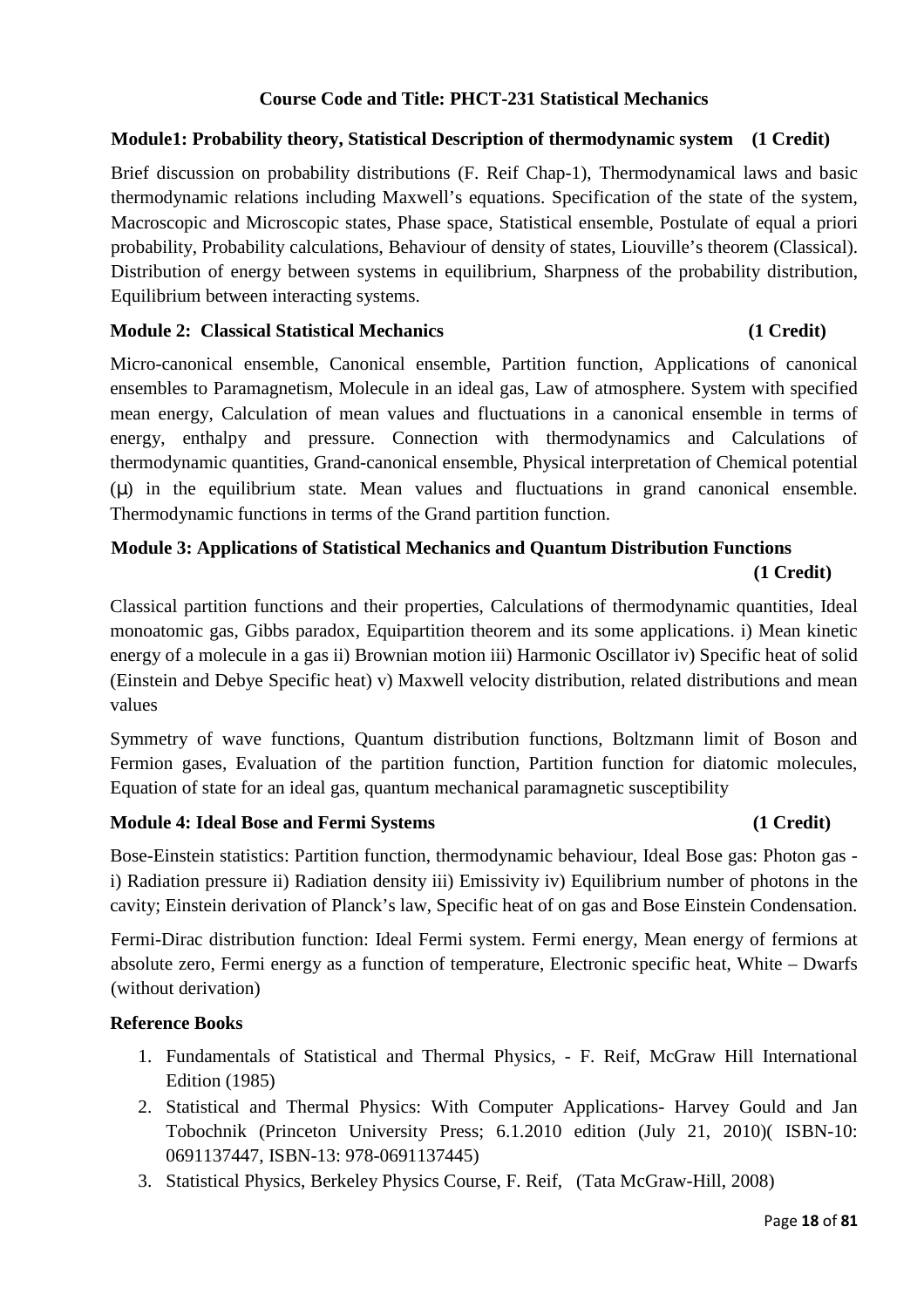**Course Code and Title: PHCT-231 Statistical Mechanics**

**Module1: Probability theory, Statistical Description of thermodynamic system (1 Credit)**

Brief discussion on probability distributions (F. Reif Chap-1), Thermodynamical laws and basic thermodynamic relations including Maxwell's equations. Specification of the state of the system, Macroscopic and Microscopic states, Phase space, Statistical ensemble, Postulate of equal a priori probability, Probability calculations, Behaviour of density of states, Liouville's theorem (Classical). Distribution of energy between systems in equilibrium, Sharpness of the probability distribution, Equilibrium between interacting systems.

**Module 2: Classical Statistical Mechanics (1 Credit)**

Micro-canonical ensemble, Canonical ensemble, Partition function, Applications of canonical ensembles to Paramagnetism, Molecule in an ideal gas, Law of atmosphere. System with specified mean energy, Calculation of mean values and fluctuations in a canonical ensemble in terms of energy, enthalpy and pressure. Connection with thermodynamics and Calculations of thermodynamic quantities, Grand-canonical ensemble, Physical interpretation of Chemical potential ($\mu$) in the equilibrium state. Mean values and fluctuations in grand canonical ensemble. Thermodynamic functions in terms of the Grand partition function.

**Module 3: Applications of Statistical Mechanics and Quantum Distribution Functions (1 Credit)**

Classical partition functions and their properties, Calculations of thermodynamic quantities, Ideal monoatomic gas, Gibbs paradox, Equipartition theorem and its some applications. i) Mean kinetic energy of a molecule in a gas ii) Brownian motion iii) Harmonic Oscillator iv) Specific heat of solid (Einstein and Debye Specific heat) v) Maxwell velocity distribution, related distributions and mean values

Symmetry of wave functions, Quantum distribution functions, Boltzmann limit of Boson and Fermion gases, Evaluation of the partition function, Partition function for diatomic molecules, Equation of state for an ideal gas, quantum mechanical paramagnetic susceptibility

**Module 4: Ideal Bose and Fermi Systems (1 Credit)**

Bose-Einstein statistics: Partition function, thermodynamic behaviour, Ideal Bose gas: Photon gas - i) Radiation pressure ii) Radiation density iii) Emissivity iv) Equilibrium number of photons in the cavity; Einstein derivation of Planck's law, Specific heat of on gas and Bose Einstein Condensation.

Fermi-Dirac distribution function: Ideal Fermi system. Fermi energy, Mean energy of fermions at absolute zero, Fermi energy as a function of temperature, Electronic specific heat, White – Dwarfs (without derivation)

**Reference Books**

1. Fundamentals of Statistical and Thermal Physics, - F. Reif, McGraw Hill International Edition (1985)
2. Statistical and Thermal Physics: With Computer Applications- Harvey Gould and Jan Tobochnik (Princeton University Press; 6.1.2010 edition (July 21, 2010)( ISBN-10: 0691137447, ISBN-13: 978-0691137445)
3. Statistical Physics, Berkeley Physics Course, F. Reif, (Tata McGraw-Hill, 2008)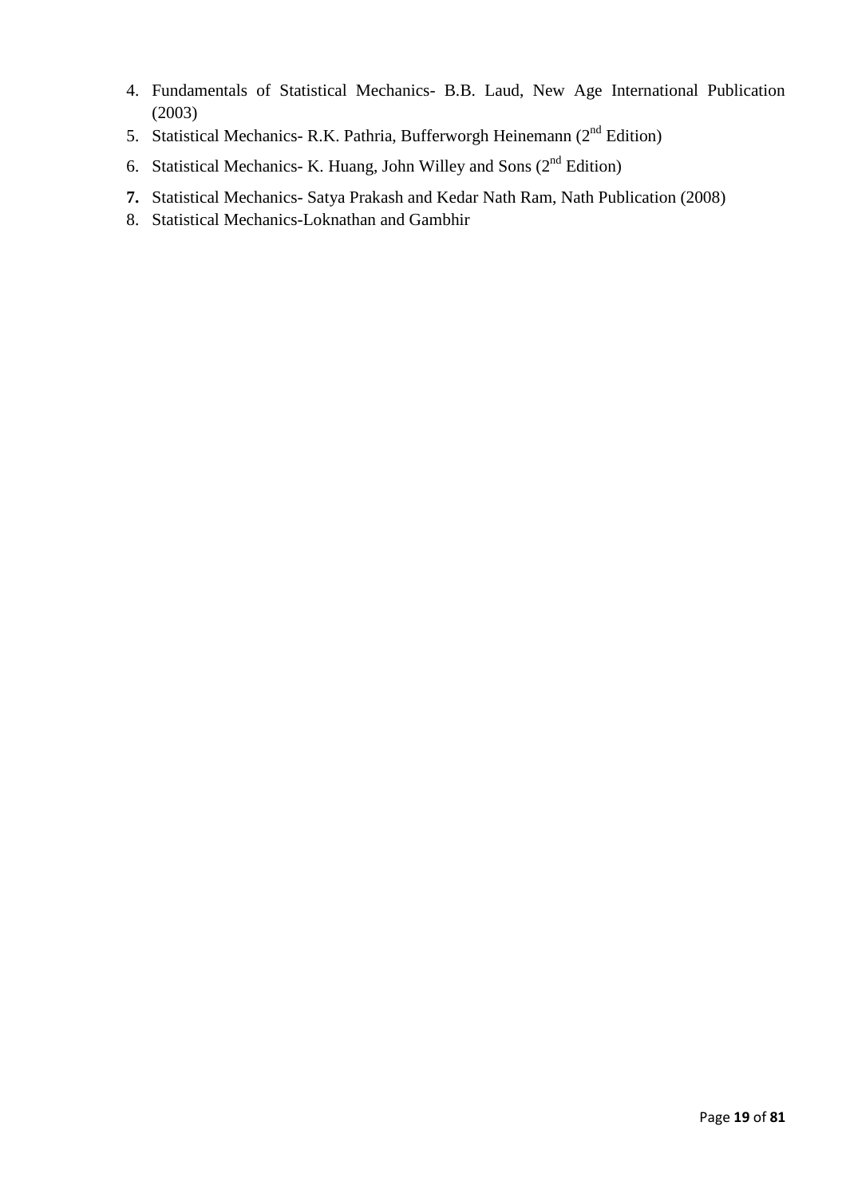4. Fundamentals of Statistical Mechanics- B.B. Laud, New Age International Publication (2003)
5. Statistical Mechanics- R.K. Pathria, Bufferworgh Heinemann (2nd Edition)
6. Statistical Mechanics- K. Huang, John Willey and Sons (2nd Edition)
7. Statistical Mechanics- Satya Prakash and Kedar Nath Ram, Nath Publication (2008)
8. Statistical Mechanics-Loknathan and Gambhir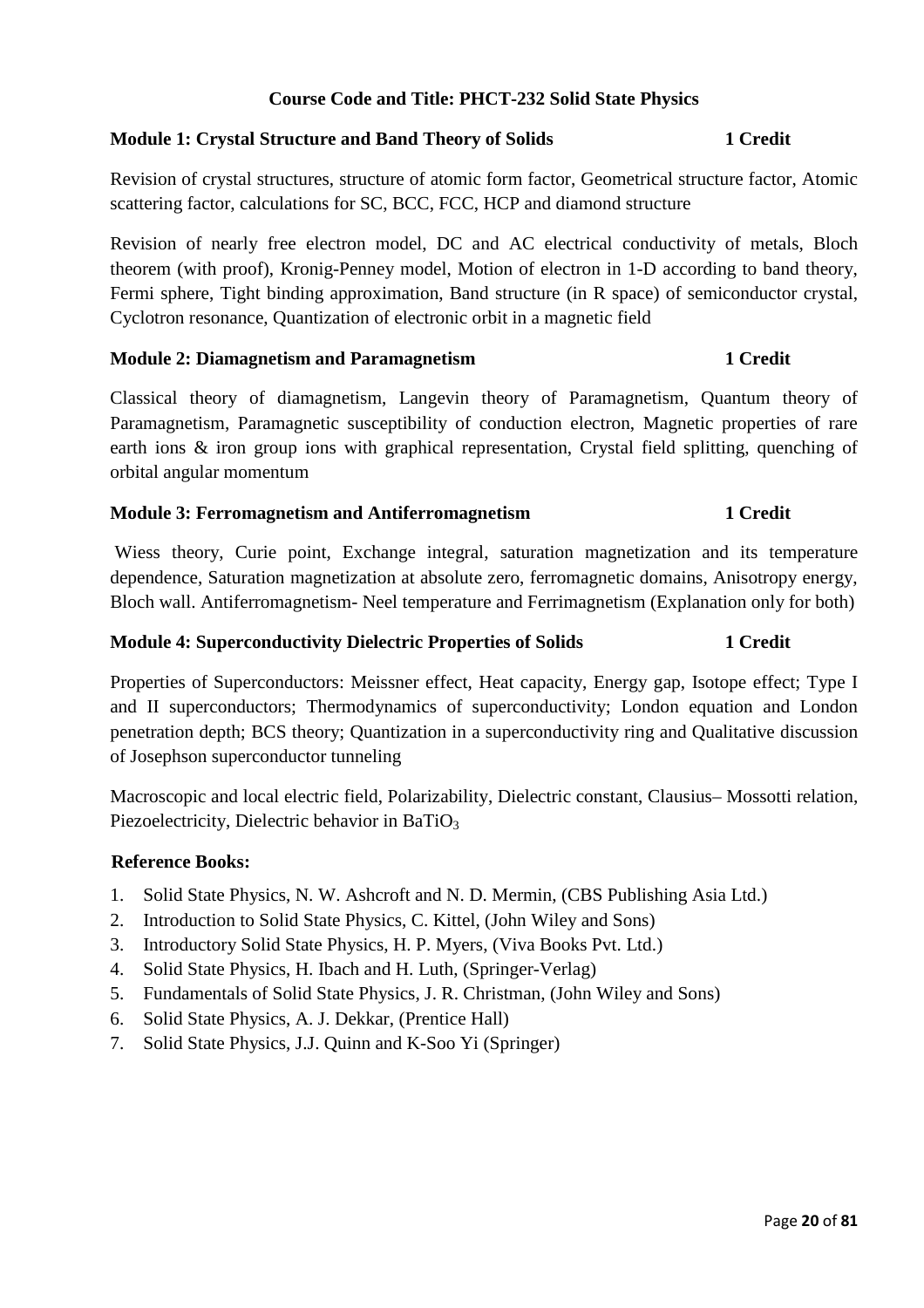## Course Code and Title: PHCT-232 Solid State Physics

### Module 1: Crystal Structure and Band Theory of Solids — 1 Credit

Revision of crystal structures, structure of atomic form factor, Geometrical structure factor, Atomic scattering factor, calculations for SC, BCC, FCC, HCP and diamond structure

Revision of nearly free electron model, DC and AC electrical conductivity of metals, Bloch theorem (with proof), Kronig-Penney model, Motion of electron in 1-D according to band theory, Fermi sphere, Tight binding approximation, Band structure (in R space) of semiconductor crystal, Cyclotron resonance, Quantization of electronic orbit in a magnetic field

### Module 2: Diamagnetism and Paramagnetism — 1 Credit

Classical theory of diamagnetism, Langevin theory of Paramagnetism, Quantum theory of Paramagnetism, Paramagnetic susceptibility of conduction electron, Magnetic properties of rare earth ions & iron group ions with graphical representation, Crystal field splitting, quenching of orbital angular momentum

### Module 3: Ferromagnetism and Antiferromagnetism — 1 Credit

Wiess theory, Curie point, Exchange integral, saturation magnetization and its temperature dependence, Saturation magnetization at absolute zero, ferromagnetic domains, Anisotropy energy, Bloch wall. Antiferromagnetism- Neel temperature and Ferrimagnetism (Explanation only for both)

### Module 4: Superconductivity Dielectric Properties of Solids — 1 Credit

Properties of Superconductors: Meissner effect, Heat capacity, Energy gap, Isotope effect; Type I and II superconductors; Thermodynamics of superconductivity; London equation and London penetration depth; BCS theory; Quantization in a superconductivity ring and Qualitative discussion of Josephson superconductor tunneling

Macroscopic and local electric field, Polarizability, Dielectric constant, Clausius– Mossotti relation, Piezoelectricity, Dielectric behavior in $BaTiO_3$

### Reference Books:

1. Solid State Physics, N. W. Ashcroft and N. D. Mermin, (CBS Publishing Asia Ltd.)
2. Introduction to Solid State Physics, C. Kittel, (John Wiley and Sons)
3. Introductory Solid State Physics, H. P. Myers, (Viva Books Pvt. Ltd.)
4. Solid State Physics, H. Ibach and H. Luth, (Springer-Verlag)
5. Fundamentals of Solid State Physics, J. R. Christman, (John Wiley and Sons)
6. Solid State Physics, A. J. Dekkar, (Prentice Hall)
7. Solid State Physics, J.J. Quinn and K-Soo Yi (Springer)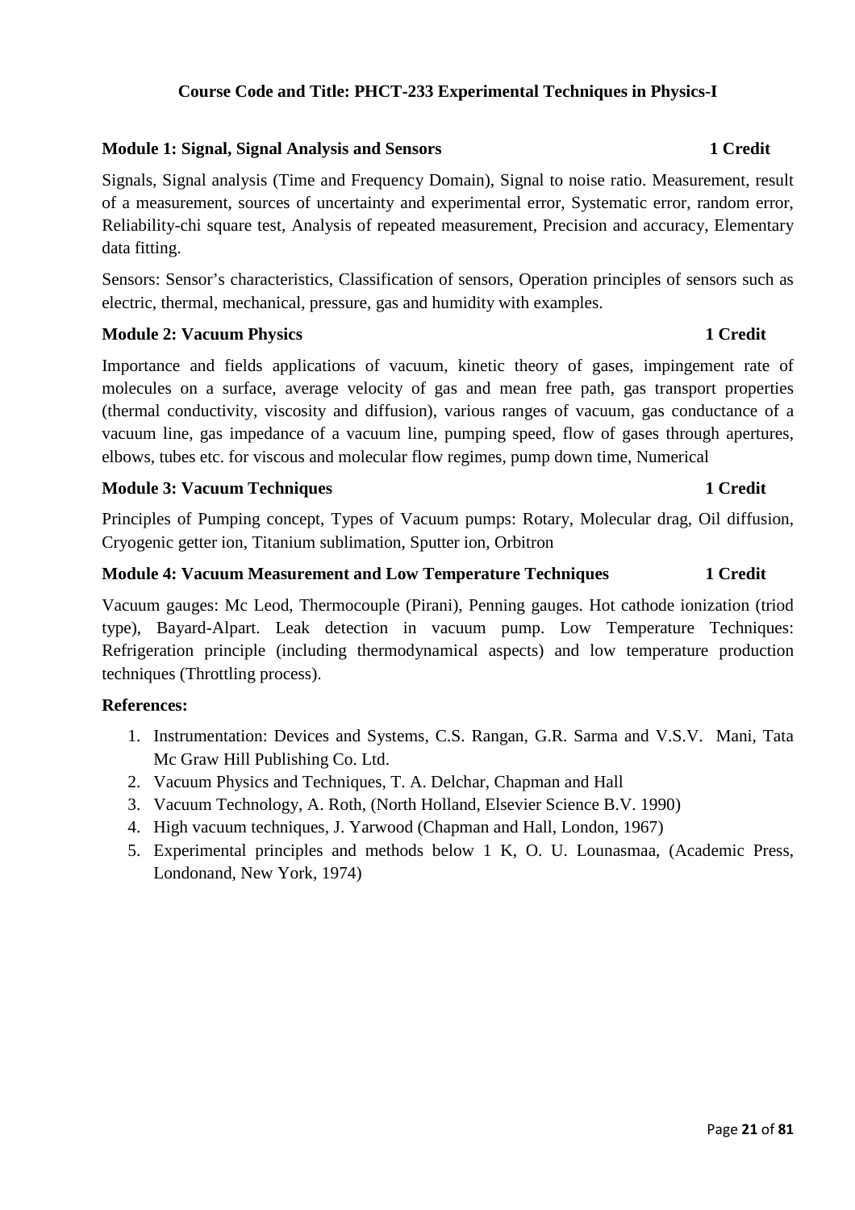## Course Code and Title: PHCT-233 Experimental Techniques in Physics-I

**Module 1: Signal, Signal Analysis and Sensors** **1 Credit**

Signals, Signal analysis (Time and Frequency Domain), Signal to noise ratio. Measurement, result of a measurement, sources of uncertainty and experimental error, Systematic error, random error, Reliability-chi square test, Analysis of repeated measurement, Precision and accuracy, Elementary data fitting.

Sensors: Sensor's characteristics, Classification of sensors, Operation principles of sensors such as electric, thermal, mechanical, pressure, gas and humidity with examples.

**Module 2: Vacuum Physics** **1 Credit**

Importance and fields applications of vacuum, kinetic theory of gases, impingement rate of molecules on a surface, average velocity of gas and mean free path, gas transport properties (thermal conductivity, viscosity and diffusion), various ranges of vacuum, gas conductance of a vacuum line, gas impedance of a vacuum line, pumping speed, flow of gases through apertures, elbows, tubes etc. for viscous and molecular flow regimes, pump down time, Numerical

**Module 3: Vacuum Techniques** **1 Credit**

Principles of Pumping concept, Types of Vacuum pumps: Rotary, Molecular drag, Oil diffusion, Cryogenic getter ion, Titanium sublimation, Sputter ion, Orbitron

**Module 4: Vacuum Measurement and Low Temperature Techniques** **1 Credit**

Vacuum gauges: Mc Leod, Thermocouple (Pirani), Penning gauges. Hot cathode ionization (triod type), Bayard-Alpart. Leak detection in vacuum pump. Low Temperature Techniques: Refrigeration principle (including thermodynamical aspects) and low temperature production techniques (Throttling process).

**References:**

1. Instrumentation: Devices and Systems, C.S. Rangan, G.R. Sarma and V.S.V. Mani, Tata Mc Graw Hill Publishing Co. Ltd.
2. Vacuum Physics and Techniques, T. A. Delchar, Chapman and Hall
3. Vacuum Technology, A. Roth, (North Holland, Elsevier Science B.V. 1990)
4. High vacuum techniques, J. Yarwood (Chapman and Hall, London, 1967)
5. Experimental principles and methods below 1 K, O. U. Lounasmaa, (Academic Press, Londonand, New York, 1974)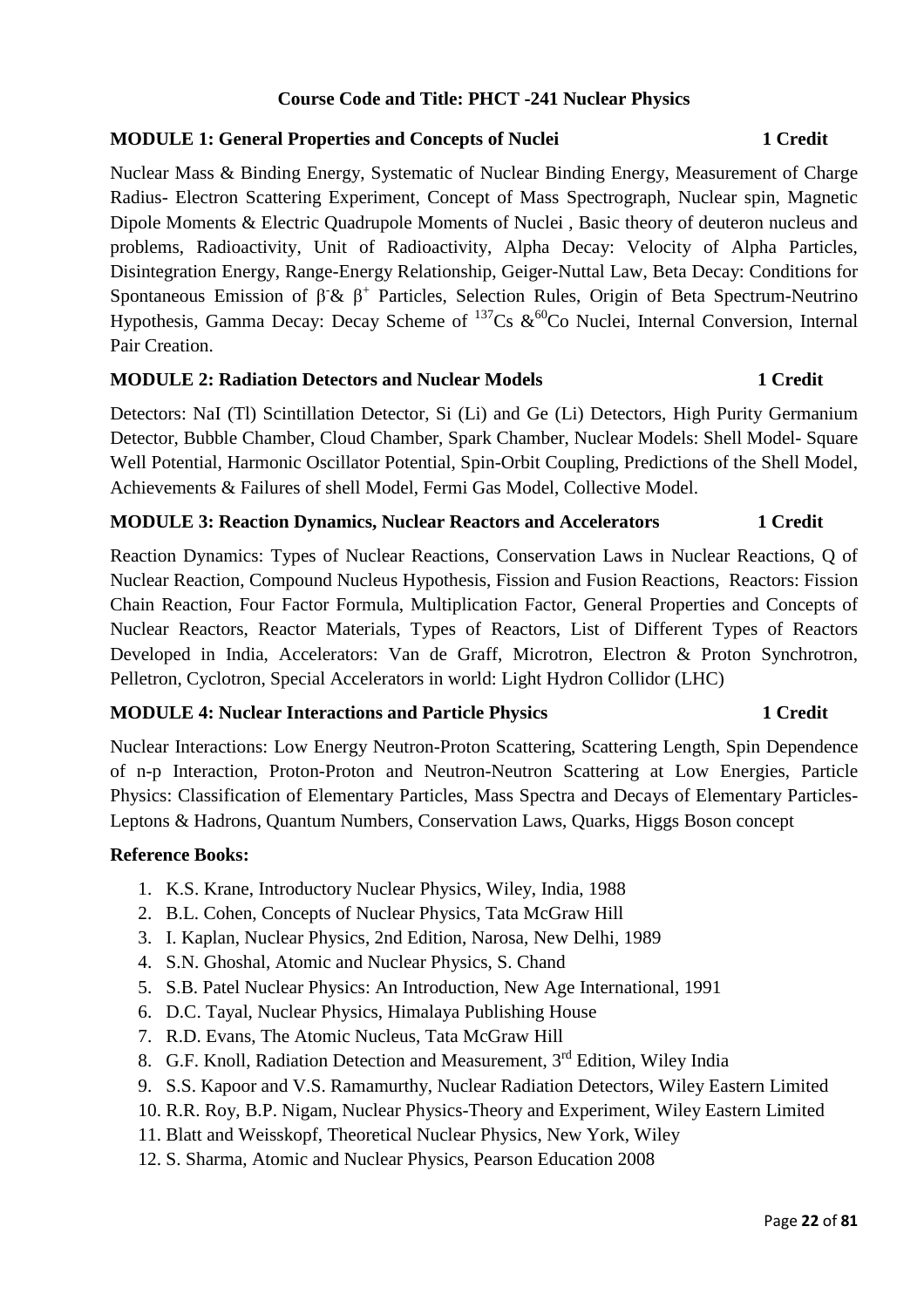## Course Code and Title: PHCT -241 Nuclear Physics

### MODULE 1: General Properties and Concepts of Nuclei — 1 Credit

Nuclear Mass & Binding Energy, Systematic of Nuclear Binding Energy, Measurement of Charge Radius- Electron Scattering Experiment, Concept of Mass Spectrograph, Nuclear spin, Magnetic Dipole Moments & Electric Quadrupole Moments of Nuclei , Basic theory of deuteron nucleus and problems, Radioactivity, Unit of Radioactivity, Alpha Decay: Velocity of Alpha Particles, Disintegration Energy, Range-Energy Relationship, Geiger-Nuttal Law, Beta Decay: Conditions for Spontaneous Emission of $\beta^-$& $\beta^+$ Particles, Selection Rules, Origin of Beta Spectrum-Neutrino Hypothesis, Gamma Decay: Decay Scheme of $^{137}Cs$ &$^{60}Co$ Nuclei, Internal Conversion, Internal Pair Creation.

### MODULE 2: Radiation Detectors and Nuclear Models — 1 Credit

Detectors: NaI (Tl) Scintillation Detector, Si (Li) and Ge (Li) Detectors, High Purity Germanium Detector, Bubble Chamber, Cloud Chamber, Spark Chamber, Nuclear Models: Shell Model- Square Well Potential, Harmonic Oscillator Potential, Spin-Orbit Coupling, Predictions of the Shell Model, Achievements & Failures of shell Model, Fermi Gas Model, Collective Model.

### MODULE 3: Reaction Dynamics, Nuclear Reactors and Accelerators — 1 Credit

Reaction Dynamics: Types of Nuclear Reactions, Conservation Laws in Nuclear Reactions, Q of Nuclear Reaction, Compound Nucleus Hypothesis, Fission and Fusion Reactions, Reactors: Fission Chain Reaction, Four Factor Formula, Multiplication Factor, General Properties and Concepts of Nuclear Reactors, Reactor Materials, Types of Reactors, List of Different Types of Reactors Developed in India, Accelerators: Van de Graff, Microtron, Electron & Proton Synchrotron, Pelletron, Cyclotron, Special Accelerators in world: Light Hydron Collidor (LHC)

### MODULE 4: Nuclear Interactions and Particle Physics — 1 Credit

Nuclear Interactions: Low Energy Neutron-Proton Scattering, Scattering Length, Spin Dependence of n-p Interaction, Proton-Proton and Neutron-Neutron Scattering at Low Energies, Particle Physics: Classification of Elementary Particles, Mass Spectra and Decays of Elementary Particles-Leptons & Hadrons, Quantum Numbers, Conservation Laws, Quarks, Higgs Boson concept

**Reference Books:**

1. K.S. Krane, Introductory Nuclear Physics, Wiley, India, 1988
2. B.L. Cohen, Concepts of Nuclear Physics, Tata McGraw Hill
3. I. Kaplan, Nuclear Physics, 2nd Edition, Narosa, New Delhi, 1989
4. S.N. Ghoshal, Atomic and Nuclear Physics, S. Chand
5. S.B. Patel Nuclear Physics: An Introduction, New Age International, 1991
6. D.C. Tayal, Nuclear Physics, Himalaya Publishing House
7. R.D. Evans, The Atomic Nucleus, Tata McGraw Hill
8. G.F. Knoll, Radiation Detection and Measurement, 3rd Edition, Wiley India
9. S.S. Kapoor and V.S. Ramamurthy, Nuclear Radiation Detectors, Wiley Eastern Limited
10. R.R. Roy, B.P. Nigam, Nuclear Physics-Theory and Experiment, Wiley Eastern Limited
11. Blatt and Weisskopf, Theoretical Nuclear Physics, New York, Wiley
12. S. Sharma, Atomic and Nuclear Physics, Pearson Education 2008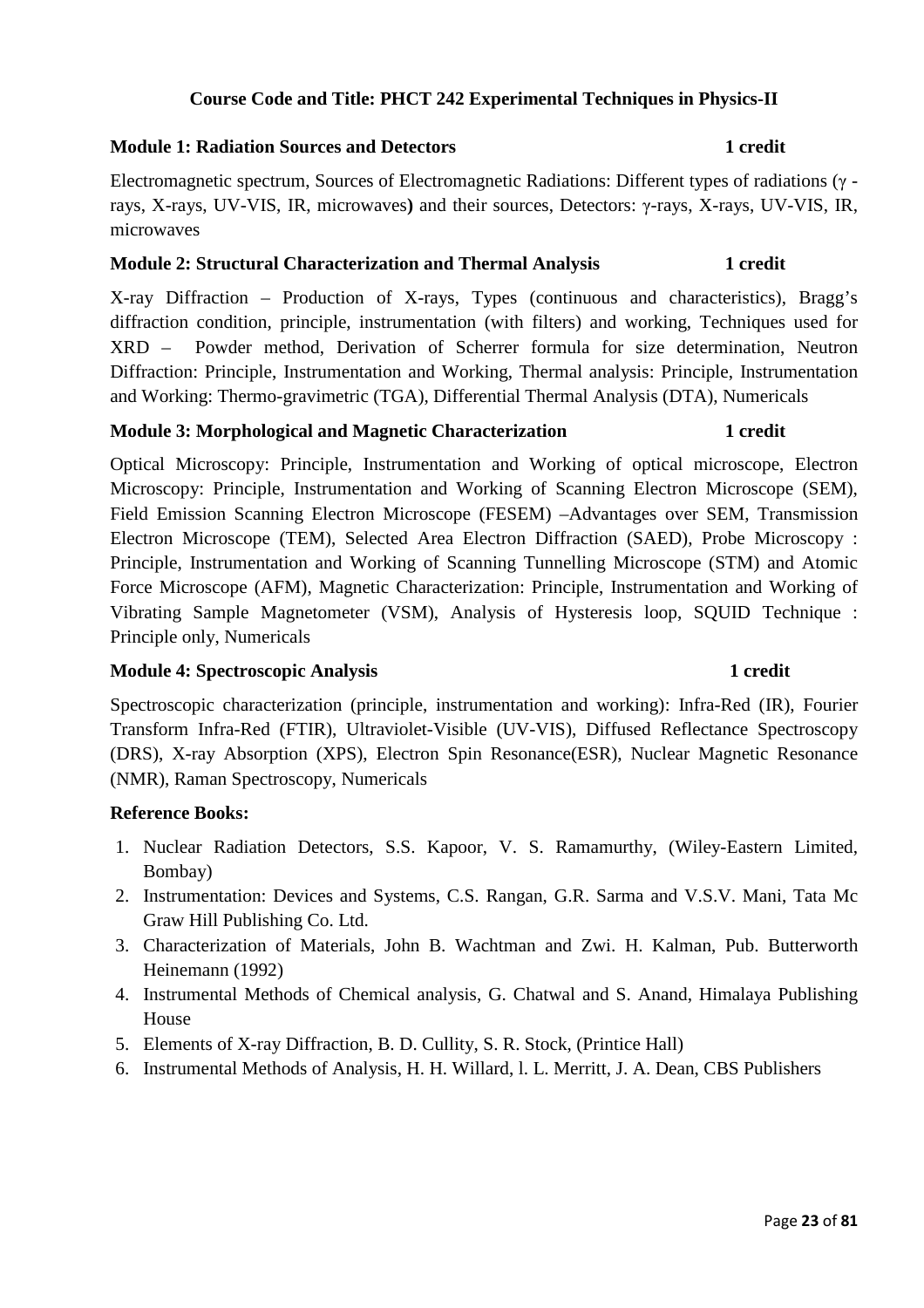**Course Code and Title: PHCT 242 Experimental Techniques in Physics-II**

**Module 1: Radiation Sources and Detectors** **1 credit**

Electromagnetic spectrum, Sources of Electromagnetic Radiations: Different types of radiations ($\gamma$ -rays, X-rays, UV-VIS, IR, microwaves**)** and their sources, Detectors: $\gamma$-rays, X-rays, UV-VIS, IR, microwaves

**Module 2: Structural Characterization and Thermal Analysis** **1 credit**

X-ray Diffraction – Production of X-rays, Types (continuous and characteristics), Bragg's diffraction condition, principle, instrumentation (with filters) and working, Techniques used for XRD – Powder method, Derivation of Scherrer formula for size determination, Neutron Diffraction: Principle, Instrumentation and Working, Thermal analysis: Principle, Instrumentation and Working: Thermo-gravimetric (TGA), Differential Thermal Analysis (DTA), Numericals

**Module 3: Morphological and Magnetic Characterization** **1 credit**

Optical Microscopy: Principle, Instrumentation and Working of optical microscope, Electron Microscopy: Principle, Instrumentation and Working of Scanning Electron Microscope (SEM), Field Emission Scanning Electron Microscope (FESEM) –Advantages over SEM, Transmission Electron Microscope (TEM), Selected Area Electron Diffraction (SAED), Probe Microscopy : Principle, Instrumentation and Working of Scanning Tunnelling Microscope (STM) and Atomic Force Microscope (AFM), Magnetic Characterization: Principle, Instrumentation and Working of Vibrating Sample Magnetometer (VSM), Analysis of Hysteresis loop, SQUID Technique : Principle only, Numericals

**Module 4: Spectroscopic Analysis** **1 credit**

Spectroscopic characterization (principle, instrumentation and working): Infra-Red (IR), Fourier Transform Infra-Red (FTIR), Ultraviolet-Visible (UV-VIS), Diffused Reflectance Spectroscopy (DRS), X-ray Absorption (XPS), Electron Spin Resonance(ESR), Nuclear Magnetic Resonance (NMR), Raman Spectroscopy, Numericals

**Reference Books:**

1. Nuclear Radiation Detectors, S.S. Kapoor, V. S. Ramamurthy, (Wiley-Eastern Limited, Bombay)
2. Instrumentation: Devices and Systems, C.S. Rangan, G.R. Sarma and V.S.V. Mani, Tata Mc Graw Hill Publishing Co. Ltd.
3. Characterization of Materials, John B. Wachtman and Zwi. H. Kalman, Pub. Butterworth Heinemann (1992)
4. Instrumental Methods of Chemical analysis, G. Chatwal and S. Anand, Himalaya Publishing House
5. Elements of X-ray Diffraction, B. D. Cullity, S. R. Stock, (Printice Hall)
6. Instrumental Methods of Analysis, H. H. Willard, l. L. Merritt, J. A. Dean, CBS Publishers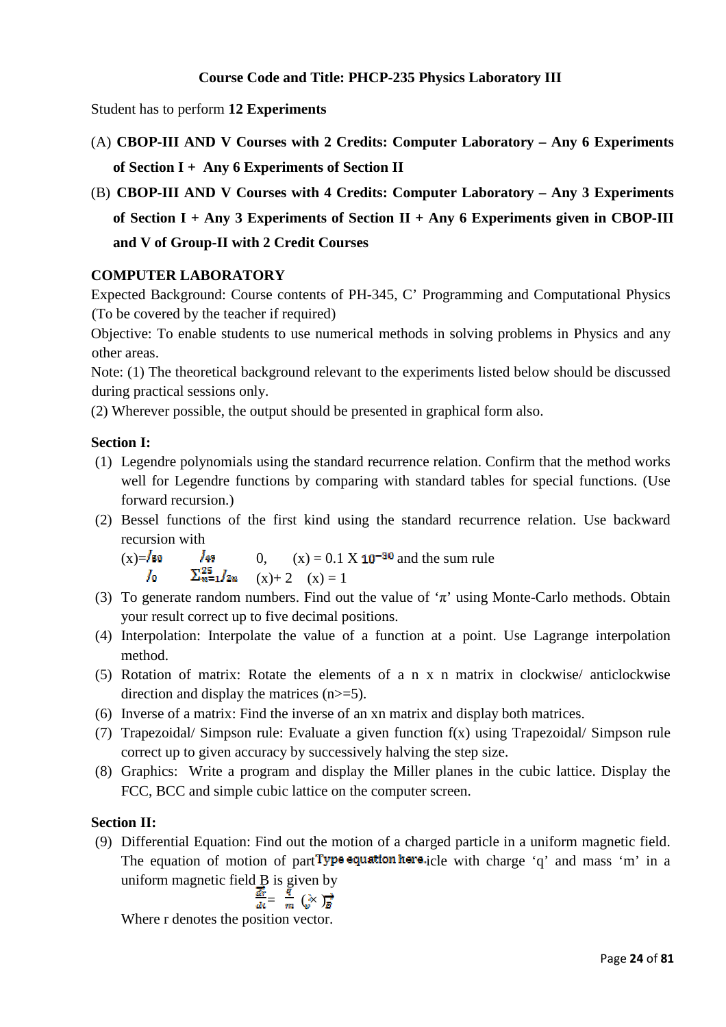**Course Code and Title: PHCP-235 Physics Laboratory III**

Student has to perform **12 Experiments**

(A) **CBOP-III AND V Courses with 2 Credits: Computer Laboratory – Any 6 Experiments of Section I + Any 6 Experiments of Section II**

(B) **CBOP-III AND V Courses with 4 Credits: Computer Laboratory – Any 3 Experiments of Section I + Any 3 Experiments of Section II + Any 6 Experiments given in CBOP-III and V of Group-II with 2 Credit Courses**

**COMPUTER LABORATORY**

Expected Background: Course contents of PH-345, C' Programming and Computational Physics (To be covered by the teacher if required)

Objective: To enable students to use numerical methods in solving problems in Physics and any other areas.

Note: (1) The theoretical background relevant to the experiments listed below should be discussed during practical sessions only.

(2) Wherever possible, the output should be presented in graphical form also.

**Section I:**

(1) Legendre polynomials using the standard recurrence relation. Confirm that the method works well for Legendre functions by comparing with standard tables for special functions. (Use forward recursion.)

(2) Bessel functions of the first kind using the standard recurrence relation. Use backward recursion with

(x)=$J_{50}$ $J_{49}$ 0, (x) = 0.1 X $10^{-30}$ and the sum rule

$J_0$ $\sum_{n=1}^{25} J_{2n}$ (x)+ 2 (x) = 1

(3) To generate random numbers. Find out the value of 'π' using Monte-Carlo methods. Obtain your result correct up to five decimal positions.

(4) Interpolation: Interpolate the value of a function at a point. Use Lagrange interpolation method.

(5) Rotation of matrix: Rotate the elements of a n x n matrix in clockwise/ anticlockwise direction and display the matrices (n>=5).

(6) Inverse of a matrix: Find the inverse of an xn matrix and display both matrices.

(7) Trapezoidal/ Simpson rule: Evaluate a given function f(x) using Trapezoidal/ Simpson rule correct up to given accuracy by successively halving the step size.

(8) Graphics: Write a program and display the Miller planes in the cubic lattice. Display the FCC, BCC and simple cubic lattice on the computer screen.

**Section II:**

(9) Differential Equation: Find out the motion of a charged particle in a uniform magnetic field. The equation of motion of partType equation here.icle with charge 'q' and mass 'm' in a uniform magnetic field B is given by

$$\frac{d\vec{r}}{dt} = \frac{q}{m} (\vec{v} \times \vec{B})$$

Where r denotes the position vector.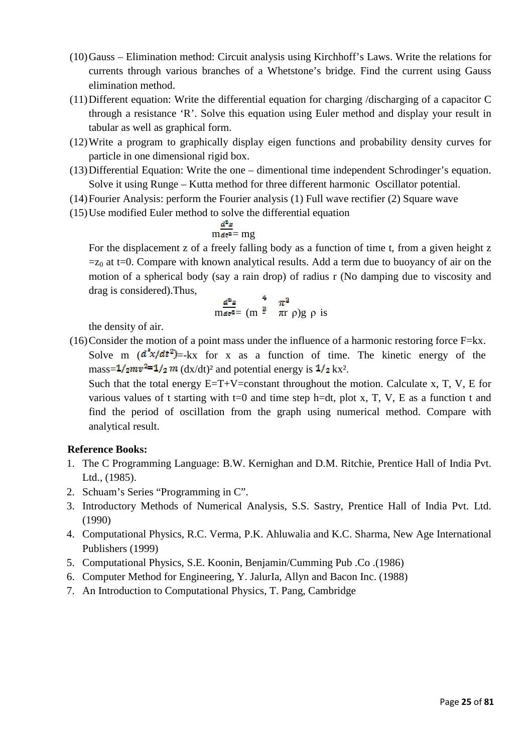(10) Gauss – Elimination method: Circuit analysis using Kirchhoff's Laws. Write the relations for currents through various branches of a Whetstone's bridge. Find the current using Gauss elimination method.

(11) Different equation: Write the differential equation for charging /discharging of a capacitor C through a resistance 'R'. Solve this equation using Euler method and display your result in tabular as well as graphical form.

(12) Write a program to graphically display eigen functions and probability density curves for particle in one dimensional rigid box.

(13) Differential Equation: Write the one – dimentional time independent Schrodinger's equation. Solve it using Runge – Kutta method for three different harmonic Oscillator potential.

(14) Fourier Analysis: perform the Fourier analysis (1) Full wave rectifier (2) Square wave

(15) Use modified Euler method to solve the differential equation

$$m\frac{d^2z}{dt^2} = mg$$

For the displacement z of a freely falling body as a function of time t, from a given height z $=z_0$ at t=0. Compare with known analytical results. Add a term due to buoyancy of air on the motion of a spherical body (say a rain drop) of radius r (No damping due to viscosity and drag is considered).Thus,

$$m\frac{d^2z}{dt^2} = (m - \frac{4}{3}\pi r^3 \rho)g \quad \rho \text{ is}$$

the density of air.

(16) Consider the motion of a point mass under the influence of a harmonic restoring force F=kx. Solve m $(d^2x/dt^2)$=-kx for x as a function of time. The kinetic energy of the mass=$1/_2mv^2$=$1/_2\, m$ $(dx/dt)^2$ and potential energy is $1/_2$ $kx^2$.

Such that the total energy E=T+V=constant throughout the motion. Calculate x, T, V, E for various values of t starting with t=0 and time step h=dt, plot x, T, V, E as a function t and find the period of oscillation from the graph using numerical method. Compare with analytical result.

**Reference Books:**

1. The C Programming Language: B.W. Kernighan and D.M. Ritchie, Prentice Hall of India Pvt. Ltd., (1985).
2. Schuam's Series "Programming in C".
3. Introductory Methods of Numerical Analysis, S.S. Sastry, Prentice Hall of India Pvt. Ltd. (1990)
4. Computational Physics, R.C. Verma, P.K. Ahluwalia and K.C. Sharma, New Age International Publishers (1999)
5. Computational Physics, S.E. Koonin, Benjamin/Cumming Pub .Co .(1986)
6. Computer Method for Engineering, Y. JalurIa, Allyn and Bacon Inc. (1988)
7. An Introduction to Computational Physics, T. Pang, Cambridge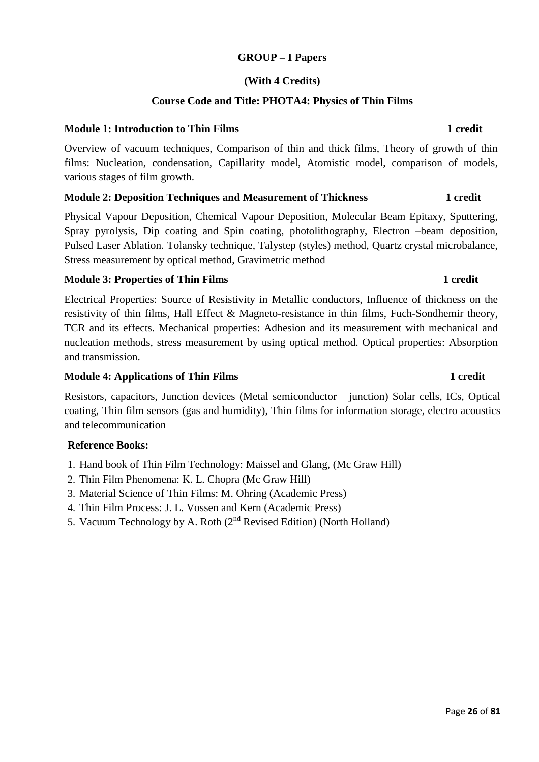## GROUP – I Papers

### (With 4 Credits)

### Course Code and Title: PHOTA4: Physics of Thin Films

**Module 1: Introduction to Thin Films** **1 credit**

Overview of vacuum techniques, Comparison of thin and thick films, Theory of growth of thin films: Nucleation, condensation, Capillarity model, Atomistic model, comparison of models, various stages of film growth.

**Module 2: Deposition Techniques and Measurement of Thickness** **1 credit**

Physical Vapour Deposition, Chemical Vapour Deposition, Molecular Beam Epitaxy, Sputtering, Spray pyrolysis, Dip coating and Spin coating, photolithography, Electron –beam deposition, Pulsed Laser Ablation. Tolansky technique, Talystep (styles) method, Quartz crystal microbalance, Stress measurement by optical method, Gravimetric method

**Module 3: Properties of Thin Films** **1 credit**

Electrical Properties: Source of Resistivity in Metallic conductors, Influence of thickness on the resistivity of thin films, Hall Effect & Magneto-resistance in thin films, Fuch-Sondhemir theory, TCR and its effects. Mechanical properties: Adhesion and its measurement with mechanical and nucleation methods, stress measurement by using optical method. Optical properties: Absorption and transmission.

**Module 4: Applications of Thin Films** **1 credit**

Resistors, capacitors, Junction devices (Metal semiconductor junction) Solar cells, ICs, Optical coating, Thin film sensors (gas and humidity), Thin films for information storage, electro acoustics and telecommunication

**Reference Books:**

1. Hand book of Thin Film Technology: Maissel and Glang, (Mc Graw Hill)
2. Thin Film Phenomena: K. L. Chopra (Mc Graw Hill)
3. Material Science of Thin Films: M. Ohring (Academic Press)
4. Thin Film Process: J. L. Vossen and Kern (Academic Press)
5. Vacuum Technology by A. Roth (2nd Revised Edition) (North Holland)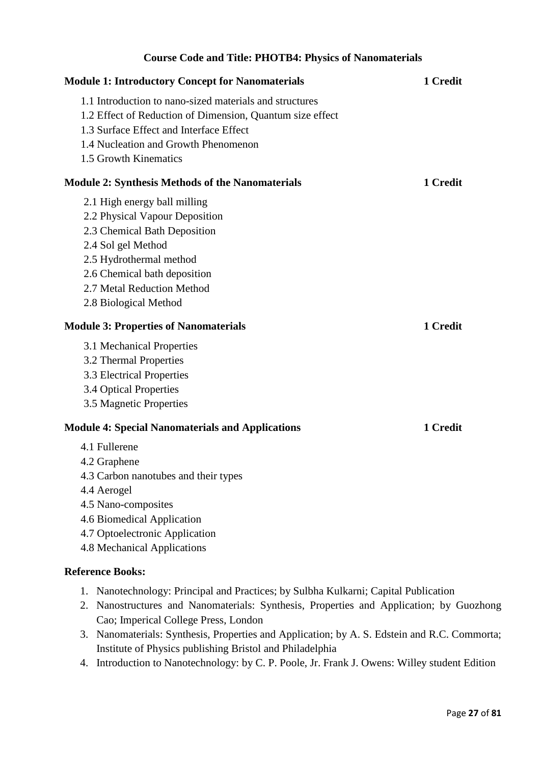## Course Code and Title: PHOTB4: Physics of Nanomaterials

**Module 1: Introductory Concept for Nanomaterials** **1 Credit**

1.1 Introduction to nano-sized materials and structures
1.2 Effect of Reduction of Dimension, Quantum size effect
1.3 Surface Effect and Interface Effect
1.4 Nucleation and Growth Phenomenon
1.5 Growth Kinematics

**Module 2: Synthesis Methods of the Nanomaterials** **1 Credit**

2.1 High energy ball milling
2.2 Physical Vapour Deposition
2.3 Chemical Bath Deposition
2.4 Sol gel Method
2.5 Hydrothermal method
2.6 Chemical bath deposition
2.7 Metal Reduction Method
2.8 Biological Method

**Module 3: Properties of Nanomaterials** **1 Credit**

3.1 Mechanical Properties
3.2 Thermal Properties
3.3 Electrical Properties
3.4 Optical Properties
3.5 Magnetic Properties

**Module 4: Special Nanomaterials and Applications** **1 Credit**

4.1 Fullerene
4.2 Graphene
4.3 Carbon nanotubes and their types
4.4 Aerogel
4.5 Nano-composites
4.6 Biomedical Application
4.7 Optoelectronic Application
4.8 Mechanical Applications

**Reference Books:**

1. Nanotechnology: Principal and Practices; by Sulbha Kulkarni; Capital Publication
2. Nanostructures and Nanomaterials: Synthesis, Properties and Application; by Guozhong Cao; Imperical College Press, London
3. Nanomaterials: Synthesis, Properties and Application; by A. S. Edstein and R.C. Commorta; Institute of Physics publishing Bristol and Philadelphia
4. Introduction to Nanotechnology: by C. P. Poole, Jr. Frank J. Owens: Willey student Edition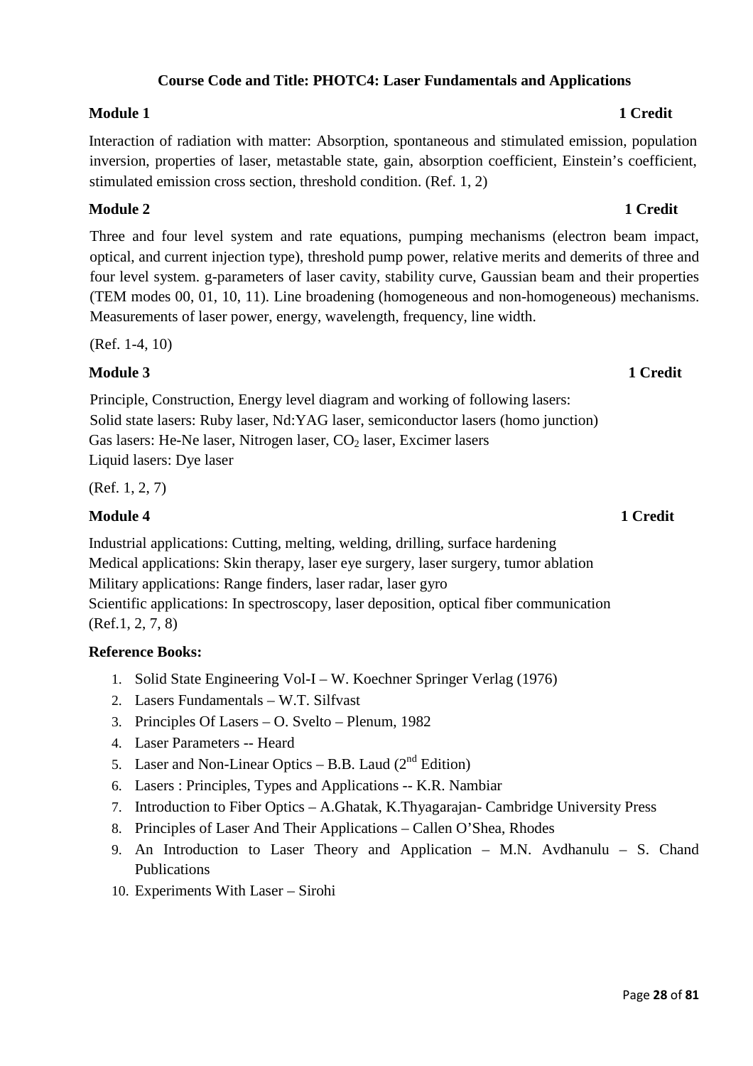## Course Code and Title: PHOTC4: Laser Fundamentals and Applications

**Module 1** **1 Credit**

Interaction of radiation with matter: Absorption, spontaneous and stimulated emission, population inversion, properties of laser, metastable state, gain, absorption coefficient, Einstein's coefficient, stimulated emission cross section, threshold condition. (Ref. 1, 2)

**Module 2** **1 Credit**

Three and four level system and rate equations, pumping mechanisms (electron beam impact, optical, and current injection type), threshold pump power, relative merits and demerits of three and four level system. g-parameters of laser cavity, stability curve, Gaussian beam and their properties (TEM modes 00, 01, 10, 11). Line broadening (homogeneous and non-homogeneous) mechanisms. Measurements of laser power, energy, wavelength, frequency, line width.

(Ref. 1-4, 10)

**Module 3** **1 Credit**

Principle, Construction, Energy level diagram and working of following lasers:
Solid state lasers: Ruby laser, Nd:YAG laser, semiconductor lasers (homo junction)
Gas lasers: He-Ne laser, Nitrogen laser, $CO_2$ laser, Excimer lasers
Liquid lasers: Dye laser

(Ref. 1, 2, 7)

**Module 4** **1 Credit**

Industrial applications: Cutting, melting, welding, drilling, surface hardening
Medical applications: Skin therapy, laser eye surgery, laser surgery, tumor ablation
Military applications: Range finders, laser radar, laser gyro
Scientific applications: In spectroscopy, laser deposition, optical fiber communication
(Ref.1, 2, 7, 8)

**Reference Books:**

1. Solid State Engineering Vol-I – W. Koechner Springer Verlag (1976)
2. Lasers Fundamentals – W.T. Silfvast
3. Principles Of Lasers – O. Svelto – Plenum, 1982
4. Laser Parameters -- Heard
5. Laser and Non-Linear Optics – B.B. Laud (2nd Edition)
6. Lasers : Principles, Types and Applications -- K.R. Nambiar
7. Introduction to Fiber Optics – A.Ghatak, K.Thyagarajan- Cambridge University Press
8. Principles of Laser And Their Applications – Callen O'Shea, Rhodes
9. An Introduction to Laser Theory and Application – M.N. Avdhanulu – S. Chand Publications
10. Experiments With Laser – Sirohi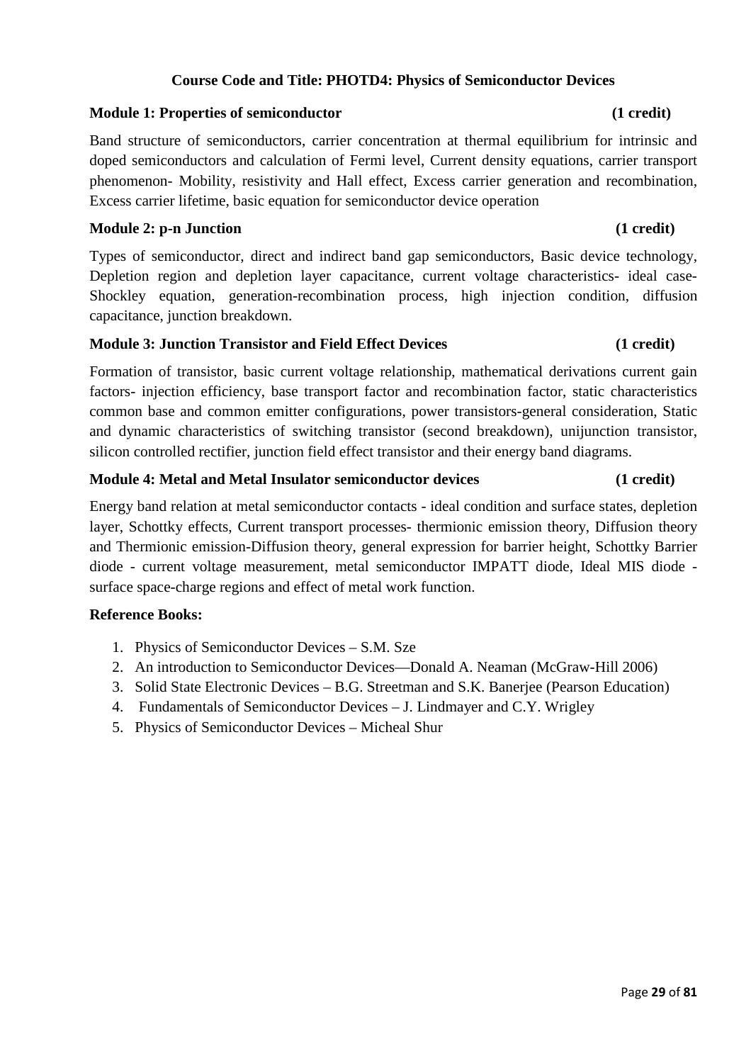## Course Code and Title: PHOTD4: Physics of Semiconductor Devices

### Module 1: Properties of semiconductor (1 credit)

Band structure of semiconductors, carrier concentration at thermal equilibrium for intrinsic and doped semiconductors and calculation of Fermi level, Current density equations, carrier transport phenomenon- Mobility, resistivity and Hall effect, Excess carrier generation and recombination, Excess carrier lifetime, basic equation for semiconductor device operation

### Module 2: p-n Junction (1 credit)

Types of semiconductor, direct and indirect band gap semiconductors, Basic device technology, Depletion region and depletion layer capacitance, current voltage characteristics- ideal case- Shockley equation, generation-recombination process, high injection condition, diffusion capacitance, junction breakdown.

### Module 3: Junction Transistor and Field Effect Devices (1 credit)

Formation of transistor, basic current voltage relationship, mathematical derivations current gain factors- injection efficiency, base transport factor and recombination factor, static characteristics common base and common emitter configurations, power transistors-general consideration, Static and dynamic characteristics of switching transistor (second breakdown), unijunction transistor, silicon controlled rectifier, junction field effect transistor and their energy band diagrams.

### Module 4: Metal and Metal Insulator semiconductor devices (1 credit)

Energy band relation at metal semiconductor contacts - ideal condition and surface states, depletion layer, Schottky effects, Current transport processes- thermionic emission theory, Diffusion theory and Thermionic emission-Diffusion theory, general expression for barrier height, Schottky Barrier diode - current voltage measurement, metal semiconductor IMPATT diode, Ideal MIS diode - surface space-charge regions and effect of metal work function.

### Reference Books:

1. Physics of Semiconductor Devices – S.M. Sze
2. An introduction to Semiconductor Devices—Donald A. Neaman (McGraw-Hill 2006)
3. Solid State Electronic Devices – B.G. Streetman and S.K. Banerjee (Pearson Education)
4. Fundamentals of Semiconductor Devices – J. Lindmayer and C.Y. Wrigley
5. Physics of Semiconductor Devices – Micheal Shur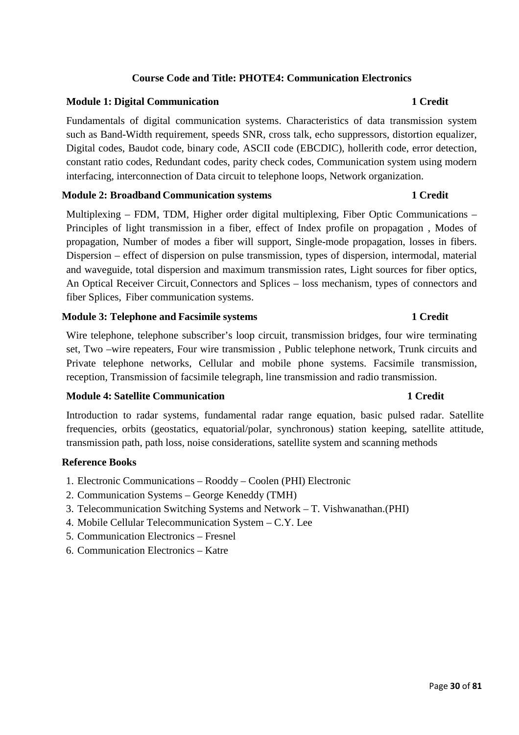## Course Code and Title: PHOTE4: Communication Electronics

**Module 1: Digital Communication** **1 Credit**

Fundamentals of digital communication systems. Characteristics of data transmission system such as Band-Width requirement, speeds SNR, cross talk, echo suppressors, distortion equalizer, Digital codes, Baudot code, binary code, ASCII code (EBCDIC), hollerith code, error detection, constant ratio codes, Redundant codes, parity check codes, Communication system using modern interfacing, interconnection of Data circuit to telephone loops, Network organization.

**Module 2: Broadband Communication systems** **1 Credit**

Multiplexing – FDM, TDM, Higher order digital multiplexing, Fiber Optic Communications – Principles of light transmission in a fiber, effect of Index profile on propagation , Modes of propagation, Number of modes a fiber will support, Single-mode propagation, losses in fibers. Dispersion – effect of dispersion on pulse transmission, types of dispersion, intermodal, material and waveguide, total dispersion and maximum transmission rates, Light sources for fiber optics, An Optical Receiver Circuit, Connectors and Splices – loss mechanism, types of connectors and fiber Splices, Fiber communication systems.

**Module 3: Telephone and Facsimile systems** **1 Credit**

Wire telephone, telephone subscriber's loop circuit, transmission bridges, four wire terminating set, Two –wire repeaters, Four wire transmission , Public telephone network, Trunk circuits and Private telephone networks, Cellular and mobile phone systems. Facsimile transmission, reception, Transmission of facsimile telegraph, line transmission and radio transmission.

**Module 4: Satellite Communication** **1 Credit**

Introduction to radar systems, fundamental radar range equation, basic pulsed radar. Satellite frequencies, orbits (geostatics, equatorial/polar, synchronous) station keeping, satellite attitude, transmission path, path loss, noise considerations, satellite system and scanning methods

**Reference Books**

1. Electronic Communications – Rooddy – Coolen (PHI) Electronic
2. Communication Systems – George Keneddy (TMH)
3. Telecommunication Switching Systems and Network – T. Vishwanathan.(PHI)
4. Mobile Cellular Telecommunication System – C.Y. Lee
5. Communication Electronics – Fresnel
6. Communication Electronics – Katre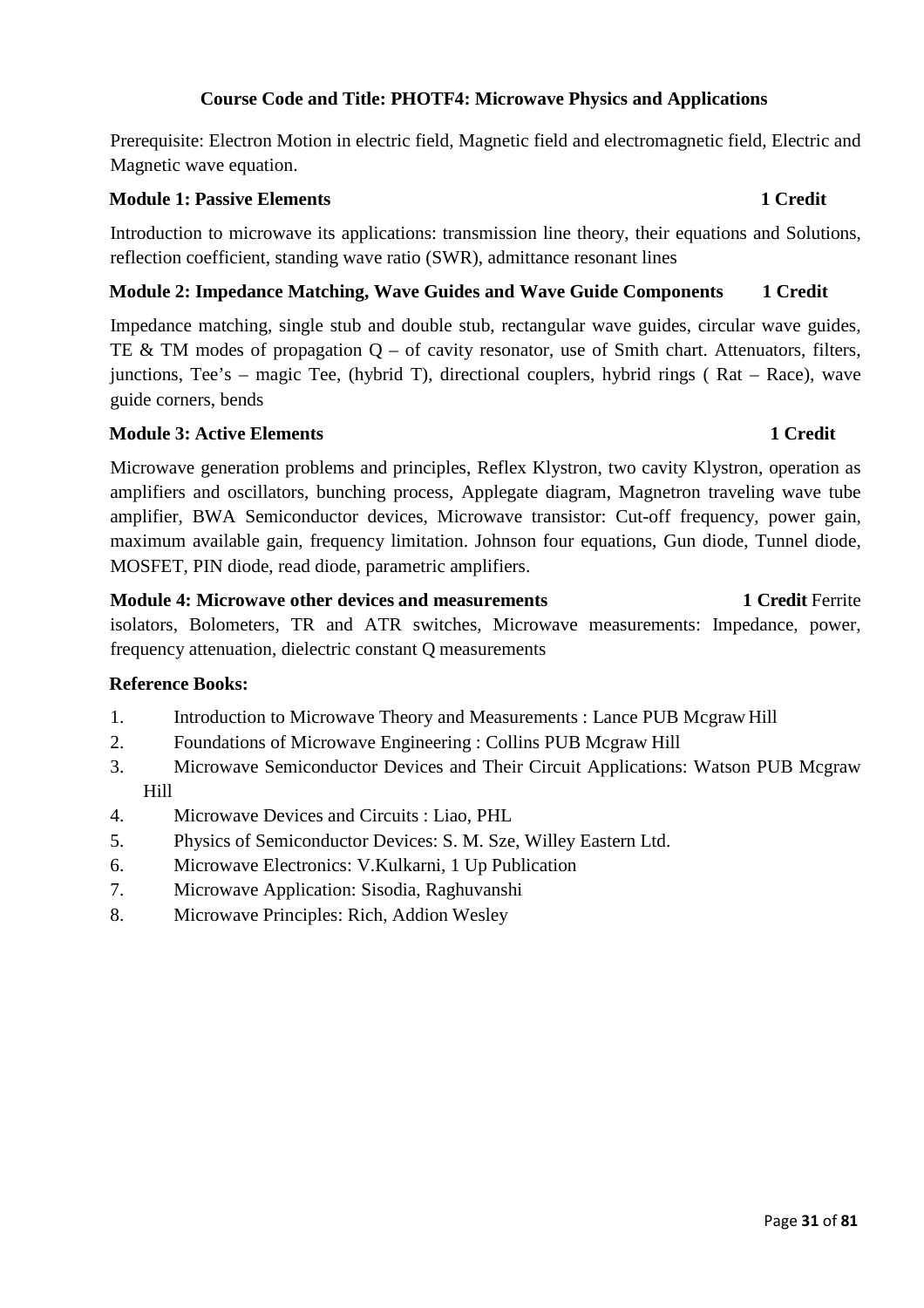**Course Code and Title: PHOTF4: Microwave Physics and Applications**

Prerequisite: Electron Motion in electric field, Magnetic field and electromagnetic field, Electric and Magnetic wave equation.

**Module 1: Passive Elements 1 Credit**

Introduction to microwave its applications: transmission line theory, their equations and Solutions, reflection coefficient, standing wave ratio (SWR), admittance resonant lines

**Module 2: Impedance Matching, Wave Guides and Wave Guide Components 1 Credit**

Impedance matching, single stub and double stub, rectangular wave guides, circular wave guides, TE & TM modes of propagation Q – of cavity resonator, use of Smith chart. Attenuators, filters, junctions, Tee's – magic Tee, (hybrid T), directional couplers, hybrid rings ( Rat – Race), wave guide corners, bends

**Module 3: Active Elements 1 Credit**

Microwave generation problems and principles, Reflex Klystron, two cavity Klystron, operation as amplifiers and oscillators, bunching process, Applegate diagram, Magnetron traveling wave tube amplifier, BWA Semiconductor devices, Microwave transistor: Cut-off frequency, power gain, maximum available gain, frequency limitation. Johnson four equations, Gun diode, Tunnel diode, MOSFET, PIN diode, read diode, parametric amplifiers.

**Module 4: Microwave other devices and measurements 1 Credit**

Ferrite isolators, Bolometers, TR and ATR switches, Microwave measurements: Impedance, power, frequency attenuation, dielectric constant Q measurements

**Reference Books:**

1. Introduction to Microwave Theory and Measurements : Lance PUB Mcgraw Hill
2. Foundations of Microwave Engineering : Collins PUB Mcgraw Hill
3. Microwave Semiconductor Devices and Their Circuit Applications: Watson PUB Mcgraw Hill
4. Microwave Devices and Circuits : Liao, PHL
5. Physics of Semiconductor Devices: S. M. Sze, Willey Eastern Ltd.
6. Microwave Electronics: V.Kulkarni, 1 Up Publication
7. Microwave Application: Sisodia, Raghuvanshi
8. Microwave Principles: Rich, Addion Wesley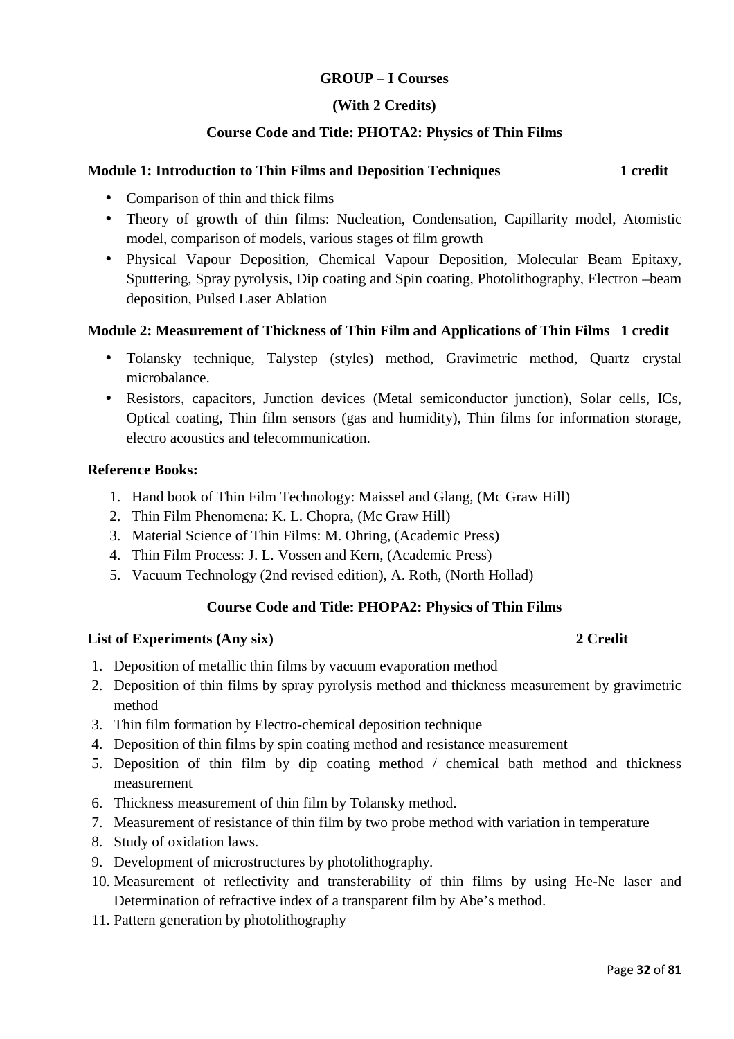**GROUP – I Courses**

**(With 2 Credits)**

**Course Code and Title: PHOTA2: Physics of Thin Films**

**Module 1: Introduction to Thin Films and Deposition Techniques 1 credit**

- Comparison of thin and thick films
- Theory of growth of thin films: Nucleation, Condensation, Capillarity model, Atomistic model, comparison of models, various stages of film growth
- Physical Vapour Deposition, Chemical Vapour Deposition, Molecular Beam Epitaxy, Sputtering, Spray pyrolysis, Dip coating and Spin coating, Photolithography, Electron –beam deposition, Pulsed Laser Ablation

**Module 2: Measurement of Thickness of Thin Film and Applications of Thin Films 1 credit**

- Tolansky technique, Talystep (styles) method, Gravimetric method, Quartz crystal microbalance.
- Resistors, capacitors, Junction devices (Metal semiconductor junction), Solar cells, ICs, Optical coating, Thin film sensors (gas and humidity), Thin films for information storage, electro acoustics and telecommunication.

**Reference Books:**

1. Hand book of Thin Film Technology: Maissel and Glang, (Mc Graw Hill)
2. Thin Film Phenomena: K. L. Chopra, (Mc Graw Hill)
3. Material Science of Thin Films: M. Ohring, (Academic Press)
4. Thin Film Process: J. L. Vossen and Kern, (Academic Press)
5. Vacuum Technology (2nd revised edition), A. Roth, (North Hollad)

**Course Code and Title: PHOPA2: Physics of Thin Films**

**List of Experiments (Any six) 2 Credit**

1. Deposition of metallic thin films by vacuum evaporation method
2. Deposition of thin films by spray pyrolysis method and thickness measurement by gravimetric method
3. Thin film formation by Electro-chemical deposition technique
4. Deposition of thin films by spin coating method and resistance measurement
5. Deposition of thin film by dip coating method / chemical bath method and thickness measurement
6. Thickness measurement of thin film by Tolansky method.
7. Measurement of resistance of thin film by two probe method with variation in temperature
8. Study of oxidation laws.
9. Development of microstructures by photolithography.
10. Measurement of reflectivity and transferability of thin films by using He-Ne laser and Determination of refractive index of a transparent film by Abe's method.
11. Pattern generation by photolithography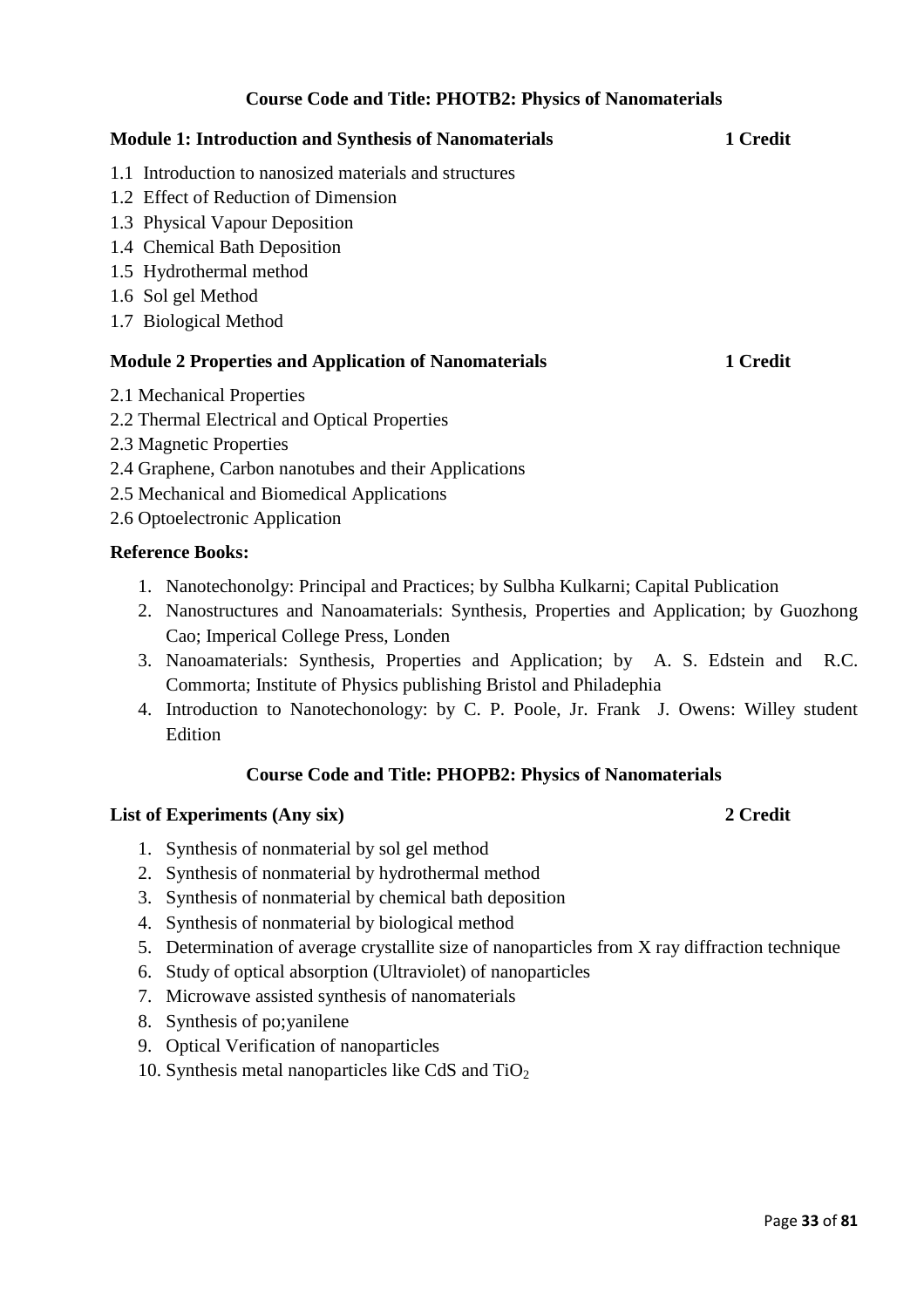## Course Code and Title: PHOTB2: Physics of Nanomaterials

**Module 1: Introduction and Synthesis of Nanomaterials** **1 Credit**

1.1 Introduction to nanosized materials and structures
1.2 Effect of Reduction of Dimension
1.3 Physical Vapour Deposition
1.4 Chemical Bath Deposition
1.5 Hydrothermal method
1.6 Sol gel Method
1.7 Biological Method

**Module 2 Properties and Application of Nanomaterials** **1 Credit**

2.1 Mechanical Properties
2.2 Thermal Electrical and Optical Properties
2.3 Magnetic Properties
2.4 Graphene, Carbon nanotubes and their Applications
2.5 Mechanical and Biomedical Applications
2.6 Optoelectronic Application

**Reference Books:**

1. Nanotechonolgy: Principal and Practices; by Sulbha Kulkarni; Capital Publication
2. Nanostructures and Nanoamaterials: Synthesis, Properties and Application; by Guozhong Cao; Imperical College Press, Londen
3. Nanoamaterials: Synthesis, Properties and Application; by A. S. Edstein and R.C. Commorta; Institute of Physics publishing Bristol and Philadephia
4. Introduction to Nanotechonology: by C. P. Poole, Jr. Frank J. Owens: Willey student Edition

## Course Code and Title: PHOPB2: Physics of Nanomaterials

**List of Experiments (Any six)** **2 Credit**

1. Synthesis of nonmaterial by sol gel method
2. Synthesis of nonmaterial by hydrothermal method
3. Synthesis of nonmaterial by chemical bath deposition
4. Synthesis of nonmaterial by biological method
5. Determination of average crystallite size of nanoparticles from X ray diffraction technique
6. Study of optical absorption (Ultraviolet) of nanoparticles
7. Microwave assisted synthesis of nanomaterials
8. Synthesis of po;yanilene
9. Optical Verification of nanoparticles
10. Synthesis metal nanoparticles like CdS and $TiO_2$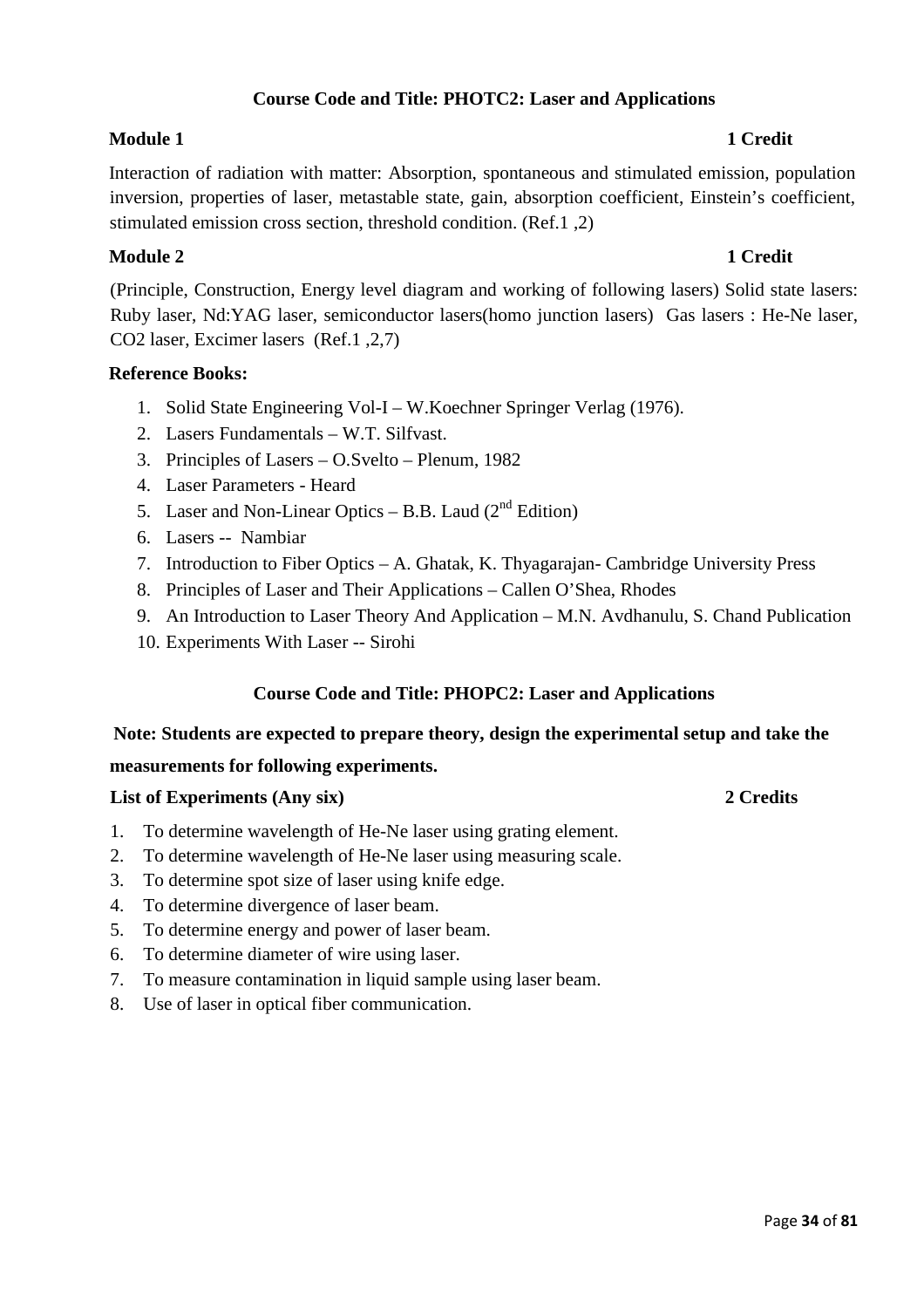## Course Code and Title: PHOTC2: Laser and Applications

**Module 1** **1 Credit**

Interaction of radiation with matter: Absorption, spontaneous and stimulated emission, population inversion, properties of laser, metastable state, gain, absorption coefficient, Einstein's coefficient, stimulated emission cross section, threshold condition. (Ref.1 ,2)

**Module 2** **1 Credit**

(Principle, Construction, Energy level diagram and working of following lasers) Solid state lasers: Ruby laser, Nd:YAG laser, semiconductor lasers(homo junction lasers) Gas lasers : He-Ne laser, $CO_2$ laser, Excimer lasers (Ref.1 ,2,7)

**Reference Books:**

1. Solid State Engineering Vol-I – W.Koechner Springer Verlag (1976).
2. Lasers Fundamentals – W.T. Silfvast.
3. Principles of Lasers – O.Svelto – Plenum, 1982
4. Laser Parameters - Heard
5. Laser and Non-Linear Optics – B.B. Laud (2nd Edition)
6. Lasers -- Nambiar
7. Introduction to Fiber Optics – A. Ghatak, K. Thyagarajan- Cambridge University Press
8. Principles of Laser and Their Applications – Callen O'Shea, Rhodes
9. An Introduction to Laser Theory And Application – M.N. Avdhanulu, S. Chand Publication
10. Experiments With Laser -- Sirohi

## Course Code and Title: PHOPC2: Laser and Applications

**Note: Students are expected to prepare theory, design the experimental setup and take the measurements for following experiments.**

**List of Experiments (Any six)** **2 Credits**

1. To determine wavelength of He-Ne laser using grating element.
2. To determine wavelength of He-Ne laser using measuring scale.
3. To determine spot size of laser using knife edge.
4. To determine divergence of laser beam.
5. To determine energy and power of laser beam.
6. To determine diameter of wire using laser.
7. To measure contamination in liquid sample using laser beam.
8. Use of laser in optical fiber communication.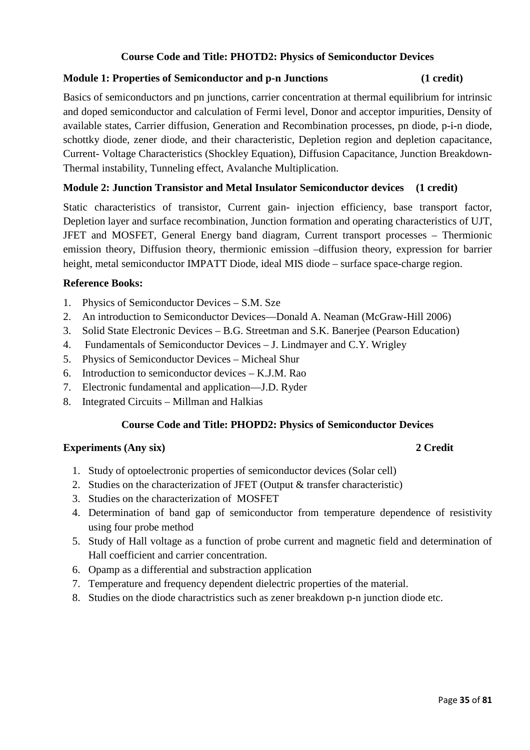### Course Code and Title: PHOTD2: Physics of Semiconductor Devices

**Module 1: Properties of Semiconductor and p-n Junctions (1 credit)**

Basics of semiconductors and pn junctions, carrier concentration at thermal equilibrium for intrinsic and doped semiconductor and calculation of Fermi level, Donor and acceptor impurities, Density of available states, Carrier diffusion, Generation and Recombination processes, pn diode, p-i-n diode, schottky diode, zener diode, and their characteristic, Depletion region and depletion capacitance, Current- Voltage Characteristics (Shockley Equation), Diffusion Capacitance, Junction Breakdown-Thermal instability, Tunneling effect, Avalanche Multiplication.

**Module 2: Junction Transistor and Metal Insulator Semiconductor devices (1 credit)**

Static characteristics of transistor, Current gain- injection efficiency, base transport factor, Depletion layer and surface recombination, Junction formation and operating characteristics of UJT, JFET and MOSFET, General Energy band diagram, Current transport processes – Thermionic emission theory, Diffusion theory, thermionic emission –diffusion theory, expression for barrier height, metal semiconductor IMPATT Diode, ideal MIS diode – surface space-charge region.

**Reference Books:**

1. Physics of Semiconductor Devices – S.M. Sze
2. An introduction to Semiconductor Devices—Donald A. Neaman (McGraw-Hill 2006)
3. Solid State Electronic Devices – B.G. Streetman and S.K. Banerjee (Pearson Education)
4. Fundamentals of Semiconductor Devices – J. Lindmayer and C.Y. Wrigley
5. Physics of Semiconductor Devices – Micheal Shur
6. Introduction to semiconductor devices – K.J.M. Rao
7. Electronic fundamental and application—J.D. Ryder
8. Integrated Circuits – Millman and Halkias

### Course Code and Title: PHOPD2: Physics of Semiconductor Devices

**Experiments (Any six) 2 Credit**

1. Study of optoelectronic properties of semiconductor devices (Solar cell)
2. Studies on the characterization of JFET (Output & transfer characteristic)
3. Studies on the characterization of MOSFET
4. Determination of band gap of semiconductor from temperature dependence of resistivity using four probe method
5. Study of Hall voltage as a function of probe current and magnetic field and determination of Hall coefficient and carrier concentration.
6. Opamp as a differential and substraction application
7. Temperature and frequency dependent dielectric properties of the material.
8. Studies on the diode charactristics such as zener breakdown p-n junction diode etc.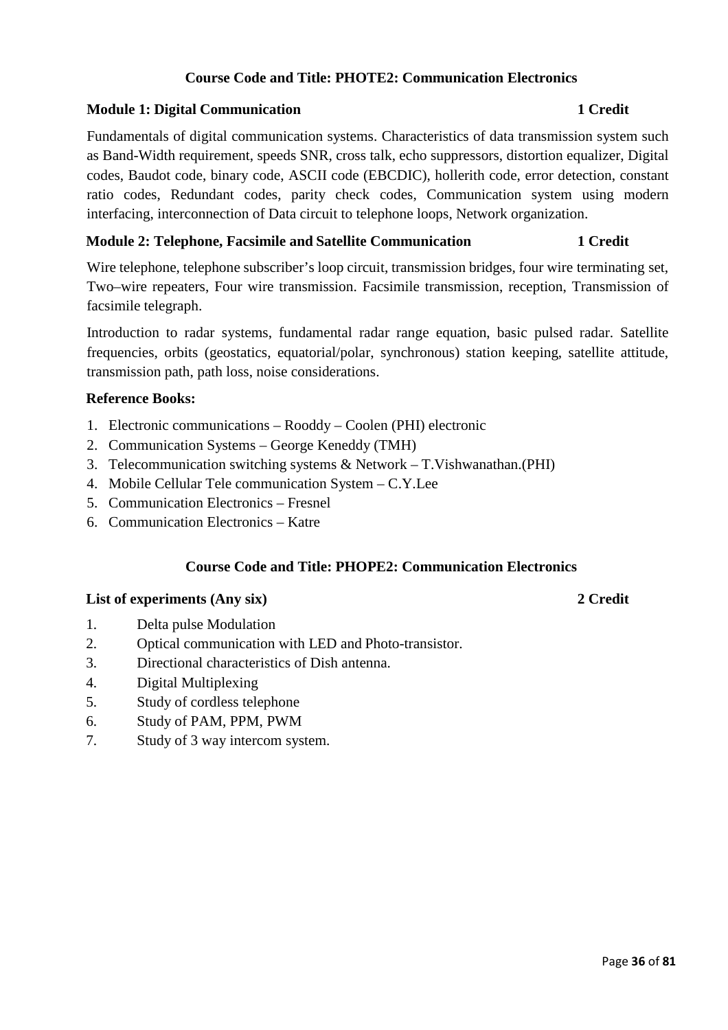### Course Code and Title: PHOTE2: Communication Electronics

**Module 1: Digital Communication** **1 Credit**

Fundamentals of digital communication systems. Characteristics of data transmission system such as Band-Width requirement, speeds SNR, cross talk, echo suppressors, distortion equalizer, Digital codes, Baudot code, binary code, ASCII code (EBCDIC), hollerith code, error detection, constant ratio codes, Redundant codes, parity check codes, Communication system using modern interfacing, interconnection of Data circuit to telephone loops, Network organization.

**Module 2: Telephone, Facsimile and Satellite Communication** **1 Credit**

Wire telephone, telephone subscriber's loop circuit, transmission bridges, four wire terminating set, Two–wire repeaters, Four wire transmission. Facsimile transmission, reception, Transmission of facsimile telegraph.

Introduction to radar systems, fundamental radar range equation, basic pulsed radar. Satellite frequencies, orbits (geostatics, equatorial/polar, synchronous) station keeping, satellite attitude, transmission path, path loss, noise considerations.

**Reference Books:**

1. Electronic communications – Rooddy – Coolen (PHI) electronic
2. Communication Systems – George Keneddy (TMH)
3. Telecommunication switching systems & Network – T.Vishwanathan.(PHI)
4. Mobile Cellular Tele communication System – C.Y.Lee
5. Communication Electronics – Fresnel
6. Communication Electronics – Katre

### Course Code and Title: PHOPE2: Communication Electronics

**List of experiments (Any six)** **2 Credit**

1. Delta pulse Modulation
2. Optical communication with LED and Photo-transistor.
3. Directional characteristics of Dish antenna.
4. Digital Multiplexing
5. Study of cordless telephone
6. Study of PAM, PPM, PWM
7. Study of 3 way intercom system.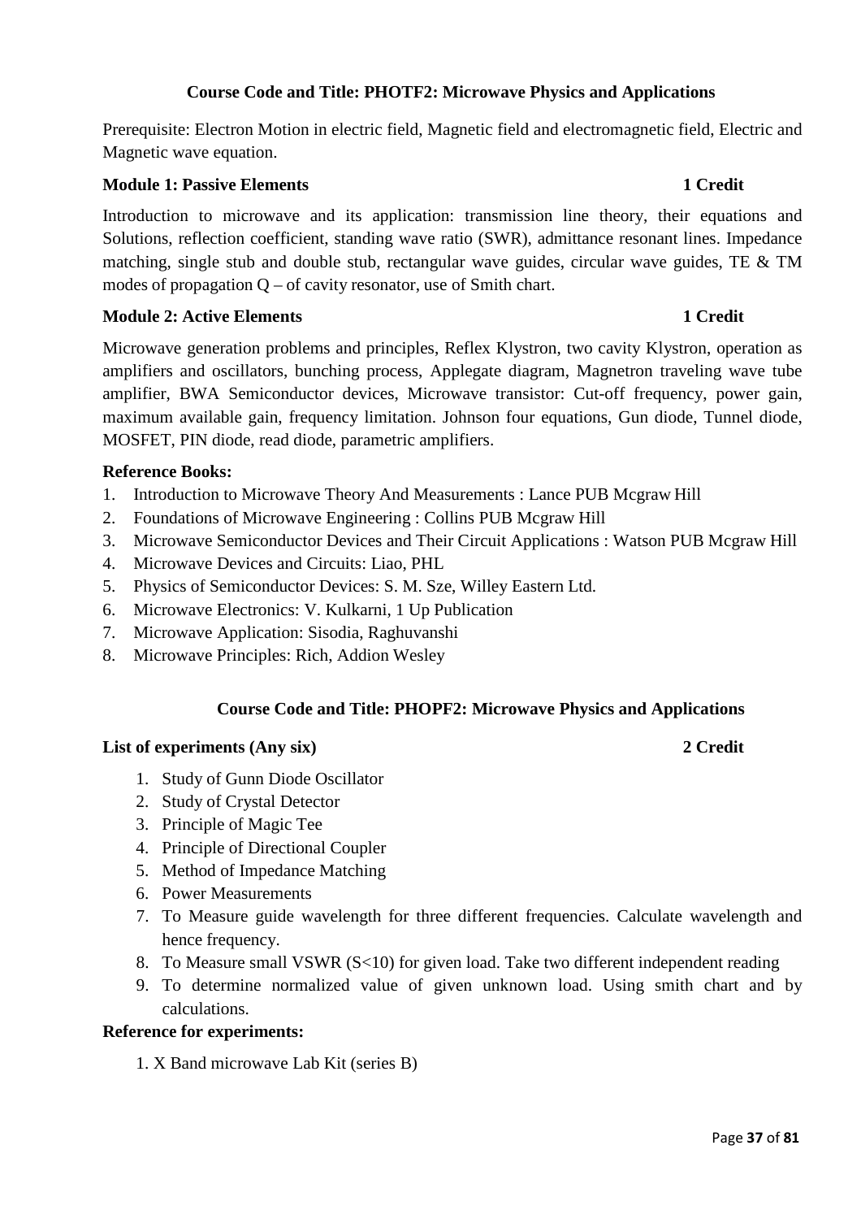**Course Code and Title: PHOTF2: Microwave Physics and Applications**

Prerequisite: Electron Motion in electric field, Magnetic field and electromagnetic field, Electric and Magnetic wave equation.

**Module 1: Passive Elements** **1 Credit**

Introduction to microwave and its application: transmission line theory, their equations and Solutions, reflection coefficient, standing wave ratio (SWR), admittance resonant lines. Impedance matching, single stub and double stub, rectangular wave guides, circular wave guides, TE & TM modes of propagation Q – of cavity resonator, use of Smith chart.

**Module 2: Active Elements** **1 Credit**

Microwave generation problems and principles, Reflex Klystron, two cavity Klystron, operation as amplifiers and oscillators, bunching process, Applegate diagram, Magnetron traveling wave tube amplifier, BWA Semiconductor devices, Microwave transistor: Cut-off frequency, power gain, maximum available gain, frequency limitation. Johnson four equations, Gun diode, Tunnel diode, MOSFET, PIN diode, read diode, parametric amplifiers.

**Reference Books:**

1. Introduction to Microwave Theory And Measurements : Lance PUB Mcgraw Hill
2. Foundations of Microwave Engineering : Collins PUB Mcgraw Hill
3. Microwave Semiconductor Devices and Their Circuit Applications : Watson PUB Mcgraw Hill
4. Microwave Devices and Circuits: Liao, PHL
5. Physics of Semiconductor Devices: S. M. Sze, Willey Eastern Ltd.
6. Microwave Electronics: V. Kulkarni, 1 Up Publication
7. Microwave Application: Sisodia, Raghuvanshi
8. Microwave Principles: Rich, Addion Wesley

**Course Code and Title: PHOPF2: Microwave Physics and Applications**

**List of experiments (Any six)** **2 Credit**

1. Study of Gunn Diode Oscillator
2. Study of Crystal Detector
3. Principle of Magic Tee
4. Principle of Directional Coupler
5. Method of Impedance Matching
6. Power Measurements
7. To Measure guide wavelength for three different frequencies. Calculate wavelength and hence frequency.
8. To Measure small VSWR (S<10) for given load. Take two different independent reading
9. To determine normalized value of given unknown load. Using smith chart and by calculations.

**Reference for experiments:**

1. X Band microwave Lab Kit (series B)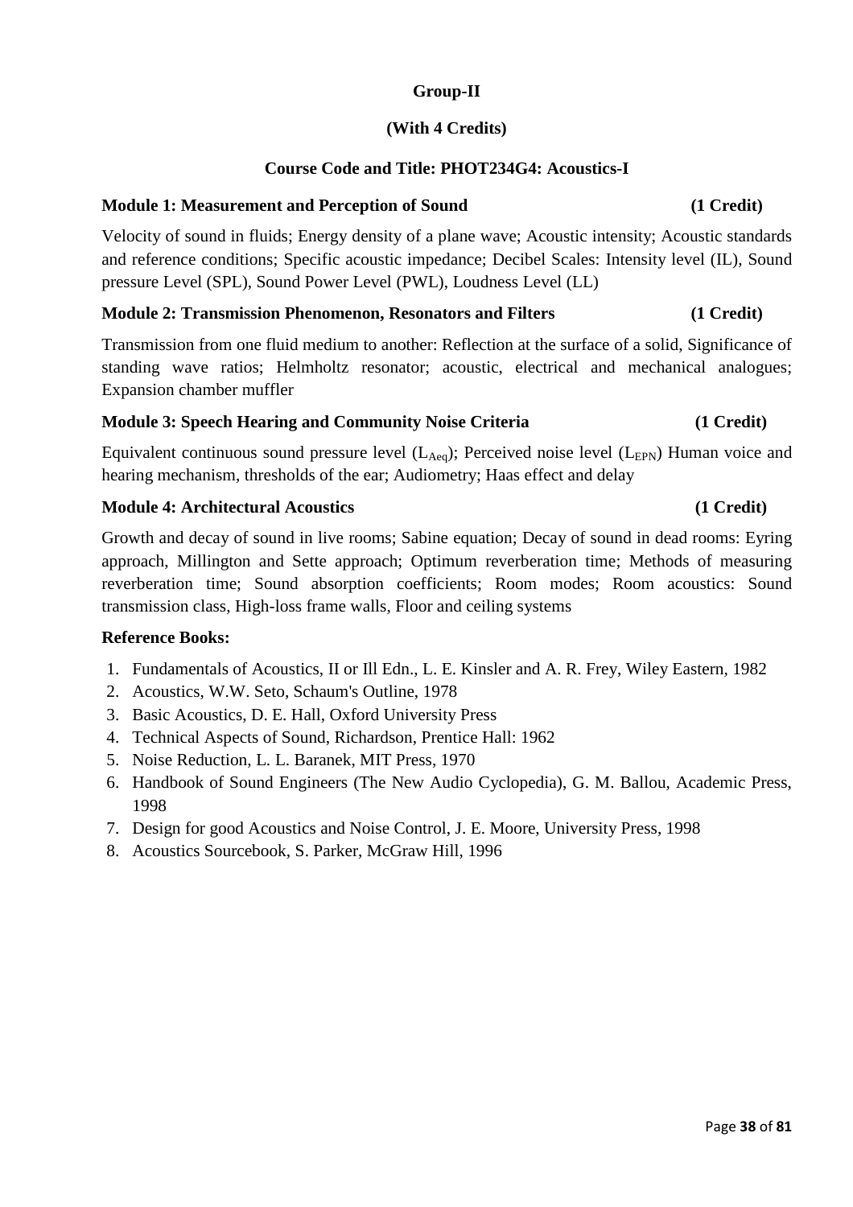**Group-II**

**(With 4 Credits)**

**Course Code and Title: PHOT234G4: Acoustics-I**

**Module 1: Measurement and Perception of Sound (1 Credit)**

Velocity of sound in fluids; Energy density of a plane wave; Acoustic intensity; Acoustic standards and reference conditions; Specific acoustic impedance; Decibel Scales: Intensity level (IL), Sound pressure Level (SPL), Sound Power Level (PWL), Loudness Level (LL)

**Module 2: Transmission Phenomenon, Resonators and Filters (1 Credit)**

Transmission from one fluid medium to another: Reflection at the surface of a solid, Significance of standing wave ratios; Helmholtz resonator; acoustic, electrical and mechanical analogues; Expansion chamber muffler

**Module 3: Speech Hearing and Community Noise Criteria (1 Credit)**

Equivalent continuous sound pressure level ($L_{Aeq}$); Perceived noise level ($L_{EPN}$) Human voice and hearing mechanism, thresholds of the ear; Audiometry; Haas effect and delay

**Module 4: Architectural Acoustics (1 Credit)**

Growth and decay of sound in live rooms; Sabine equation; Decay of sound in dead rooms: Eyring approach, Millington and Sette approach; Optimum reverberation time; Methods of measuring reverberation time; Sound absorption coefficients; Room modes; Room acoustics: Sound transmission class, High-loss frame walls, Floor and ceiling systems

**Reference Books:**

1. Fundamentals of Acoustics, II or Ill Edn., L. E. Kinsler and A. R. Frey, Wiley Eastern, 1982
2. Acoustics, W.W. Seto, Schaum's Outline, 1978
3. Basic Acoustics, D. E. Hall, Oxford University Press
4. Technical Aspects of Sound, Richardson, Prentice Hall: 1962
5. Noise Reduction, L. L. Baranek, MIT Press, 1970
6. Handbook of Sound Engineers (The New Audio Cyclopedia), G. M. Ballou, Academic Press, 1998
7. Design for good Acoustics and Noise Control, J. E. Moore, University Press, 1998
8. Acoustics Sourcebook, S. Parker, McGraw Hill, 1996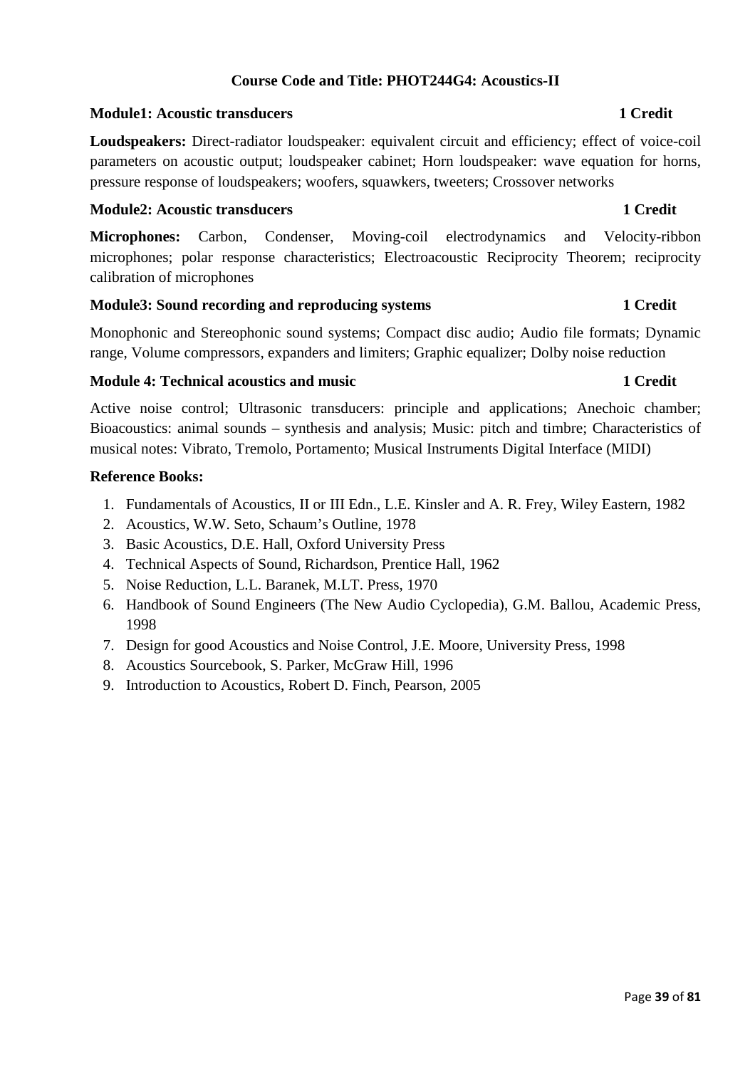## Course Code and Title: PHOT244G4: Acoustics-II

### Module1: Acoustic transducers — 1 Credit

**Loudspeakers:** Direct-radiator loudspeaker: equivalent circuit and efficiency; effect of voice-coil parameters on acoustic output; loudspeaker cabinet; Horn loudspeaker: wave equation for horns, pressure response of loudspeakers; woofers, squawkers, tweeters; Crossover networks

### Module2: Acoustic transducers — 1 Credit

**Microphones:** Carbon, Condenser, Moving-coil electrodynamics and Velocity-ribbon microphones; polar response characteristics; Electroacoustic Reciprocity Theorem; reciprocity calibration of microphones

### Module3: Sound recording and reproducing systems — 1 Credit

Monophonic and Stereophonic sound systems; Compact disc audio; Audio file formats; Dynamic range, Volume compressors, expanders and limiters; Graphic equalizer; Dolby noise reduction

### Module 4: Technical acoustics and music — 1 Credit

Active noise control; Ultrasonic transducers: principle and applications; Anechoic chamber; Bioacoustics: animal sounds – synthesis and analysis; Music: pitch and timbre; Characteristics of musical notes: Vibrato, Tremolo, Portamento; Musical Instruments Digital Interface (MIDI)

### Reference Books:

1. Fundamentals of Acoustics, II or III Edn., L.E. Kinsler and A. R. Frey, Wiley Eastern, 1982
2. Acoustics, W.W. Seto, Schaum's Outline, 1978
3. Basic Acoustics, D.E. Hall, Oxford University Press
4. Technical Aspects of Sound, Richardson, Prentice Hall, 1962
5. Noise Reduction, L.L. Baranek, M.LT. Press, 1970
6. Handbook of Sound Engineers (The New Audio Cyclopedia), G.M. Ballou, Academic Press, 1998
7. Design for good Acoustics and Noise Control, J.E. Moore, University Press, 1998
8. Acoustics Sourcebook, S. Parker, McGraw Hill, 1996
9. Introduction to Acoustics, Robert D. Finch, Pearson, 2005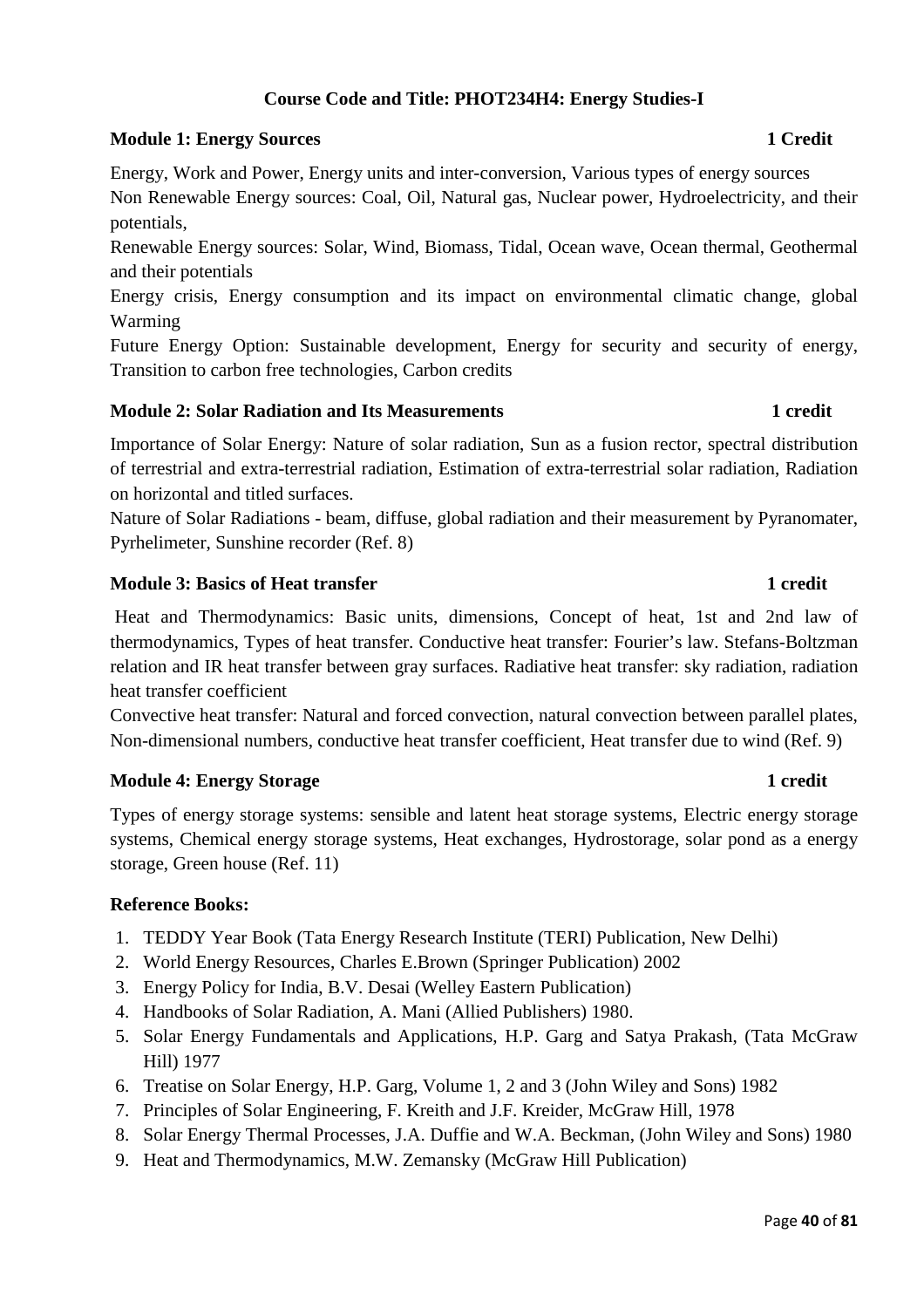## Course Code and Title: PHOT234H4: Energy Studies-I

### Module 1: Energy Sources — 1 Credit

Energy, Work and Power, Energy units and inter-conversion, Various types of energy sources
Non Renewable Energy sources: Coal, Oil, Natural gas, Nuclear power, Hydroelectricity, and their potentials,
Renewable Energy sources: Solar, Wind, Biomass, Tidal, Ocean wave, Ocean thermal, Geothermal and their potentials
Energy crisis, Energy consumption and its impact on environmental climatic change, global Warming
Future Energy Option: Sustainable development, Energy for security and security of energy, Transition to carbon free technologies, Carbon credits

### Module 2: Solar Radiation and Its Measurements — 1 credit

Importance of Solar Energy: Nature of solar radiation, Sun as a fusion rector, spectral distribution of terrestrial and extra-terrestrial radiation, Estimation of extra-terrestrial solar radiation, Radiation on horizontal and titled surfaces.
Nature of Solar Radiations - beam, diffuse, global radiation and their measurement by Pyranomater, Pyrhelimeter, Sunshine recorder (Ref. 8)

### Module 3: Basics of Heat transfer — 1 credit

Heat and Thermodynamics: Basic units, dimensions, Concept of heat, 1st and 2nd law of thermodynamics, Types of heat transfer. Conductive heat transfer: Fourier's law. Stefans-Boltzman relation and IR heat transfer between gray surfaces. Radiative heat transfer: sky radiation, radiation heat transfer coefficient
Convective heat transfer: Natural and forced convection, natural convection between parallel plates, Non-dimensional numbers, conductive heat transfer coefficient, Heat transfer due to wind (Ref. 9)

### Module 4: Energy Storage — 1 credit

Types of energy storage systems: sensible and latent heat storage systems, Electric energy storage systems, Chemical energy storage systems, Heat exchanges, Hydrostorage, solar pond as a energy storage, Green house (Ref. 11)

### Reference Books:

1. TEDDY Year Book (Tata Energy Research Institute (TERI) Publication, New Delhi)
2. World Energy Resources, Charles E.Brown (Springer Publication) 2002
3. Energy Policy for India, B.V. Desai (Welley Eastern Publication)
4. Handbooks of Solar Radiation, A. Mani (Allied Publishers) 1980.
5. Solar Energy Fundamentals and Applications, H.P. Garg and Satya Prakash, (Tata McGraw Hill) 1977
6. Treatise on Solar Energy, H.P. Garg, Volume 1, 2 and 3 (John Wiley and Sons) 1982
7. Principles of Solar Engineering, F. Kreith and J.F. Kreider, McGraw Hill, 1978
8. Solar Energy Thermal Processes, J.A. Duffie and W.A. Beckman, (John Wiley and Sons) 1980
9. Heat and Thermodynamics, M.W. Zemansky (McGraw Hill Publication)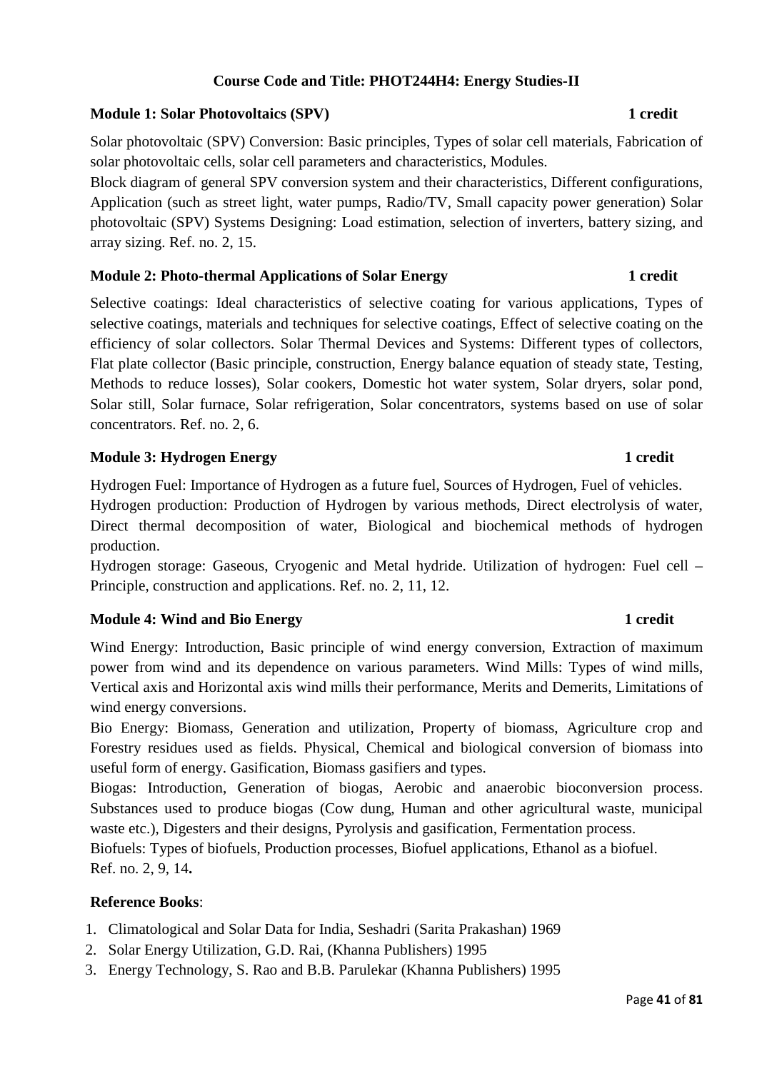## Course Code and Title: PHOT244H4: Energy Studies-II

### Module 1: Solar Photovoltaics (SPV) 1 credit

Solar photovoltaic (SPV) Conversion: Basic principles, Types of solar cell materials, Fabrication of solar photovoltaic cells, solar cell parameters and characteristics, Modules.

Block diagram of general SPV conversion system and their characteristics, Different configurations, Application (such as street light, water pumps, Radio/TV, Small capacity power generation) Solar photovoltaic (SPV) Systems Designing: Load estimation, selection of inverters, battery sizing, and array sizing. Ref. no. 2, 15.

### Module 2: Photo-thermal Applications of Solar Energy 1 credit

Selective coatings: Ideal characteristics of selective coating for various applications, Types of selective coatings, materials and techniques for selective coatings, Effect of selective coating on the efficiency of solar collectors. Solar Thermal Devices and Systems: Different types of collectors, Flat plate collector (Basic principle, construction, Energy balance equation of steady state, Testing, Methods to reduce losses), Solar cookers, Domestic hot water system, Solar dryers, solar pond, Solar still, Solar furnace, Solar refrigeration, Solar concentrators, systems based on use of solar concentrators. Ref. no. 2, 6.

### Module 3: Hydrogen Energy 1 credit

Hydrogen Fuel: Importance of Hydrogen as a future fuel, Sources of Hydrogen, Fuel of vehicles.

Hydrogen production: Production of Hydrogen by various methods, Direct electrolysis of water, Direct thermal decomposition of water, Biological and biochemical methods of hydrogen production.

Hydrogen storage: Gaseous, Cryogenic and Metal hydride. Utilization of hydrogen: Fuel cell – Principle, construction and applications. Ref. no. 2, 11, 12.

### Module 4: Wind and Bio Energy 1 credit

Wind Energy: Introduction, Basic principle of wind energy conversion, Extraction of maximum power from wind and its dependence on various parameters. Wind Mills: Types of wind mills, Vertical axis and Horizontal axis wind mills their performance, Merits and Demerits, Limitations of wind energy conversions.

Bio Energy: Biomass, Generation and utilization, Property of biomass, Agriculture crop and Forestry residues used as fields. Physical, Chemical and biological conversion of biomass into useful form of energy. Gasification, Biomass gasifiers and types.

Biogas: Introduction, Generation of biogas, Aerobic and anaerobic bioconversion process. Substances used to produce biogas (Cow dung, Human and other agricultural waste, municipal waste etc.), Digesters and their designs, Pyrolysis and gasification, Fermentation process.

Biofuels: Types of biofuels, Production processes, Biofuel applications, Ethanol as a biofuel.

Ref. no. 2, 9, 14**.**

**Reference Books**:

1. Climatological and Solar Data for India, Seshadri (Sarita Prakashan) 1969
2. Solar Energy Utilization, G.D. Rai, (Khanna Publishers) 1995
3. Energy Technology, S. Rao and B.B. Parulekar (Khanna Publishers) 1995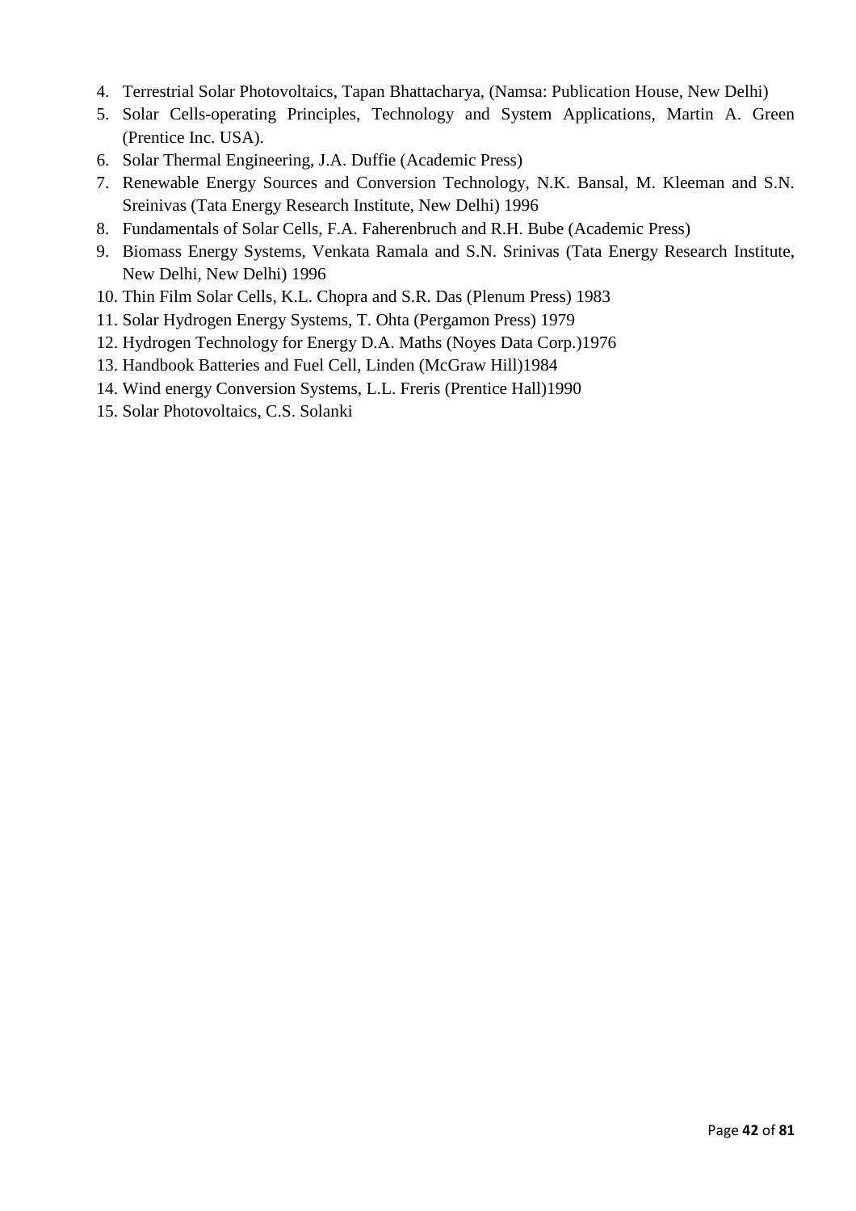4. Terrestrial Solar Photovoltaics, Tapan Bhattacharya, (Namsa: Publication House, New Delhi)
5. Solar Cells-operating Principles, Technology and System Applications, Martin A. Green (Prentice Inc. USA).
6. Solar Thermal Engineering, J.A. Duffie (Academic Press)
7. Renewable Energy Sources and Conversion Technology, N.K. Bansal, M. Kleeman and S.N. Sreinivas (Tata Energy Research Institute, New Delhi) 1996
8. Fundamentals of Solar Cells, F.A. Faherenbruch and R.H. Bube (Academic Press)
9. Biomass Energy Systems, Venkata Ramala and S.N. Srinivas (Tata Energy Research Institute, New Delhi, New Delhi) 1996
10. Thin Film Solar Cells, K.L. Chopra and S.R. Das (Plenum Press) 1983
11. Solar Hydrogen Energy Systems, T. Ohta (Pergamon Press) 1979
12. Hydrogen Technology for Energy D.A. Maths (Noyes Data Corp.)1976
13. Handbook Batteries and Fuel Cell, Linden (McGraw Hill)1984
14. Wind energy Conversion Systems, L.L. Freris (Prentice Hall)1990
15. Solar Photovoltaics, C.S. Solanki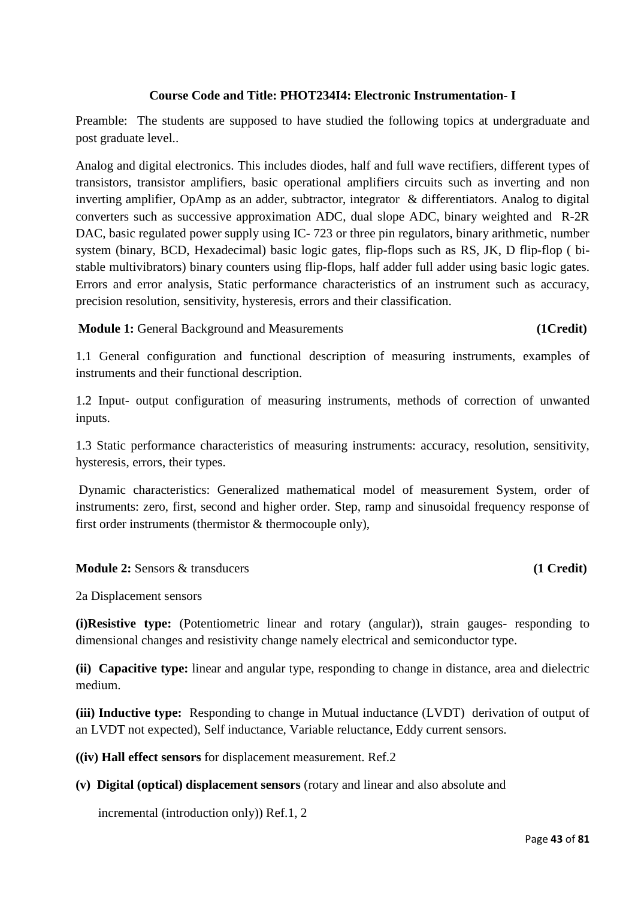**Course Code and Title: PHOT234I4: Electronic Instrumentation- I**

Preamble: The students are supposed to have studied the following topics at undergraduate and post graduate level..

Analog and digital electronics. This includes diodes, half and full wave rectifiers, different types of transistors, transistor amplifiers, basic operational amplifiers circuits such as inverting and non inverting amplifier, OpAmp as an adder, subtractor, integrator & differentiators. Analog to digital converters such as successive approximation ADC, dual slope ADC, binary weighted and R-2R DAC, basic regulated power supply using IC- 723 or three pin regulators, binary arithmetic, number system (binary, BCD, Hexadecimal) basic logic gates, flip-flops such as RS, JK, D flip-flop ( bi-stable multivibrators) binary counters using flip-flops, half adder full adder using basic logic gates. Errors and error analysis, Static performance characteristics of an instrument such as accuracy, precision resolution, sensitivity, hysteresis, errors and their classification.

**Module 1:** General Background and Measurements **(1Credit)**

1.1 General configuration and functional description of measuring instruments, examples of instruments and their functional description.

1.2 Input- output configuration of measuring instruments, methods of correction of unwanted inputs.

1.3 Static performance characteristics of measuring instruments: accuracy, resolution, sensitivity, hysteresis, errors, their types.

Dynamic characteristics: Generalized mathematical model of measurement System, order of instruments: zero, first, second and higher order. Step, ramp and sinusoidal frequency response of first order instruments (thermistor & thermocouple only),

**Module 2:** Sensors & transducers **(1 Credit)**

2a Displacement sensors

**(i)Resistive type:** (Potentiometric linear and rotary (angular)), strain gauges- responding to dimensional changes and resistivity change namely electrical and semiconductor type.

**(ii) Capacitive type:** linear and angular type, responding to change in distance, area and dielectric medium.

**(iii) Inductive type:** Responding to change in Mutual inductance (LVDT) derivation of output of an LVDT not expected), Self inductance, Variable reluctance, Eddy current sensors.

**((iv) Hall effect sensors** for displacement measurement. Ref.2

**(v) Digital (optical) displacement sensors** (rotary and linear and also absolute and incremental (introduction only)) Ref.1, 2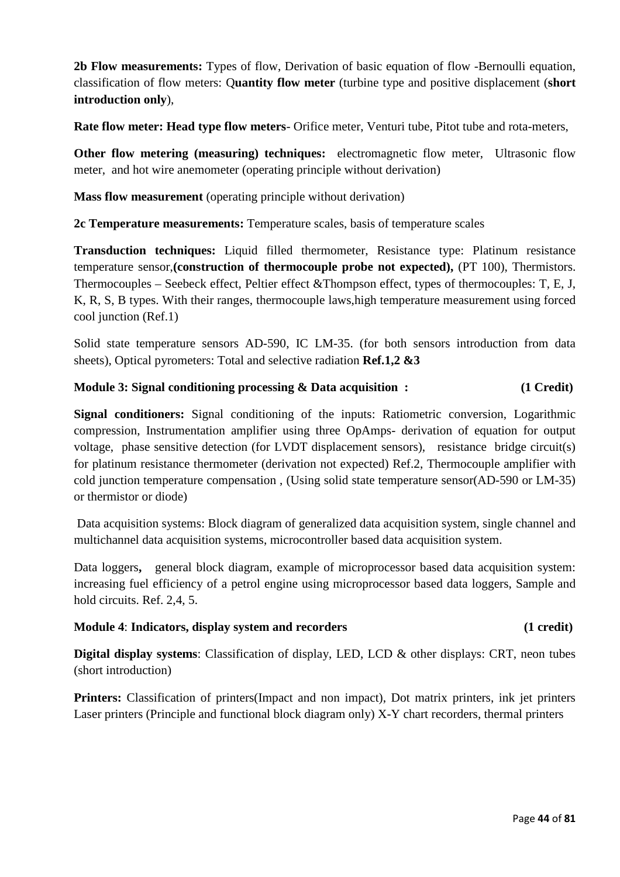**2b Flow measurements:** Types of flow, Derivation of basic equation of flow -Bernoulli equation, classification of flow meters: Q**uantity flow meter** (turbine type and positive displacement (**short introduction only**),

**Rate flow meter: Head type flow meters**- Orifice meter, Venturi tube, Pitot tube and rota-meters,

**Other flow metering (measuring) techniques:** electromagnetic flow meter, Ultrasonic flow meter, and hot wire anemometer (operating principle without derivation)

**Mass flow measurement** (operating principle without derivation)

**2c Temperature measurements:** Temperature scales, basis of temperature scales

**Transduction techniques:** Liquid filled thermometer, Resistance type: Platinum resistance temperature sensor,**(construction of thermocouple probe not expected),** (PT 100), Thermistors. Thermocouples – Seebeck effect, Peltier effect &Thompson effect, types of thermocouples: T, E, J, K, R, S, B types. With their ranges, thermocouple laws,high temperature measurement using forced cool junction (Ref.1)

Solid state temperature sensors AD-590, IC LM-35. (for both sensors introduction from data sheets), Optical pyrometers: Total and selective radiation **Ref.1,2 &3**

**Module 3: Signal conditioning processing & Data acquisition : (1 Credit)**

**Signal conditioners:** Signal conditioning of the inputs: Ratiometric conversion, Logarithmic compression, Instrumentation amplifier using three OpAmps- derivation of equation for output voltage, phase sensitive detection (for LVDT displacement sensors), resistance bridge circuit(s) for platinum resistance thermometer (derivation not expected) Ref.2, Thermocouple amplifier with cold junction temperature compensation , (Using solid state temperature sensor(AD-590 or LM-35) or thermistor or diode)

Data acquisition systems: Block diagram of generalized data acquisition system, single channel and multichannel data acquisition systems, microcontroller based data acquisition system.

Data loggers**,** general block diagram, example of microprocessor based data acquisition system: increasing fuel efficiency of a petrol engine using microprocessor based data loggers, Sample and hold circuits. Ref. 2,4, 5.

**Module 4**: **Indicators, display system and recorders (1 credit)**

**Digital display systems**: Classification of display, LED, LCD & other displays: CRT, neon tubes (short introduction)

**Printers:** Classification of printers(Impact and non impact), Dot matrix printers, ink jet printers Laser printers (Principle and functional block diagram only) X-Y chart recorders, thermal printers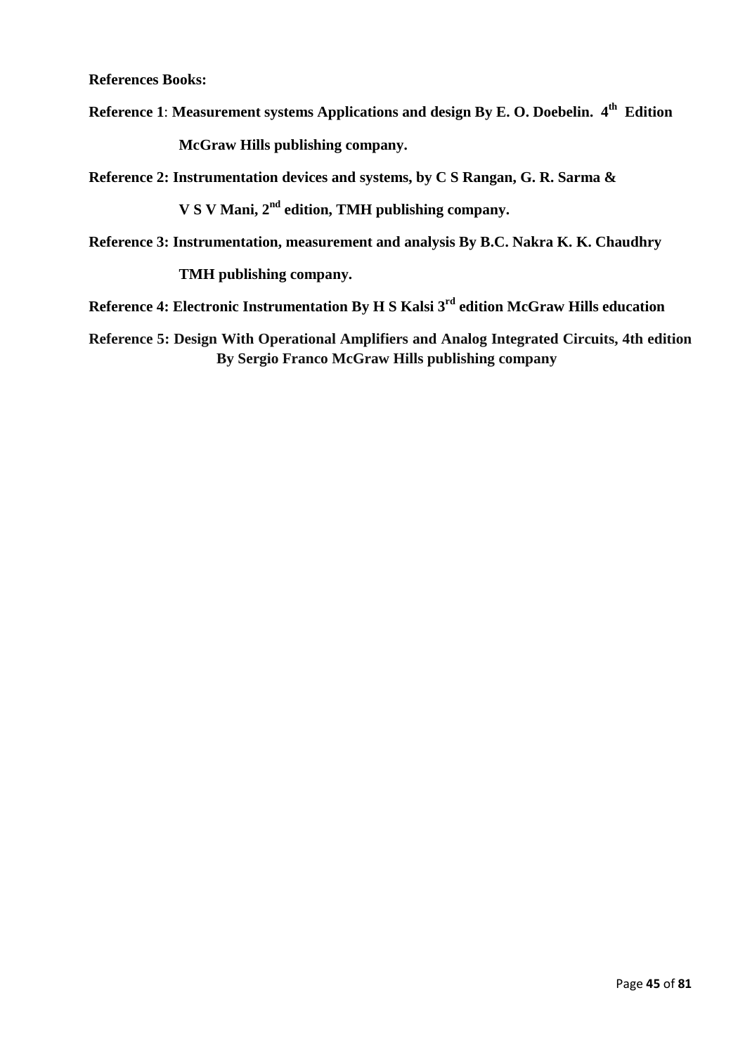**References Books:**

**Reference 1**: **Measurement systems Applications and design By E. O. Doebelin. 4th Edition McGraw Hills publishing company.**

**Reference 2: Instrumentation devices and systems, by C S Rangan, G. R. Sarma & V S V Mani, 2nd edition, TMH publishing company.**

**Reference 3: Instrumentation, measurement and analysis By B.C. Nakra K. K. Chaudhry TMH publishing company.**

**Reference 4: Electronic Instrumentation By H S Kalsi 3rd edition McGraw Hills education**

**Reference 5: Design With Operational Amplifiers and Analog Integrated Circuits, 4th edition By Sergio Franco McGraw Hills publishing company**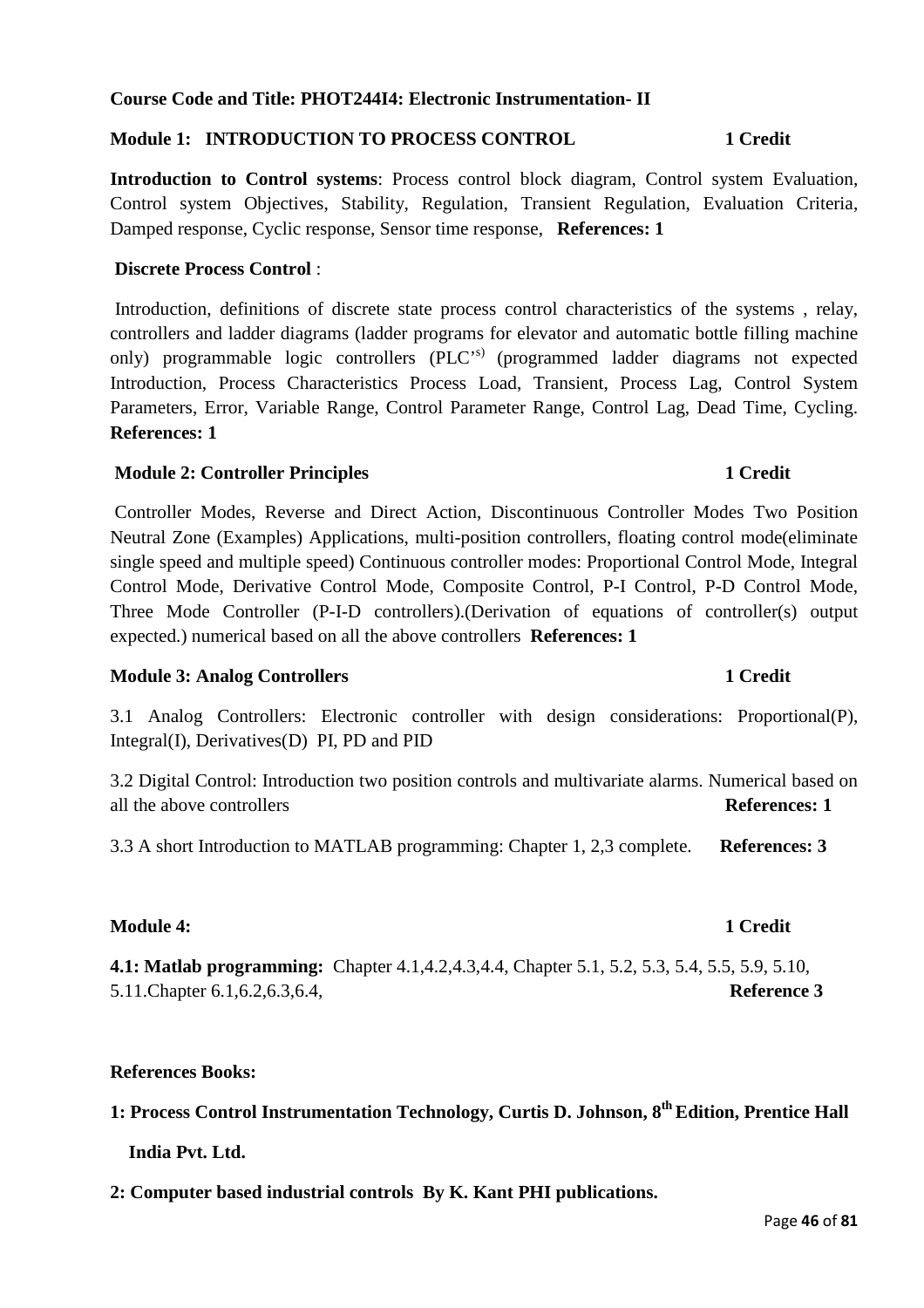**Course Code and Title: PHOT244I4: Electronic Instrumentation- II**

**Module 1: INTRODUCTION TO PROCESS CONTROL 1 Credit**

**Introduction to Control systems**: Process control block diagram, Control system Evaluation, Control system Objectives, Stability, Regulation, Transient Regulation, Evaluation Criteria, Damped response, Cyclic response, Sensor time response, **References: 1**

**Discrete Process Control** :

Introduction, definitions of discrete state process control characteristics of the systems , relay, controllers and ladder diagrams (ladder programs for elevator and automatic bottle filling machine only) programmable logic controllers (PLC'^s)^ (programmed ladder diagrams not expected Introduction, Process Characteristics Process Load, Transient, Process Lag, Control System Parameters, Error, Variable Range, Control Parameter Range, Control Lag, Dead Time, Cycling. **References: 1**

**Module 2: Controller Principles 1 Credit**

Controller Modes, Reverse and Direct Action, Discontinuous Controller Modes Two Position Neutral Zone (Examples) Applications, multi-position controllers, floating control mode(eliminate single speed and multiple speed) Continuous controller modes: Proportional Control Mode, Integral Control Mode, Derivative Control Mode, Composite Control, P-I Control, P-D Control Mode, Three Mode Controller (P-I-D controllers).(Derivation of equations of controller(s) output expected.) numerical based on all the above controllers **References: 1**

**Module 3: Analog Controllers 1 Credit**

3.1 Analog Controllers: Electronic controller with design considerations: Proportional(P), Integral(I), Derivatives(D) PI, PD and PID

3.2 Digital Control: Introduction two position controls and multivariate alarms. Numerical based on all the above controllers **References: 1**

3.3 A short Introduction to MATLAB programming: Chapter 1, 2,3 complete. **References: 3**

**Module 4: 1 Credit**

**4.1: Matlab programming:** Chapter 4.1,4.2,4.3,4.4, Chapter 5.1, 5.2, 5.3, 5.4, 5.5, 5.9, 5.10, 5.11.Chapter 6.1,6.2,6.3,6.4, **Reference 3**

**References Books:**

**1: Process Control Instrumentation Technology, Curtis D. Johnson, 8th Edition, Prentice Hall India Pvt. Ltd.**

**2: Computer based industrial controls By K. Kant PHI publications.**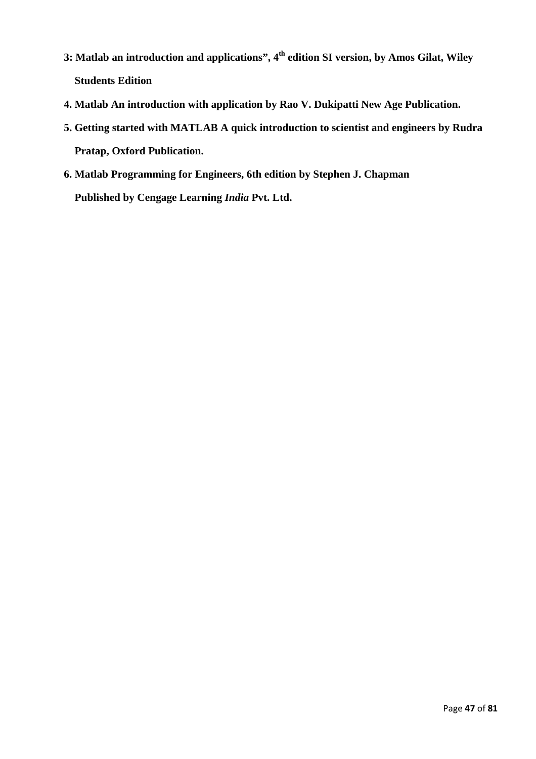**3: Matlab an introduction and applications", $4^{th}$ edition SI version, by Amos Gilat, Wiley Students Edition**

**4. Matlab An introduction with application by Rao V. Dukipatti New Age Publication.**

**5. Getting started with MATLAB A quick introduction to scientist and engineers by Rudra Pratap, Oxford Publication.**

**6. Matlab Programming for Engineers, 6th edition by Stephen J. Chapman Published by Cengage Learning *India* Pvt. Ltd.**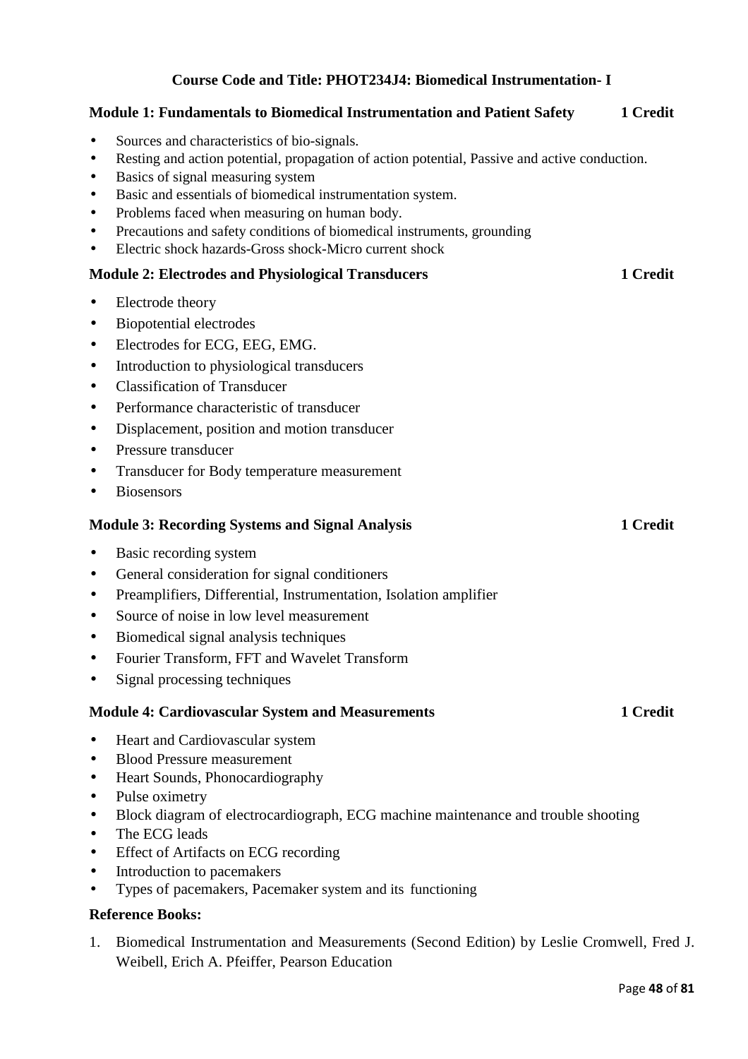## Course Code and Title: PHOT234J4: Biomedical Instrumentation- I

### Module 1: Fundamentals to Biomedical Instrumentation and Patient Safety — 1 Credit

- Sources and characteristics of bio-signals.
- Resting and action potential, propagation of action potential, Passive and active conduction.
- Basics of signal measuring system
- Basic and essentials of biomedical instrumentation system.
- Problems faced when measuring on human body.
- Precautions and safety conditions of biomedical instruments, grounding
- Electric shock hazards-Gross shock-Micro current shock

### Module 2: Electrodes and Physiological Transducers — 1 Credit

- Electrode theory
- Biopotential electrodes
- Electrodes for ECG, EEG, EMG.
- Introduction to physiological transducers
- Classification of Transducer
- Performance characteristic of transducer
- Displacement, position and motion transducer
- Pressure transducer
- Transducer for Body temperature measurement
- Biosensors

### Module 3: Recording Systems and Signal Analysis — 1 Credit

- Basic recording system
- General consideration for signal conditioners
- Preamplifiers, Differential, Instrumentation, Isolation amplifier
- Source of noise in low level measurement
- Biomedical signal analysis techniques
- Fourier Transform, FFT and Wavelet Transform
- Signal processing techniques

### Module 4: Cardiovascular System and Measurements — 1 Credit

- Heart and Cardiovascular system
- Blood Pressure measurement
- Heart Sounds, Phonocardiography
- Pulse oximetry
- Block diagram of electrocardiograph, ECG machine maintenance and trouble shooting
- The ECG leads
- Effect of Artifacts on ECG recording
- Introduction to pacemakers
- Types of pacemakers, Pacemaker system and its functioning

### Reference Books:

1. Biomedical Instrumentation and Measurements (Second Edition) by Leslie Cromwell, Fred J. Weibell, Erich A. Pfeiffer, Pearson Education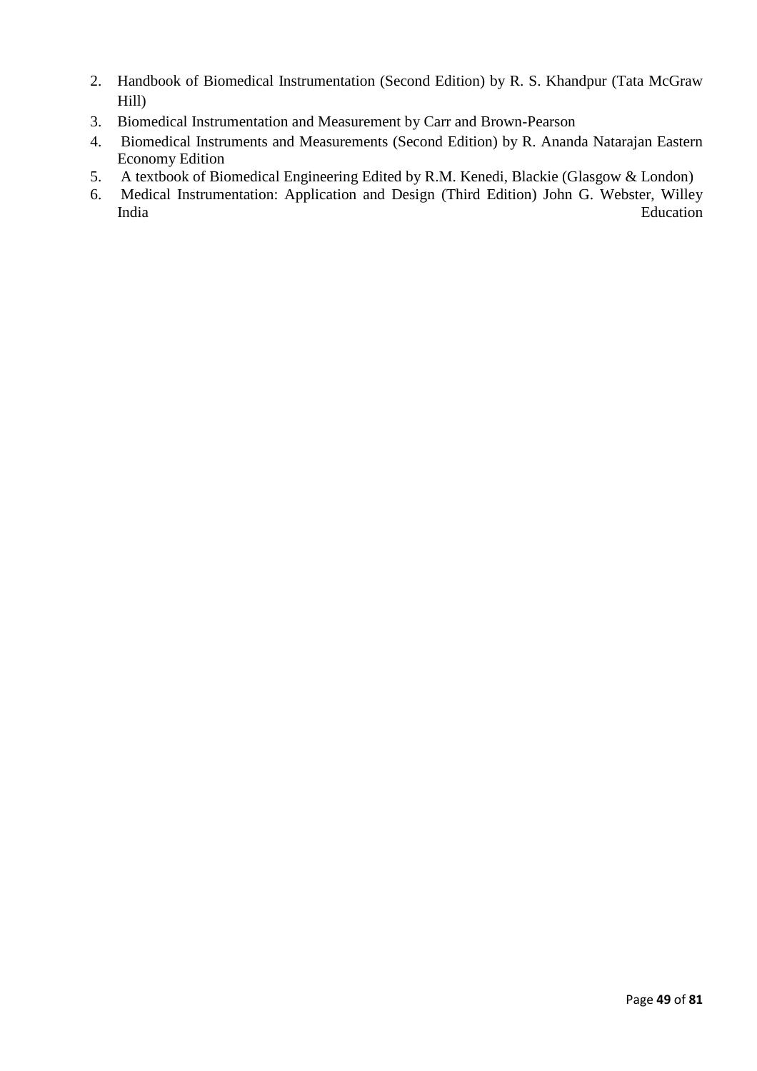2. Handbook of Biomedical Instrumentation (Second Edition) by R. S. Khandpur (Tata McGraw Hill)
3. Biomedical Instrumentation and Measurement by Carr and Brown-Pearson
4. Biomedical Instruments and Measurements (Second Edition) by R. Ananda Natarajan Eastern Economy Edition
5. A textbook of Biomedical Engineering Edited by R.M. Kenedi, Blackie (Glasgow & London)
6. Medical Instrumentation: Application and Design (Third Edition) John G. Webster, Willey India Education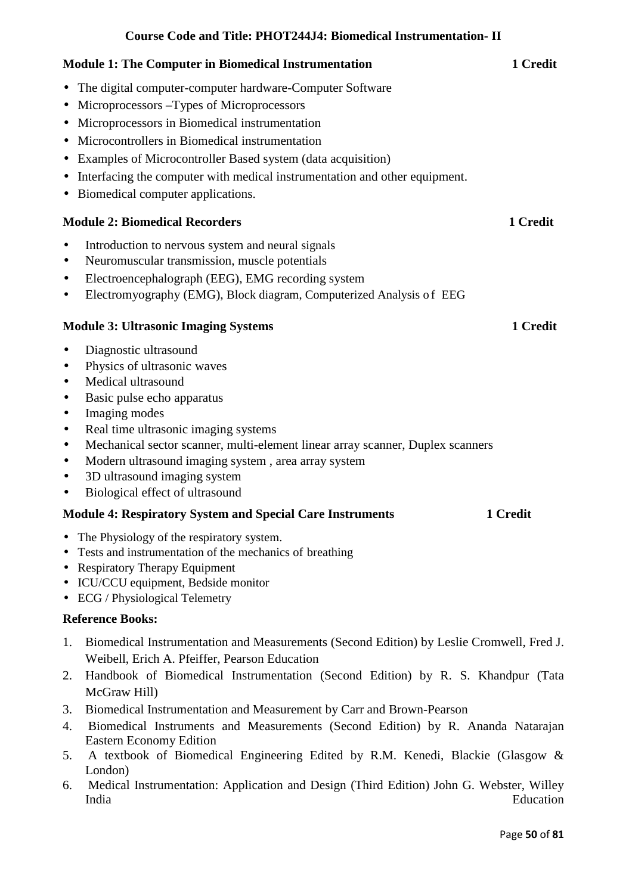**Course Code and Title: PHOT244J4: Biomedical Instrumentation- II**

**Module 1: The Computer in Biomedical Instrumentation** **1 Credit**

- The digital computer-computer hardware-Computer Software
- Microprocessors –Types of Microprocessors
- Microprocessors in Biomedical instrumentation
- Microcontrollers in Biomedical instrumentation
- Examples of Microcontroller Based system (data acquisition)
- Interfacing the computer with medical instrumentation and other equipment.
- Biomedical computer applications.

**Module 2: Biomedical Recorders** **1 Credit**

- Introduction to nervous system and neural signals
- Neuromuscular transmission, muscle potentials
- Electroencephalograph (EEG), EMG recording system
- Electromyography (EMG), Block diagram, Computerized Analysis of EEG

**Module 3: Ultrasonic Imaging Systems** **1 Credit**

- Diagnostic ultrasound
- Physics of ultrasonic waves
- Medical ultrasound
- Basic pulse echo apparatus
- Imaging modes
- Real time ultrasonic imaging systems
- Mechanical sector scanner, multi-element linear array scanner, Duplex scanners
- Modern ultrasound imaging system , area array system
- 3D ultrasound imaging system
- Biological effect of ultrasound

**Module 4: Respiratory System and Special Care Instruments** **1 Credit**

- The Physiology of the respiratory system.
- Tests and instrumentation of the mechanics of breathing
- Respiratory Therapy Equipment
- ICU/CCU equipment, Bedside monitor
- ECG / Physiological Telemetry

**Reference Books:**

1. Biomedical Instrumentation and Measurements (Second Edition) by Leslie Cromwell, Fred J. Weibell, Erich A. Pfeiffer, Pearson Education
2. Handbook of Biomedical Instrumentation (Second Edition) by R. S. Khandpur (Tata McGraw Hill)
3. Biomedical Instrumentation and Measurement by Carr and Brown-Pearson
4. Biomedical Instruments and Measurements (Second Edition) by R. Ananda Natarajan Eastern Economy Edition
5. A textbook of Biomedical Engineering Edited by R.M. Kenedi, Blackie (Glasgow & London)
6. Medical Instrumentation: Application and Design (Third Edition) John G. Webster, Willey India Education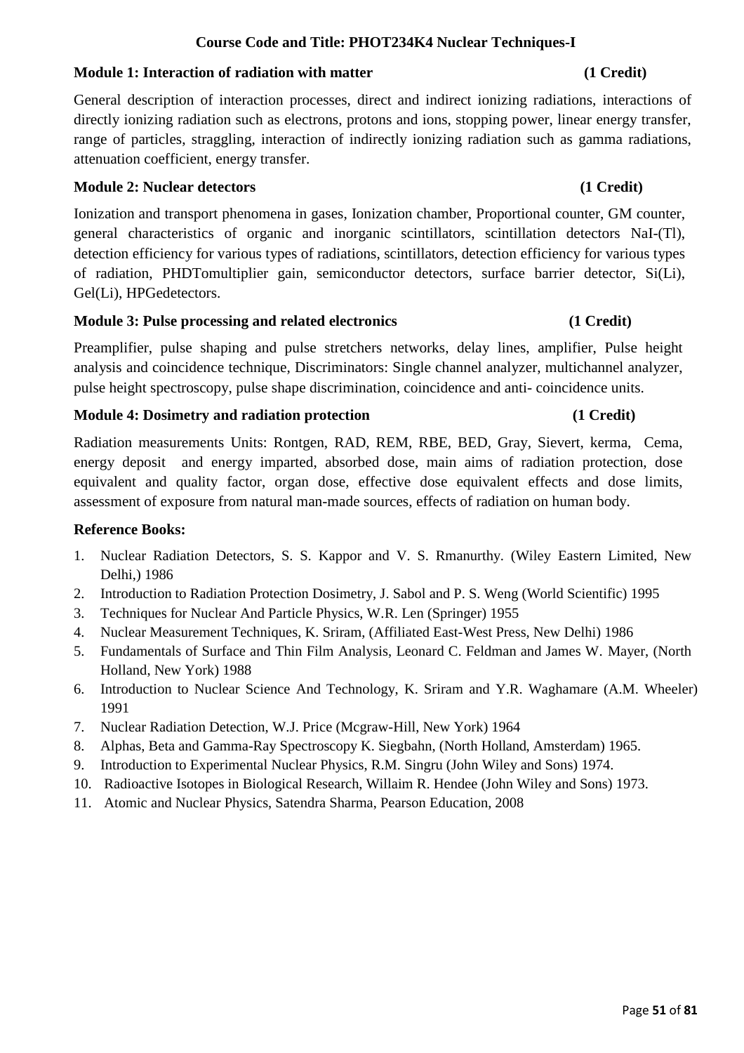## Course Code and Title: PHOT234K4 Nuclear Techniques-I

### Module 1: Interaction of radiation with matter (1 Credit)

General description of interaction processes, direct and indirect ionizing radiations, interactions of directly ionizing radiation such as electrons, protons and ions, stopping power, linear energy transfer, range of particles, straggling, interaction of indirectly ionizing radiation such as gamma radiations, attenuation coefficient, energy transfer.

### Module 2: Nuclear detectors (1 Credit)

Ionization and transport phenomena in gases, Ionization chamber, Proportional counter, GM counter, general characteristics of organic and inorganic scintillators, scintillation detectors NaI-(Tl), detection efficiency for various types of radiations, scintillators, detection efficiency for various types of radiation, PHDTomultiplier gain, semiconductor detectors, surface barrier detector, Si(Li), Gel(Li), HPGedetectors.

### Module 3: Pulse processing and related electronics (1 Credit)

Preamplifier, pulse shaping and pulse stretchers networks, delay lines, amplifier, Pulse height analysis and coincidence technique, Discriminators: Single channel analyzer, multichannel analyzer, pulse height spectroscopy, pulse shape discrimination, coincidence and anti- coincidence units.

### Module 4: Dosimetry and radiation protection (1 Credit)

Radiation measurements Units: Rontgen, RAD, REM, RBE, BED, Gray, Sievert, kerma, Cema, energy deposit and energy imparted, absorbed dose, main aims of radiation protection, dose equivalent and quality factor, organ dose, effective dose equivalent effects and dose limits, assessment of exposure from natural man-made sources, effects of radiation on human body.

### Reference Books:

1. Nuclear Radiation Detectors, S. S. Kappor and V. S. Rmanurthy. (Wiley Eastern Limited, New Delhi,) 1986
2. Introduction to Radiation Protection Dosimetry, J. Sabol and P. S. Weng (World Scientific) 1995
3. Techniques for Nuclear And Particle Physics, W.R. Len (Springer) 1955
4. Nuclear Measurement Techniques, K. Sriram, (Affiliated East-West Press, New Delhi) 1986
5. Fundamentals of Surface and Thin Film Analysis, Leonard C. Feldman and James W. Mayer, (North Holland, New York) 1988
6. Introduction to Nuclear Science And Technology, K. Sriram and Y.R. Waghamare (A.M. Wheeler) 1991
7. Nuclear Radiation Detection, W.J. Price (Mcgraw-Hill, New York) 1964
8. Alphas, Beta and Gamma-Ray Spectroscopy K. Siegbahn, (North Holland, Amsterdam) 1965.
9. Introduction to Experimental Nuclear Physics, R.M. Singru (John Wiley and Sons) 1974.
10. Radioactive Isotopes in Biological Research, Willaim R. Hendee (John Wiley and Sons) 1973.
11. Atomic and Nuclear Physics, Satendra Sharma, Pearson Education, 2008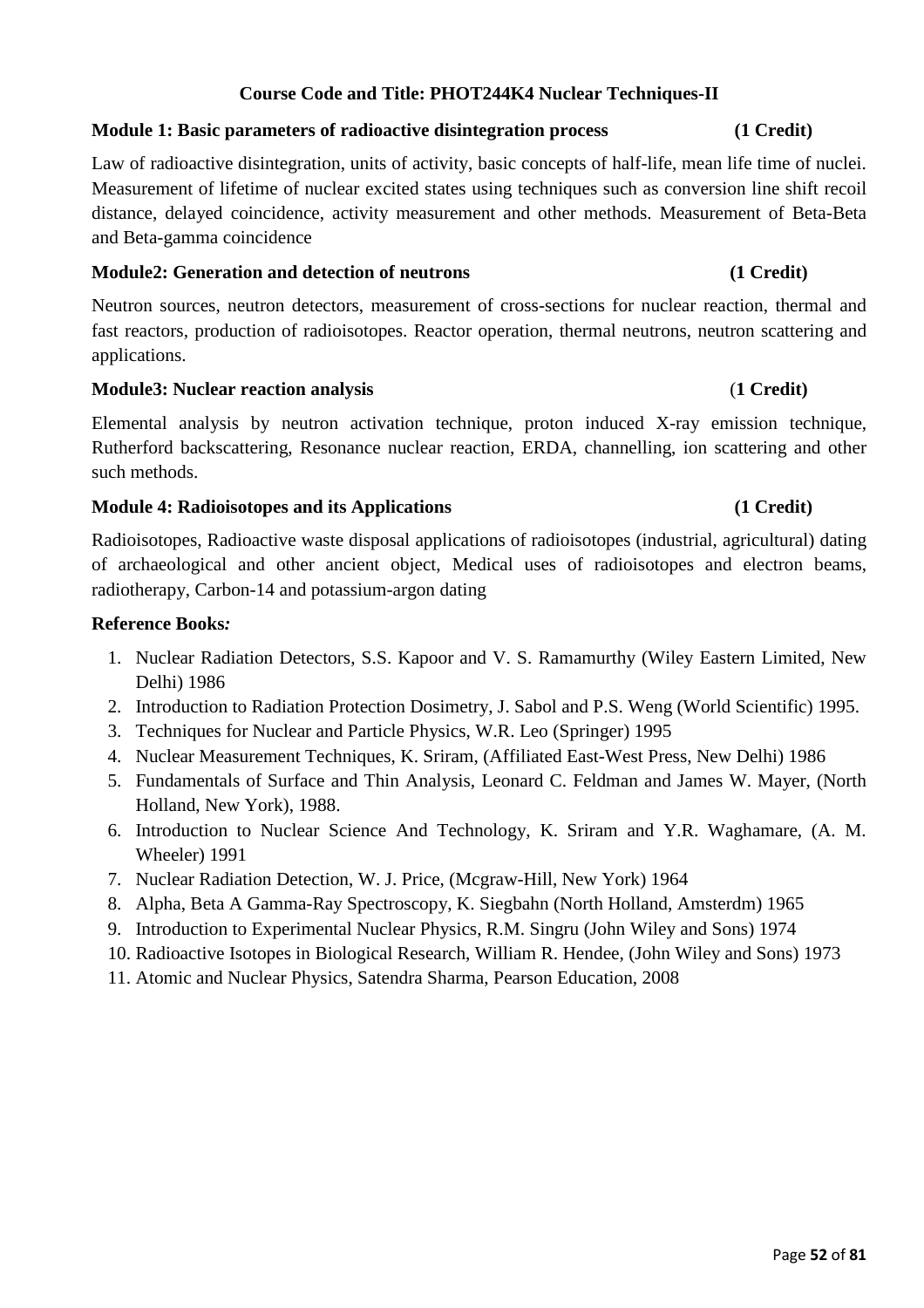## Course Code and Title: PHOT244K4 Nuclear Techniques-II

**Module 1: Basic parameters of radioactive disintegration process (1 Credit)**

Law of radioactive disintegration, units of activity, basic concepts of half-life, mean life time of nuclei. Measurement of lifetime of nuclear excited states using techniques such as conversion line shift recoil distance, delayed coincidence, activity measurement and other methods. Measurement of Beta-Beta and Beta-gamma coincidence

**Module2: Generation and detection of neutrons (1 Credit)**

Neutron sources, neutron detectors, measurement of cross-sections for nuclear reaction, thermal and fast reactors, production of radioisotopes. Reactor operation, thermal neutrons, neutron scattering and applications.

**Module3: Nuclear reaction analysis (1 Credit)**

Elemental analysis by neutron activation technique, proton induced X-ray emission technique, Rutherford backscattering, Resonance nuclear reaction, ERDA, channelling, ion scattering and other such methods.

**Module 4: Radioisotopes and its Applications (1 Credit)**

Radioisotopes, Radioactive waste disposal applications of radioisotopes (industrial, agricultural) dating of archaeological and other ancient object, Medical uses of radioisotopes and electron beams, radiotherapy, Carbon-14 and potassium-argon dating

**Reference Books:**

1. Nuclear Radiation Detectors, S.S. Kapoor and V. S. Ramamurthy (Wiley Eastern Limited, New Delhi) 1986
2. Introduction to Radiation Protection Dosimetry, J. Sabol and P.S. Weng (World Scientific) 1995.
3. Techniques for Nuclear and Particle Physics, W.R. Leo (Springer) 1995
4. Nuclear Measurement Techniques, K. Sriram, (Affiliated East-West Press, New Delhi) 1986
5. Fundamentals of Surface and Thin Analysis, Leonard C. Feldman and James W. Mayer, (North Holland, New York), 1988.
6. Introduction to Nuclear Science And Technology, K. Sriram and Y.R. Waghamare, (A. M. Wheeler) 1991
7. Nuclear Radiation Detection, W. J. Price, (Mcgraw-Hill, New York) 1964
8. Alpha, Beta A Gamma-Ray Spectroscopy, K. Siegbahn (North Holland, Amsterdm) 1965
9. Introduction to Experimental Nuclear Physics, R.M. Singru (John Wiley and Sons) 1974
10. Radioactive Isotopes in Biological Research, William R. Hendee, (John Wiley and Sons) 1973
11. Atomic and Nuclear Physics, Satendra Sharma, Pearson Education, 2008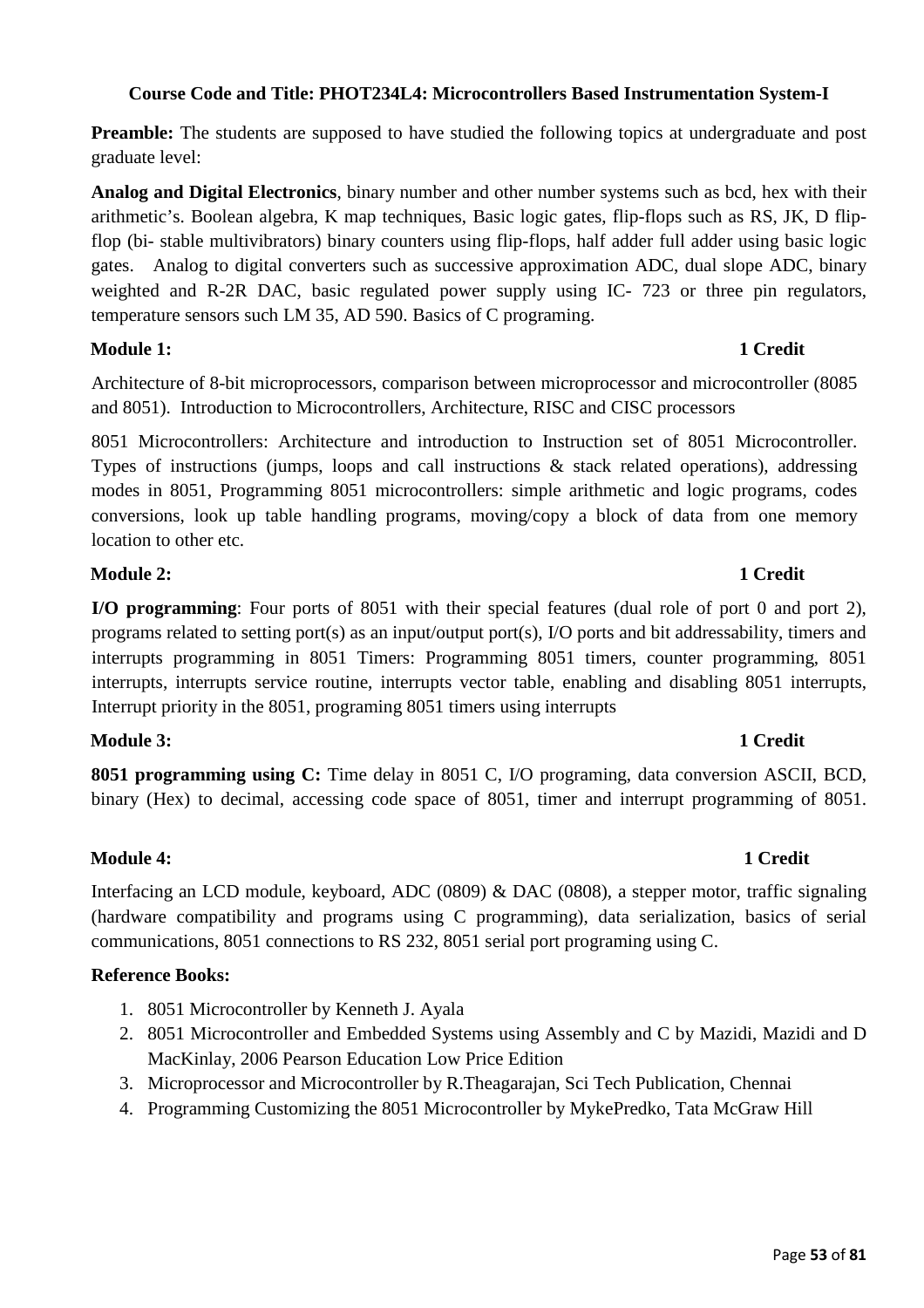**Course Code and Title: PHOT234L4: Microcontrollers Based Instrumentation System-I**

**Preamble:** The students are supposed to have studied the following topics at undergraduate and post graduate level:

**Analog and Digital Electronics**, binary number and other number systems such as bcd, hex with their arithmetic's. Boolean algebra, K map techniques, Basic logic gates, flip-flops such as RS, JK, D flip-flop (bi- stable multivibrators) binary counters using flip-flops, half adder full adder using basic logic gates. Analog to digital converters such as successive approximation ADC, dual slope ADC, binary weighted and R-2R DAC, basic regulated power supply using IC- 723 or three pin regulators, temperature sensors such LM 35, AD 590. Basics of C programing.

**Module 1: 1 Credit**

Architecture of 8-bit microprocessors, comparison between microprocessor and microcontroller (8085 and 8051). Introduction to Microcontrollers, Architecture, RISC and CISC processors

8051 Microcontrollers: Architecture and introduction to Instruction set of 8051 Microcontroller. Types of instructions (jumps, loops and call instructions & stack related operations), addressing modes in 8051, Programming 8051 microcontrollers: simple arithmetic and logic programs, codes conversions, look up table handling programs, moving/copy a block of data from one memory location to other etc.

**Module 2: 1 Credit**

**I/O programming**: Four ports of 8051 with their special features (dual role of port 0 and port 2), programs related to setting port(s) as an input/output port(s), I/O ports and bit addressability, timers and interrupts programming in 8051 Timers: Programming 8051 timers, counter programming, 8051 interrupts, interrupts service routine, interrupts vector table, enabling and disabling 8051 interrupts, Interrupt priority in the 8051, programing 8051 timers using interrupts

**Module 3: 1 Credit**

**8051 programming using C:** Time delay in 8051 C, I/O programing, data conversion ASCII, BCD, binary (Hex) to decimal, accessing code space of 8051, timer and interrupt programming of 8051.

**Module 4: 1 Credit**

Interfacing an LCD module, keyboard, ADC (0809) & DAC (0808), a stepper motor, traffic signaling (hardware compatibility and programs using C programming), data serialization, basics of serial communications, 8051 connections to RS 232, 8051 serial port programing using C.

**Reference Books:**

1. 8051 Microcontroller by Kenneth J. Ayala
2. 8051 Microcontroller and Embedded Systems using Assembly and C by Mazidi, Mazidi and D MacKinlay, 2006 Pearson Education Low Price Edition
3. Microprocessor and Microcontroller by R.Theagarajan, Sci Tech Publication, Chennai
4. Programming Customizing the 8051 Microcontroller by MykePredko, Tata McGraw Hill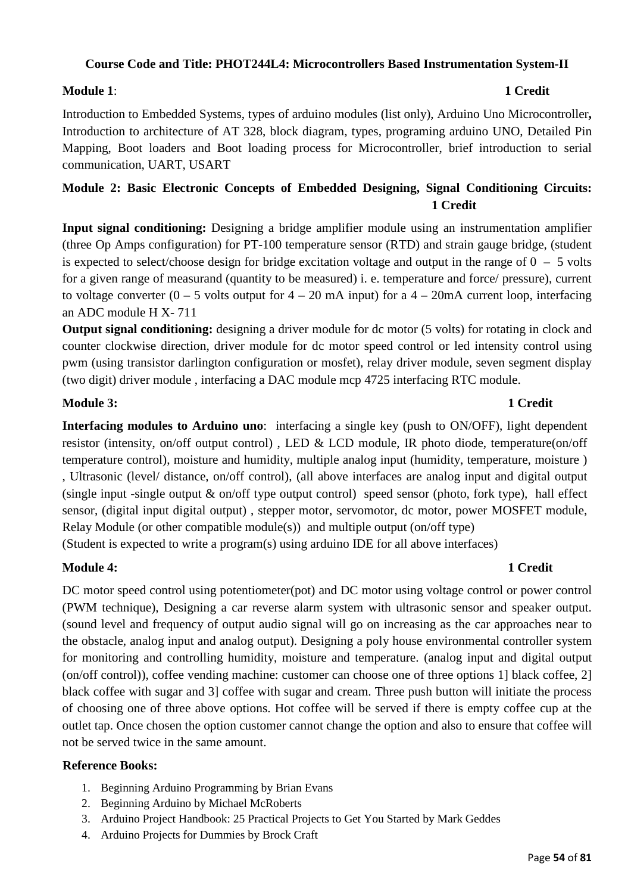**Course Code and Title: PHOT244L4: Microcontrollers Based Instrumentation System-II**

**Module 1**: **1 Credit**

Introduction to Embedded Systems, types of arduino modules (list only), Arduino Uno Microcontroller**,** Introduction to architecture of AT 328, block diagram, types, programing arduino UNO, Detailed Pin Mapping, Boot loaders and Boot loading process for Microcontroller, brief introduction to serial communication, UART, USART

**Module 2: Basic Electronic Concepts of Embedded Designing, Signal Conditioning Circuits: 1 Credit**

**Input signal conditioning:** Designing a bridge amplifier module using an instrumentation amplifier (three Op Amps configuration) for PT-100 temperature sensor (RTD) and strain gauge bridge, (student is expected to select/choose design for bridge excitation voltage and output in the range of 0 – 5 volts for a given range of measurand (quantity to be measured) i. e. temperature and force/ pressure), current to voltage converter (0 – 5 volts output for 4 – 20 mA input) for a 4 – 20mA current loop, interfacing an ADC module H X- 711

**Output signal conditioning:** designing a driver module for dc motor (5 volts) for rotating in clock and counter clockwise direction, driver module for dc motor speed control or led intensity control using pwm (using transistor darlington configuration or mosfet), relay driver module, seven segment display (two digit) driver module , interfacing a DAC module mcp 4725 interfacing RTC module.

**Module 3:** **1 Credit**

**Interfacing modules to Arduino uno**: interfacing a single key (push to ON/OFF), light dependent resistor (intensity, on/off output control) , LED & LCD module, IR photo diode, temperature(on/off temperature control), moisture and humidity, multiple analog input (humidity, temperature, moisture ) , Ultrasonic (level/ distance, on/off control), (all above interfaces are analog input and digital output (single input -single output & on/off type output control) speed sensor (photo, fork type), hall effect sensor, (digital input digital output) , stepper motor, servomotor, dc motor, power MOSFET module, Relay Module (or other compatible module(s)) and multiple output (on/off type)
(Student is expected to write a program(s) using arduino IDE for all above interfaces)

**Module 4:** **1 Credit**

DC motor speed control using potentiometer(pot) and DC motor using voltage control or power control (PWM technique), Designing a car reverse alarm system with ultrasonic sensor and speaker output. (sound level and frequency of output audio signal will go on increasing as the car approaches near to the obstacle, analog input and analog output). Designing a poly house environmental controller system for monitoring and controlling humidity, moisture and temperature. (analog input and digital output (on/off control)), coffee vending machine: customer can choose one of three options 1] black coffee, 2] black coffee with sugar and 3] coffee with sugar and cream. Three push button will initiate the process of choosing one of three above options. Hot coffee will be served if there is empty coffee cup at the outlet tap. Once chosen the option customer cannot change the option and also to ensure that coffee will not be served twice in the same amount.

**Reference Books:**

1. Beginning Arduino Programming by Brian Evans
2. Beginning Arduino by Michael McRoberts
3. Arduino Project Handbook: 25 Practical Projects to Get You Started by Mark Geddes
4. Arduino Projects for Dummies by Brock Craft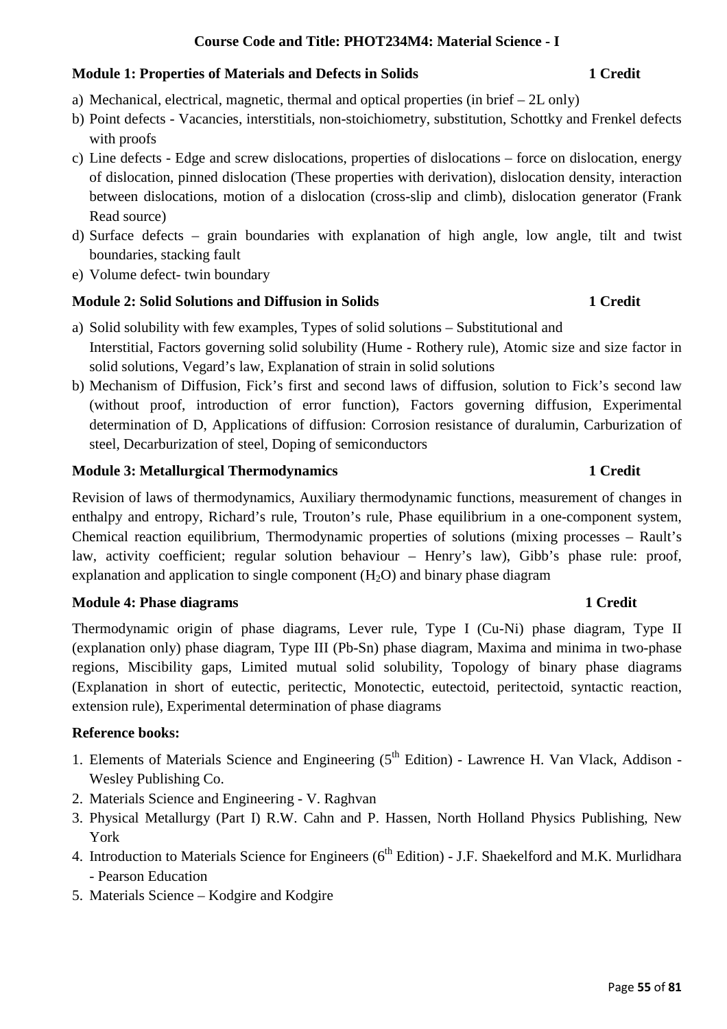**Course Code and Title: PHOT234M4: Material Science - I**

**Module 1: Properties of Materials and Defects in Solids 1 Credit**

a) Mechanical, electrical, magnetic, thermal and optical properties (in brief – 2L only)
b) Point defects - Vacancies, interstitials, non-stoichiometry, substitution, Schottky and Frenkel defects with proofs
c) Line defects - Edge and screw dislocations, properties of dislocations – force on dislocation, energy of dislocation, pinned dislocation (These properties with derivation), dislocation density, interaction between dislocations, motion of a dislocation (cross-slip and climb), dislocation generator (Frank Read source)
d) Surface defects – grain boundaries with explanation of high angle, low angle, tilt and twist boundaries, stacking fault
e) Volume defect- twin boundary

**Module 2: Solid Solutions and Diffusion in Solids 1 Credit**

a) Solid solubility with few examples, Types of solid solutions – Substitutional and Interstitial, Factors governing solid solubility (Hume - Rothery rule), Atomic size and size factor in solid solutions, Vegard's law, Explanation of strain in solid solutions
b) Mechanism of Diffusion, Fick's first and second laws of diffusion, solution to Fick's second law (without proof, introduction of error function), Factors governing diffusion, Experimental determination of D, Applications of diffusion: Corrosion resistance of duralumin, Carburization of steel, Decarburization of steel, Doping of semiconductors

**Module 3: Metallurgical Thermodynamics 1 Credit**

Revision of laws of thermodynamics, Auxiliary thermodynamic functions, measurement of changes in enthalpy and entropy, Richard's rule, Trouton's rule, Phase equilibrium in a one-component system, Chemical reaction equilibrium, Thermodynamic properties of solutions (mixing processes – Rault's law, activity coefficient; regular solution behaviour – Henry's law), Gibb's phase rule: proof, explanation and application to single component ($H_2O$) and binary phase diagram

**Module 4: Phase diagrams 1 Credit**

Thermodynamic origin of phase diagrams, Lever rule, Type I (Cu-Ni) phase diagram, Type II (explanation only) phase diagram, Type III (Pb-Sn) phase diagram, Maxima and minima in two-phase regions, Miscibility gaps, Limited mutual solid solubility, Topology of binary phase diagrams (Explanation in short of eutectic, peritectic, Monotectic, eutectoid, peritectoid, syntactic reaction, extension rule), Experimental determination of phase diagrams

**Reference books:**

1. Elements of Materials Science and Engineering ($5^{th}$ Edition) - Lawrence H. Van Vlack, Addison - Wesley Publishing Co.
2. Materials Science and Engineering - V. Raghvan
3. Physical Metallurgy (Part I) R.W. Cahn and P. Hassen, North Holland Physics Publishing, New York
4. Introduction to Materials Science for Engineers ($6^{th}$ Edition) - J.F. Shaekelford and M.K. Murlidhara - Pearson Education
5. Materials Science – Kodgire and Kodgire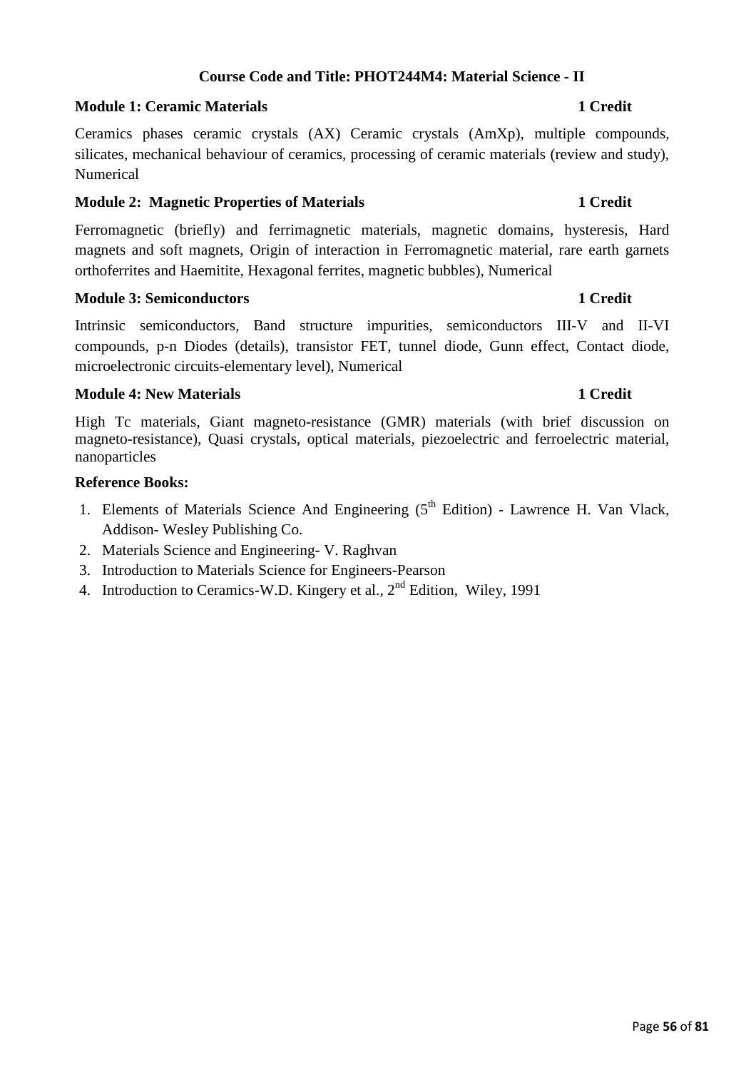## Course Code and Title: PHOT244M4: Material Science - II

**Module 1: Ceramic Materials** **1 Credit**

Ceramics phases ceramic crystals (AX) Ceramic crystals (AmXp), multiple compounds, silicates, mechanical behaviour of ceramics, processing of ceramic materials (review and study), Numerical

**Module 2: Magnetic Properties of Materials** **1 Credit**

Ferromagnetic (briefly) and ferrimagnetic materials, magnetic domains, hysteresis, Hard magnets and soft magnets, Origin of interaction in Ferromagnetic material, rare earth garnets orthoferrites and Haemitite, Hexagonal ferrites, magnetic bubbles), Numerical

**Module 3: Semiconductors** **1 Credit**

Intrinsic semiconductors, Band structure impurities, semiconductors III-V and II-VI compounds, p-n Diodes (details), transistor FET, tunnel diode, Gunn effect, Contact diode, microelectronic circuits-elementary level), Numerical

**Module 4: New Materials** **1 Credit**

High Tc materials, Giant magneto-resistance (GMR) materials (with brief discussion on magneto-resistance), Quasi crystals, optical materials, piezoelectric and ferroelectric material, nanoparticles

**Reference Books:**

1. Elements of Materials Science And Engineering (5th Edition) - Lawrence H. Van Vlack, Addison- Wesley Publishing Co.
2. Materials Science and Engineering- V. Raghvan
3. Introduction to Materials Science for Engineers-Pearson
4. Introduction to Ceramics-W.D. Kingery et al., 2nd Edition, Wiley, 1991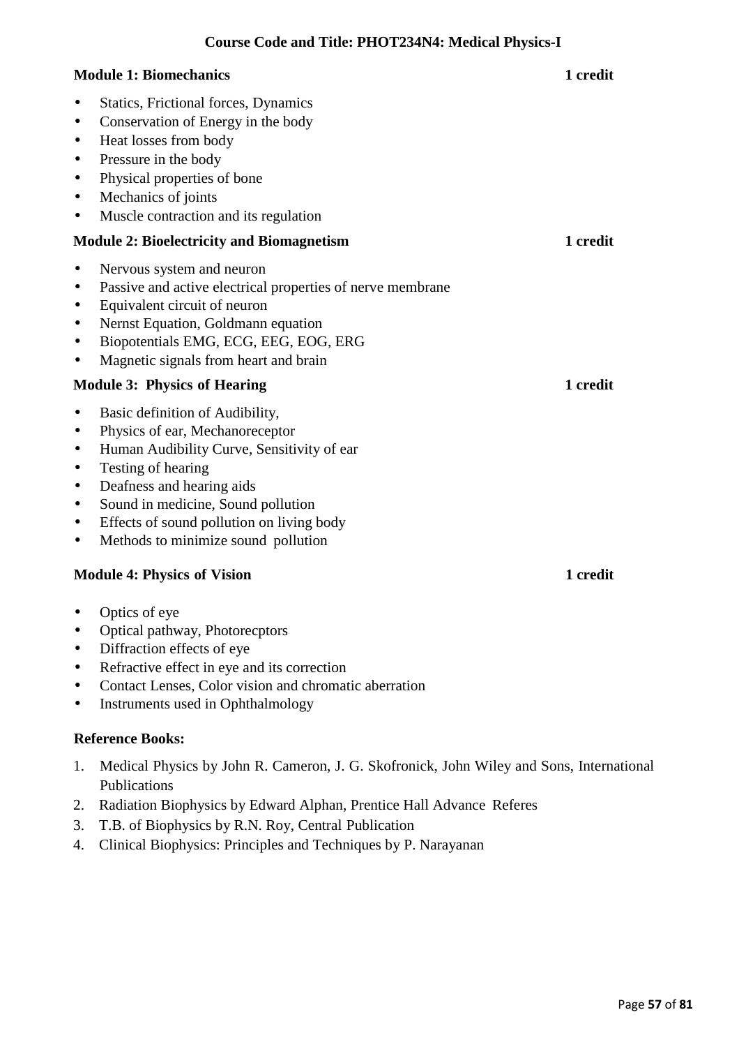**Course Code and Title: PHOT234N4: Medical Physics-I**

**Module 1: Biomechanics** **1 credit**

- Statics, Frictional forces, Dynamics
- Conservation of Energy in the body
- Heat losses from body
- Pressure in the body
- Physical properties of bone
- Mechanics of joints
- Muscle contraction and its regulation

**Module 2: Bioelectricity and Biomagnetism** **1 credit**

- Nervous system and neuron
- Passive and active electrical properties of nerve membrane
- Equivalent circuit of neuron
- Nernst Equation, Goldmann equation
- Biopotentials EMG, ECG, EEG, EOG, ERG
- Magnetic signals from heart and brain

**Module 3: Physics of Hearing** **1 credit**

- Basic definition of Audibility,
- Physics of ear, Mechanoreceptor
- Human Audibility Curve, Sensitivity of ear
- Testing of hearing
- Deafness and hearing aids
- Sound in medicine, Sound pollution
- Effects of sound pollution on living body
- Methods to minimize sound pollution

**Module 4: Physics of Vision** **1 credit**

- Optics of eye
- Optical pathway, Photorecptors
- Diffraction effects of eye
- Refractive effect in eye and its correction
- Contact Lenses, Color vision and chromatic aberration
- Instruments used in Ophthalmology

**Reference Books:**

1. Medical Physics by John R. Cameron, J. G. Skofronick, John Wiley and Sons, International Publications
2. Radiation Biophysics by Edward Alphan, Prentice Hall Advance Referes
3. T.B. of Biophysics by R.N. Roy, Central Publication
4. Clinical Biophysics: Principles and Techniques by P. Narayanan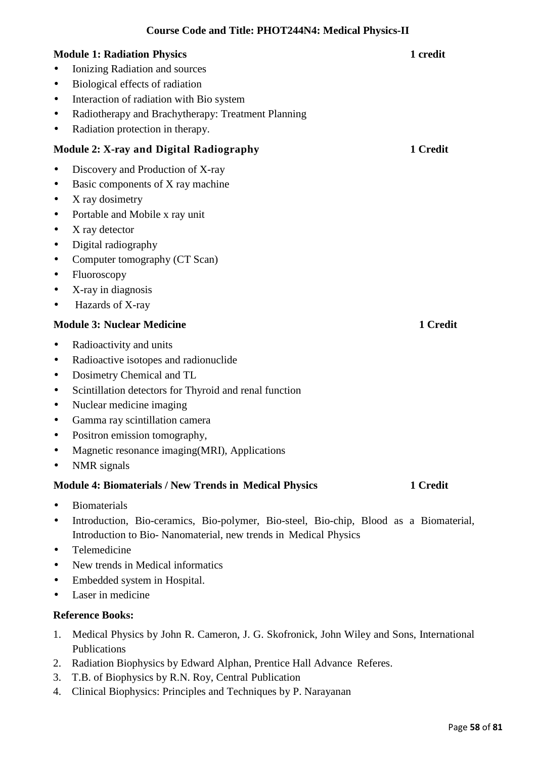**Course Code and Title: PHOT244N4: Medical Physics-II**

**Module 1: Radiation Physics** **1 credit**

- Ionizing Radiation and sources
- Biological effects of radiation
- Interaction of radiation with Bio system
- Radiotherapy and Brachytherapy: Treatment Planning
- Radiation protection in therapy.

**Module 2: X-ray and Digital Radiography** **1 Credit**

- Discovery and Production of X-ray
- Basic components of X ray machine
- X ray dosimetry
- Portable and Mobile x ray unit
- X ray detector
- Digital radiography
- Computer tomography (CT Scan)
- Fluoroscopy
- X-ray in diagnosis
- Hazards of X-ray

**Module 3: Nuclear Medicine** **1 Credit**

- Radioactivity and units
- Radioactive isotopes and radionuclide
- Dosimetry Chemical and TL
- Scintillation detectors for Thyroid and renal function
- Nuclear medicine imaging
- Gamma ray scintillation camera
- Positron emission tomography,
- Magnetic resonance imaging(MRI), Applications
- NMR signals

**Module 4: Biomaterials / New Trends in Medical Physics** **1 Credit**

- Biomaterials
- Introduction, Bio-ceramics, Bio-polymer, Bio-steel, Bio-chip, Blood as a Biomaterial, Introduction to Bio- Nanomaterial, new trends in Medical Physics
- Telemedicine
- New trends in Medical informatics
- Embedded system in Hospital.
- Laser in medicine

**Reference Books:**

1. Medical Physics by John R. Cameron, J. G. Skofronick, John Wiley and Sons, International Publications
2. Radiation Biophysics by Edward Alphan, Prentice Hall Advance Referes.
3. T.B. of Biophysics by R.N. Roy, Central Publication
4. Clinical Biophysics: Principles and Techniques by P. Narayanan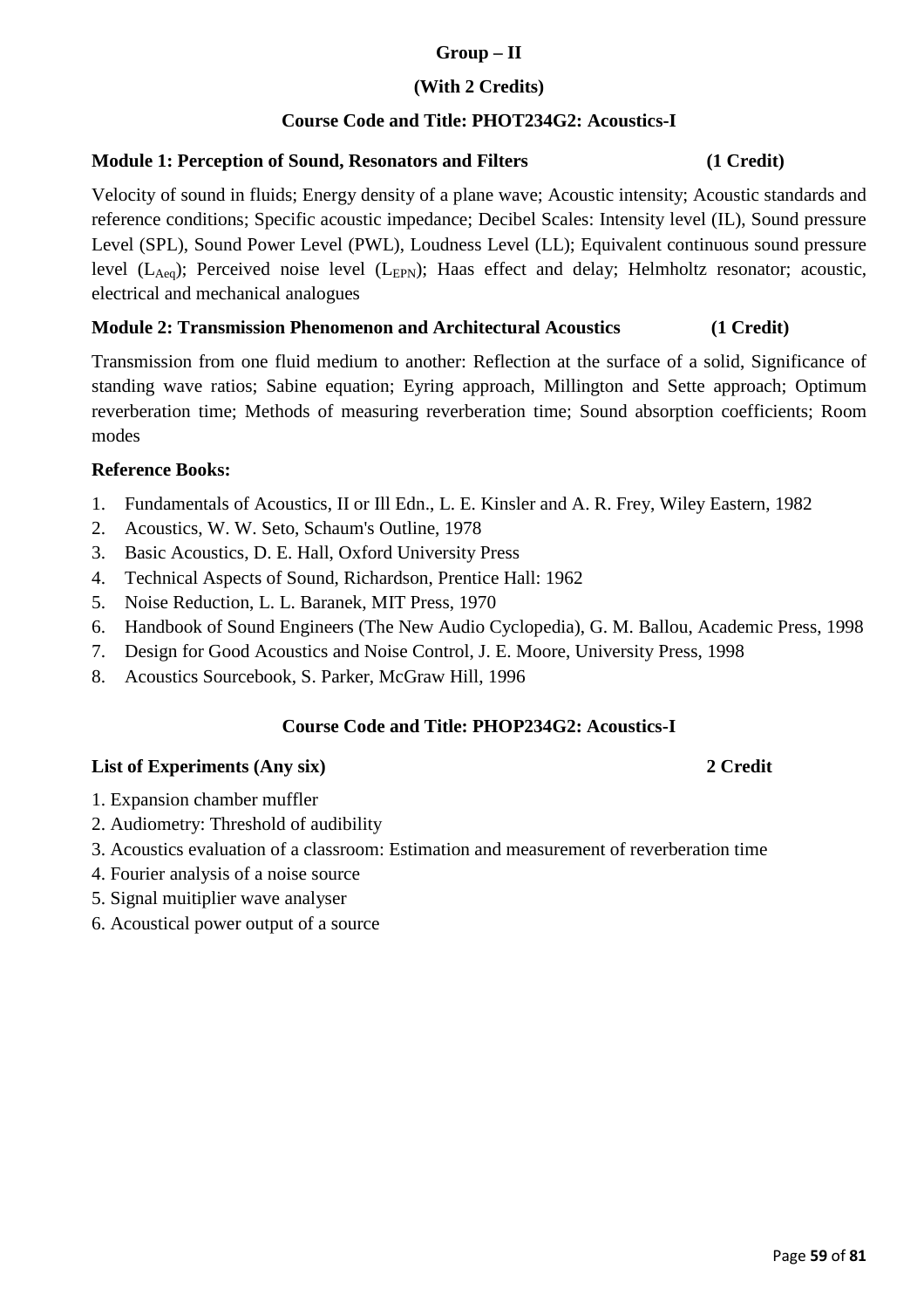**Group – II**

**(With 2 Credits)**

**Course Code and Title: PHOT234G2: Acoustics-I**

**Module 1: Perception of Sound, Resonators and Filters (1 Credit)**

Velocity of sound in fluids; Energy density of a plane wave; Acoustic intensity; Acoustic standards and reference conditions; Specific acoustic impedance; Decibel Scales: Intensity level (IL), Sound pressure Level (SPL), Sound Power Level (PWL), Loudness Level (LL); Equivalent continuous sound pressure level ($L_{Aeq}$); Perceived noise level ($L_{EPN}$); Haas effect and delay; Helmholtz resonator; acoustic, electrical and mechanical analogues

**Module 2: Transmission Phenomenon and Architectural Acoustics (1 Credit)**

Transmission from one fluid medium to another: Reflection at the surface of a solid, Significance of standing wave ratios; Sabine equation; Eyring approach, Millington and Sette approach; Optimum reverberation time; Methods of measuring reverberation time; Sound absorption coefficients; Room modes

**Reference Books:**

1. Fundamentals of Acoustics, II or Ill Edn., L. E. Kinsler and A. R. Frey, Wiley Eastern, 1982
2. Acoustics, W. W. Seto, Schaum's Outline, 1978
3. Basic Acoustics, D. E. Hall, Oxford University Press
4. Technical Aspects of Sound, Richardson, Prentice Hall: 1962
5. Noise Reduction, L. L. Baranek, MIT Press, 1970
6. Handbook of Sound Engineers (The New Audio Cyclopedia), G. M. Ballou, Academic Press, 1998
7. Design for Good Acoustics and Noise Control, J. E. Moore, University Press, 1998
8. Acoustics Sourcebook, S. Parker, McGraw Hill, 1996

**Course Code and Title: PHOP234G2: Acoustics-I**

**List of Experiments (Any six) 2 Credit**

1. Expansion chamber muffler
2. Audiometry: Threshold of audibility
3. Acoustics evaluation of a classroom: Estimation and measurement of reverberation time
4. Fourier analysis of a noise source
5. Signal muitiplier wave analyser
6. Acoustical power output of a source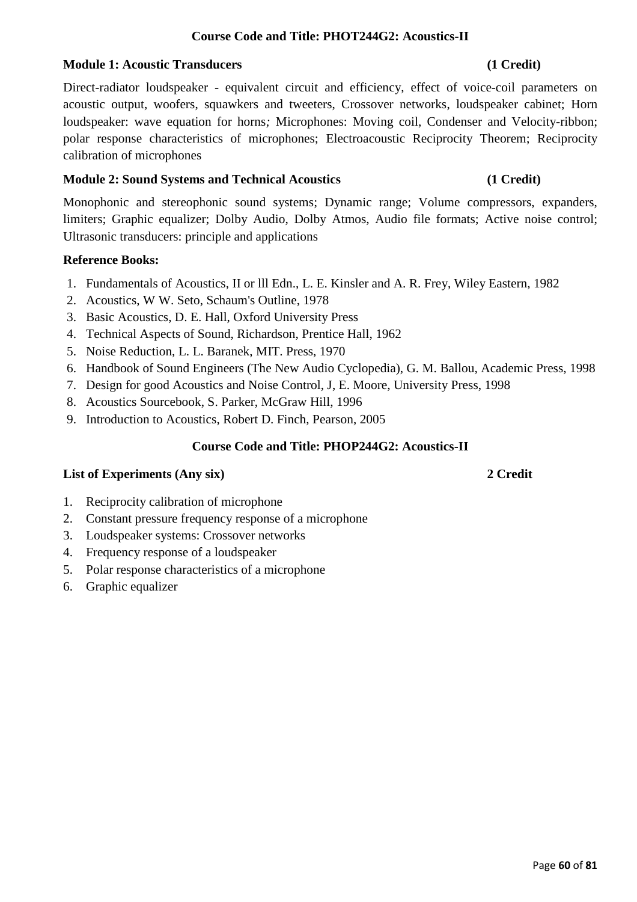## Course Code and Title: PHOT244G2: Acoustics-II

### Module 1: Acoustic Transducers (1 Credit)

Direct-radiator loudspeaker - equivalent circuit and efficiency, effect of voice-coil parameters on acoustic output, woofers, squawkers and tweeters, Crossover networks, loudspeaker cabinet; Horn loudspeaker: wave equation for horns*;* Microphones: Moving coil, Condenser and Velocity-ribbon; polar response characteristics of microphones; Electroacoustic Reciprocity Theorem; Reciprocity calibration of microphones

### Module 2: Sound Systems and Technical Acoustics (1 Credit)

Monophonic and stereophonic sound systems; Dynamic range; Volume compressors, expanders, limiters; Graphic equalizer; Dolby Audio, Dolby Atmos, Audio file formats; Active noise control; Ultrasonic transducers: principle and applications

### Reference Books:

1. Fundamentals of Acoustics, II or lll Edn., L. E. Kinsler and A. R. Frey, Wiley Eastern, 1982
2. Acoustics, W W. Seto, Schaum's Outline, 1978
3. Basic Acoustics, D. E. Hall, Oxford University Press
4. Technical Aspects of Sound, Richardson, Prentice Hall, 1962
5. Noise Reduction, L. L. Baranek, MIT. Press, 1970
6. Handbook of Sound Engineers (The New Audio Cyclopedia), G. M. Ballou, Academic Press, 1998
7. Design for good Acoustics and Noise Control, J, E. Moore, University Press, 1998
8. Acoustics Sourcebook, S. Parker, McGraw Hill, 1996
9. Introduction to Acoustics, Robert D. Finch, Pearson, 2005

## Course Code and Title: PHOP244G2: Acoustics-II

### List of Experiments (Any six) 2 Credit

1. Reciprocity calibration of microphone
2. Constant pressure frequency response of a microphone
3. Loudspeaker systems: Crossover networks
4. Frequency response of a loudspeaker
5. Polar response characteristics of a microphone
6. Graphic equalizer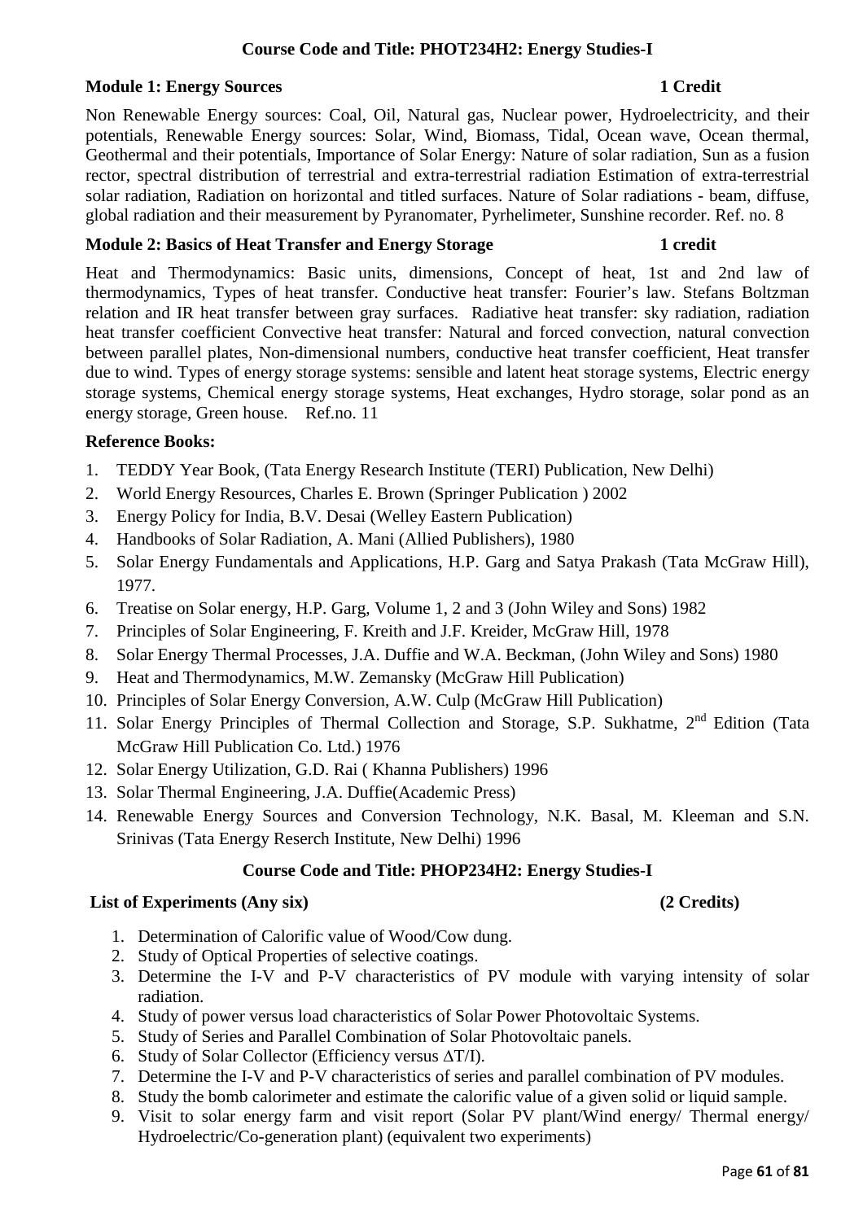### Course Code and Title: PHOT234H2: Energy Studies-I

**Module 1: Energy Sources** **1 Credit**

Non Renewable Energy sources: Coal, Oil, Natural gas, Nuclear power, Hydroelectricity, and their potentials, Renewable Energy sources: Solar, Wind, Biomass, Tidal, Ocean wave, Ocean thermal, Geothermal and their potentials, Importance of Solar Energy: Nature of solar radiation, Sun as a fusion rector, spectral distribution of terrestrial and extra-terrestrial radiation Estimation of extra-terrestrial solar radiation, Radiation on horizontal and titled surfaces. Nature of Solar radiations - beam, diffuse, global radiation and their measurement by Pyranomater, Pyrhelimeter, Sunshine recorder. Ref. no. 8

**Module 2: Basics of Heat Transfer and Energy Storage** **1 credit**

Heat and Thermodynamics: Basic units, dimensions, Concept of heat, 1st and 2nd law of thermodynamics, Types of heat transfer. Conductive heat transfer: Fourier's law. Stefans Boltzman relation and IR heat transfer between gray surfaces. Radiative heat transfer: sky radiation, radiation heat transfer coefficient Convective heat transfer: Natural and forced convection, natural convection between parallel plates, Non-dimensional numbers, conductive heat transfer coefficient, Heat transfer due to wind. Types of energy storage systems: sensible and latent heat storage systems, Electric energy storage systems, Chemical energy storage systems, Heat exchanges, Hydro storage, solar pond as an energy storage, Green house. Ref.no. 11

**Reference Books:**

1. TEDDY Year Book, (Tata Energy Research Institute (TERI) Publication, New Delhi)
2. World Energy Resources, Charles E. Brown (Springer Publication ) 2002
3. Energy Policy for India, B.V. Desai (Welley Eastern Publication)
4. Handbooks of Solar Radiation, A. Mani (Allied Publishers), 1980
5. Solar Energy Fundamentals and Applications, H.P. Garg and Satya Prakash (Tata McGraw Hill), 1977.
6. Treatise on Solar energy, H.P. Garg, Volume 1, 2 and 3 (John Wiley and Sons) 1982
7. Principles of Solar Engineering, F. Kreith and J.F. Kreider, McGraw Hill, 1978
8. Solar Energy Thermal Processes, J.A. Duffie and W.A. Beckman, (John Wiley and Sons) 1980
9. Heat and Thermodynamics, M.W. Zemansky (McGraw Hill Publication)
10. Principles of Solar Energy Conversion, A.W. Culp (McGraw Hill Publication)
11. Solar Energy Principles of Thermal Collection and Storage, S.P. Sukhatme, 2nd Edition (Tata McGraw Hill Publication Co. Ltd.) 1976
12. Solar Energy Utilization, G.D. Rai ( Khanna Publishers) 1996
13. Solar Thermal Engineering, J.A. Duffie(Academic Press)
14. Renewable Energy Sources and Conversion Technology, N.K. Basal, M. Kleeman and S.N. Srinivas (Tata Energy Reserch Institute, New Delhi) 1996

### Course Code and Title: PHOP234H2: Energy Studies-I

**List of Experiments (Any six)** **(2 Credits)**

1. Determination of Calorific value of Wood/Cow dung.
2. Study of Optical Properties of selective coatings.
3. Determine the I-V and P-V characteristics of PV module with varying intensity of solar radiation.
4. Study of power versus load characteristics of Solar Power Photovoltaic Systems.
5. Study of Series and Parallel Combination of Solar Photovoltaic panels.
6. Study of Solar Collector (Efficiency versus $\Delta T/I$).
7. Determine the I-V and P-V characteristics of series and parallel combination of PV modules.
8. Study the bomb calorimeter and estimate the calorific value of a given solid or liquid sample.
9. Visit to solar energy farm and visit report (Solar PV plant/Wind energy/ Thermal energy/ Hydroelectric/Co-generation plant) (equivalent two experiments)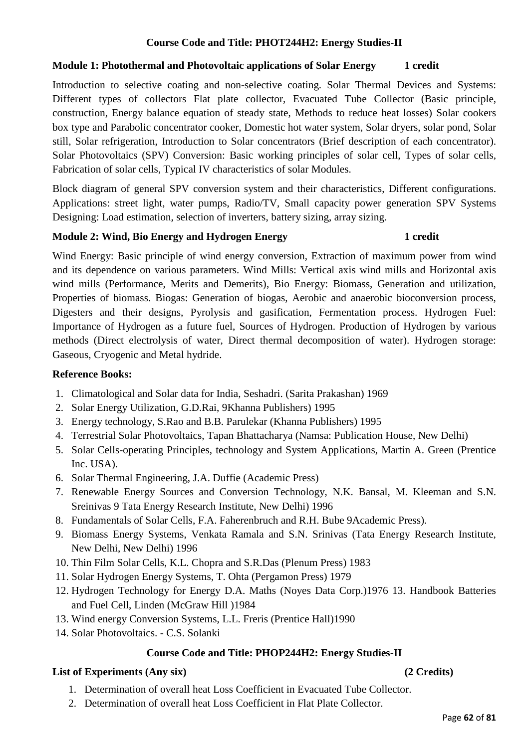**Course Code and Title: PHOT244H2: Energy Studies-II**

**Module 1: Photothermal and Photovoltaic applications of Solar Energy 1 credit**

Introduction to selective coating and non-selective coating. Solar Thermal Devices and Systems: Different types of collectors Flat plate collector, Evacuated Tube Collector (Basic principle, construction, Energy balance equation of steady state, Methods to reduce heat losses) Solar cookers box type and Parabolic concentrator cooker, Domestic hot water system, Solar dryers, solar pond, Solar still, Solar refrigeration, Introduction to Solar concentrators (Brief description of each concentrator). Solar Photovoltaics (SPV) Conversion: Basic working principles of solar cell, Types of solar cells, Fabrication of solar cells, Typical IV characteristics of solar Modules.

Block diagram of general SPV conversion system and their characteristics, Different configurations. Applications: street light, water pumps, Radio/TV, Small capacity power generation SPV Systems Designing: Load estimation, selection of inverters, battery sizing, array sizing.

**Module 2: Wind, Bio Energy and Hydrogen Energy 1 credit**

Wind Energy: Basic principle of wind energy conversion, Extraction of maximum power from wind and its dependence on various parameters. Wind Mills: Vertical axis wind mills and Horizontal axis wind mills (Performance, Merits and Demerits), Bio Energy: Biomass, Generation and utilization, Properties of biomass. Biogas: Generation of biogas, Aerobic and anaerobic bioconversion process, Digesters and their designs, Pyrolysis and gasification, Fermentation process. Hydrogen Fuel: Importance of Hydrogen as a future fuel, Sources of Hydrogen. Production of Hydrogen by various methods (Direct electrolysis of water, Direct thermal decomposition of water). Hydrogen storage: Gaseous, Cryogenic and Metal hydride.

**Reference Books:**

1. Climatological and Solar data for India, Seshadri. (Sarita Prakashan) 1969
2. Solar Energy Utilization, G.D.Rai, 9Khanna Publishers) 1995
3. Energy technology, S.Rao and B.B. Parulekar (Khanna Publishers) 1995
4. Terrestrial Solar Photovoltaics, Tapan Bhattacharya (Namsa: Publication House, New Delhi)
5. Solar Cells-operating Principles, technology and System Applications, Martin A. Green (Prentice Inc. USA).
6. Solar Thermal Engineering, J.A. Duffie (Academic Press)
7. Renewable Energy Sources and Conversion Technology, N.K. Bansal, M. Kleeman and S.N. Sreinivas 9 Tata Energy Research Institute, New Delhi) 1996
8. Fundamentals of Solar Cells, F.A. Faherenbruch and R.H. Bube 9Academic Press).
9. Biomass Energy Systems, Venkata Ramala and S.N. Srinivas (Tata Energy Research Institute, New Delhi, New Delhi) 1996
10. Thin Film Solar Cells, K.L. Chopra and S.R.Das (Plenum Press) 1983
11. Solar Hydrogen Energy Systems, T. Ohta (Pergamon Press) 1979
12. Hydrogen Technology for Energy D.A. Maths (Noyes Data Corp.)1976 13. Handbook Batteries and Fuel Cell, Linden (McGraw Hill )1984
13. Wind energy Conversion Systems, L.L. Freris (Prentice Hall)1990
14. Solar Photovoltaics. - C.S. Solanki

**Course Code and Title: PHOP244H2: Energy Studies-II**

**List of Experiments (Any six) (2 Credits)**

1. Determination of overall heat Loss Coefficient in Evacuated Tube Collector.
2. Determination of overall heat Loss Coefficient in Flat Plate Collector.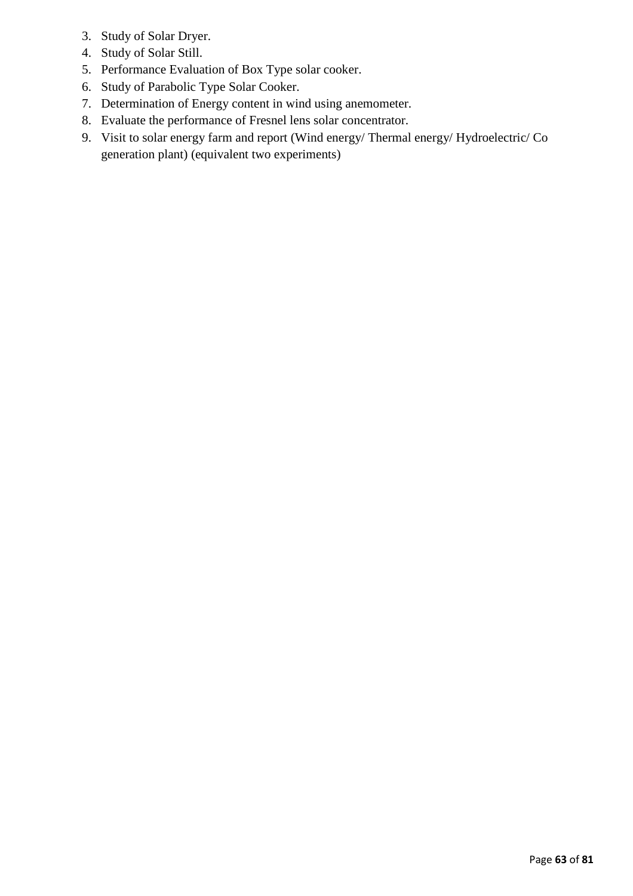3. Study of Solar Dryer.
4. Study of Solar Still.
5. Performance Evaluation of Box Type solar cooker.
6. Study of Parabolic Type Solar Cooker.
7. Determination of Energy content in wind using anemometer.
8. Evaluate the performance of Fresnel lens solar concentrator.
9. Visit to solar energy farm and report (Wind energy/ Thermal energy/ Hydroelectric/ Co generation plant) (equivalent two experiments)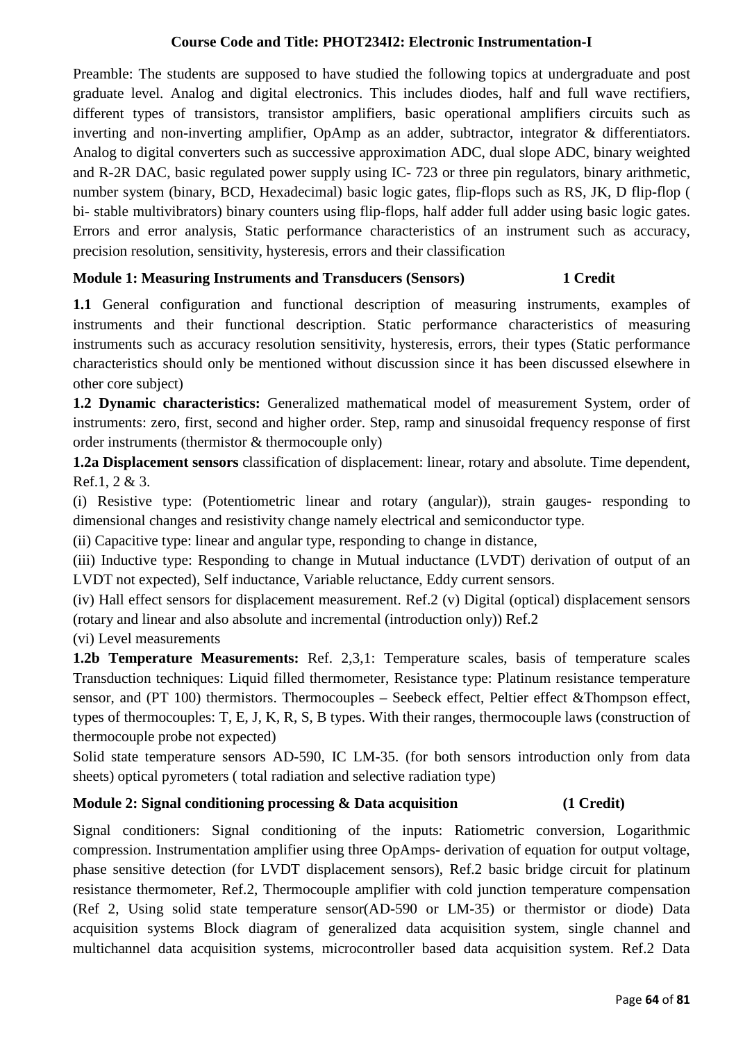**Course Code and Title: PHOT234I2: Electronic Instrumentation-I**

Preamble: The students are supposed to have studied the following topics at undergraduate and post graduate level. Analog and digital electronics. This includes diodes, half and full wave rectifiers, different types of transistors, transistor amplifiers, basic operational amplifiers circuits such as inverting and non-inverting amplifier, OpAmp as an adder, subtractor, integrator & differentiators. Analog to digital converters such as successive approximation ADC, dual slope ADC, binary weighted and R-2R DAC, basic regulated power supply using IC- 723 or three pin regulators, binary arithmetic, number system (binary, BCD, Hexadecimal) basic logic gates, flip-flops such as RS, JK, D flip-flop ( bi- stable multivibrators) binary counters using flip-flops, half adder full adder using basic logic gates. Errors and error analysis, Static performance characteristics of an instrument such as accuracy, precision resolution, sensitivity, hysteresis, errors and their classification

**Module 1: Measuring Instruments and Transducers (Sensors) 1 Credit**

**1.1** General configuration and functional description of measuring instruments, examples of instruments and their functional description. Static performance characteristics of measuring instruments such as accuracy resolution sensitivity, hysteresis, errors, their types (Static performance characteristics should only be mentioned without discussion since it has been discussed elsewhere in other core subject)

**1.2 Dynamic characteristics:** Generalized mathematical model of measurement System, order of instruments: zero, first, second and higher order. Step, ramp and sinusoidal frequency response of first order instruments (thermistor & thermocouple only)

**1.2a Displacement sensors** classification of displacement: linear, rotary and absolute. Time dependent, Ref.1, 2 & 3.

(i) Resistive type: (Potentiometric linear and rotary (angular)), strain gauges- responding to dimensional changes and resistivity change namely electrical and semiconductor type.

(ii) Capacitive type: linear and angular type, responding to change in distance,

(iii) Inductive type: Responding to change in Mutual inductance (LVDT) derivation of output of an LVDT not expected), Self inductance, Variable reluctance, Eddy current sensors.

(iv) Hall effect sensors for displacement measurement. Ref.2 (v) Digital (optical) displacement sensors (rotary and linear and also absolute and incremental (introduction only)) Ref.2

(vi) Level measurements

**1.2b Temperature Measurements:** Ref. 2,3,1: Temperature scales, basis of temperature scales Transduction techniques: Liquid filled thermometer, Resistance type: Platinum resistance temperature sensor, and (PT 100) thermistors. Thermocouples – Seebeck effect, Peltier effect &Thompson effect, types of thermocouples: T, E, J, K, R, S, B types. With their ranges, thermocouple laws (construction of thermocouple probe not expected)

Solid state temperature sensors AD-590, IC LM-35. (for both sensors introduction only from data sheets) optical pyrometers ( total radiation and selective radiation type)

**Module 2: Signal conditioning processing & Data acquisition (1 Credit)**

Signal conditioners: Signal conditioning of the inputs: Ratiometric conversion, Logarithmic compression. Instrumentation amplifier using three OpAmps- derivation of equation for output voltage, phase sensitive detection (for LVDT displacement sensors), Ref.2 basic bridge circuit for platinum resistance thermometer, Ref.2, Thermocouple amplifier with cold junction temperature compensation (Ref 2, Using solid state temperature sensor(AD-590 or LM-35) or thermistor or diode) Data acquisition systems Block diagram of generalized data acquisition system, single channel and multichannel data acquisition systems, microcontroller based data acquisition system. Ref.2 Data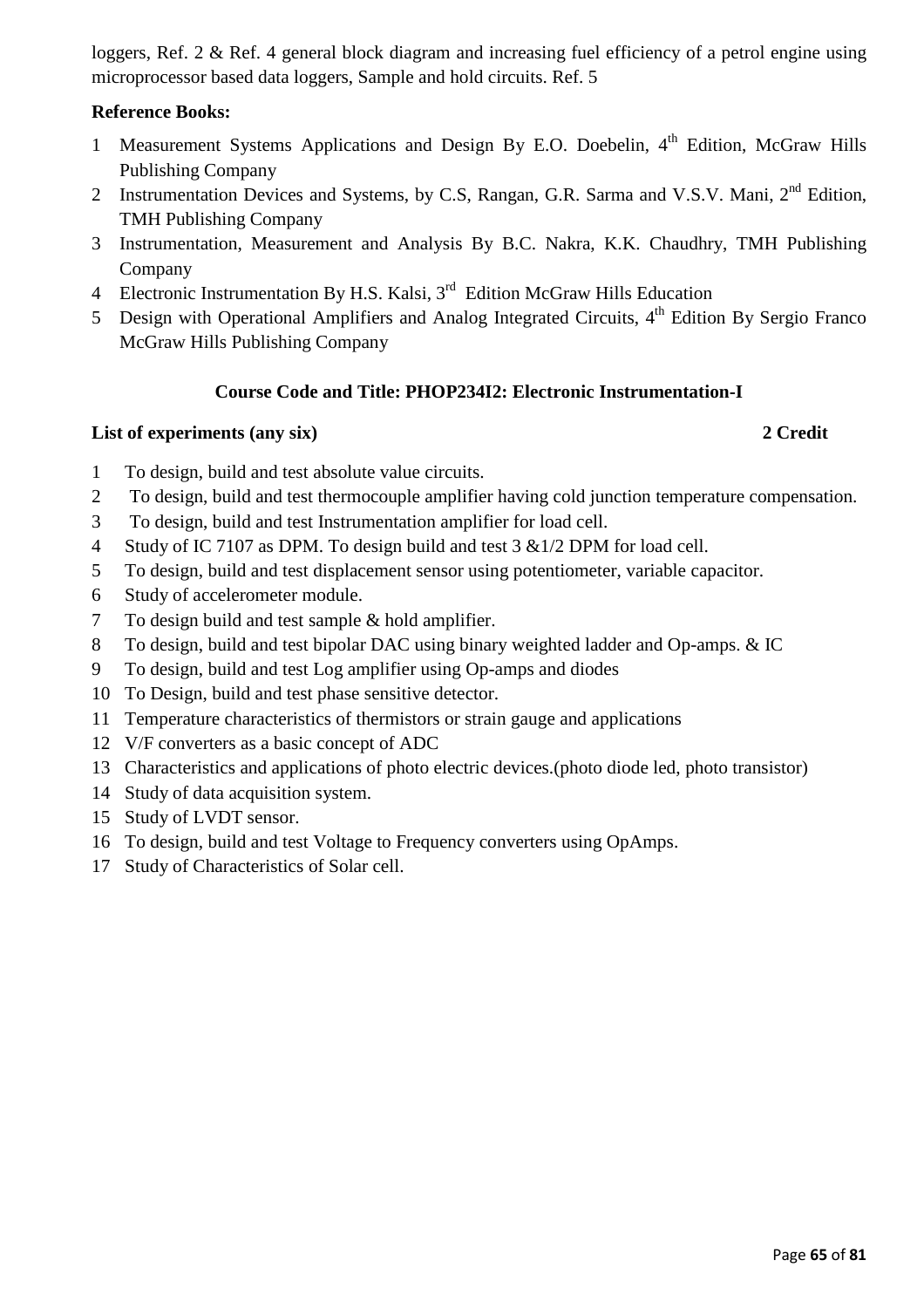loggers, Ref. 2 & Ref. 4 general block diagram and increasing fuel efficiency of a petrol engine using microprocessor based data loggers, Sample and hold circuits. Ref. 5

**Reference Books:**

1. Measurement Systems Applications and Design By E.O. Doebelin, 4th Edition, McGraw Hills Publishing Company
2. Instrumentation Devices and Systems, by C.S, Rangan, G.R. Sarma and V.S.V. Mani, 2nd Edition, TMH Publishing Company
3. Instrumentation, Measurement and Analysis By B.C. Nakra, K.K. Chaudhry, TMH Publishing Company
4. Electronic Instrumentation By H.S. Kalsi, 3rd Edition McGraw Hills Education
5. Design with Operational Amplifiers and Analog Integrated Circuits, 4th Edition By Sergio Franco McGraw Hills Publishing Company

**Course Code and Title: PHOP234I2: Electronic Instrumentation-I**

**List of experiments (any six)** **2 Credit**

1. To design, build and test absolute value circuits.
2. To design, build and test thermocouple amplifier having cold junction temperature compensation.
3. To design, build and test Instrumentation amplifier for load cell.
4. Study of IC 7107 as DPM. To design build and test 3 &1/2 DPM for load cell.
5. To design, build and test displacement sensor using potentiometer, variable capacitor.
6. Study of accelerometer module.
7. To design build and test sample & hold amplifier.
8. To design, build and test bipolar DAC using binary weighted ladder and Op-amps. & IC
9. To design, build and test Log amplifier using Op-amps and diodes
10. To Design, build and test phase sensitive detector.
11. Temperature characteristics of thermistors or strain gauge and applications
12. V/F converters as a basic concept of ADC
13. Characteristics and applications of photo electric devices.(photo diode led, photo transistor)
14. Study of data acquisition system.
15. Study of LVDT sensor.
16. To design, build and test Voltage to Frequency converters using OpAmps.
17. Study of Characteristics of Solar cell.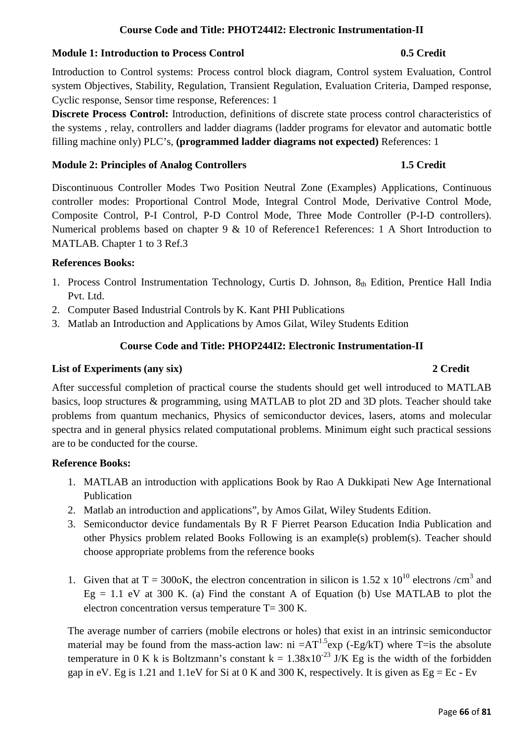**Course Code and Title: PHOT244I2: Electronic Instrumentation-II**

**Module 1: Introduction to Process Control** **0.5 Credit**

Introduction to Control systems: Process control block diagram, Control system Evaluation, Control system Objectives, Stability, Regulation, Transient Regulation, Evaluation Criteria, Damped response, Cyclic response, Sensor time response, References: 1

**Discrete Process Control:** Introduction, definitions of discrete state process control characteristics of the systems , relay, controllers and ladder diagrams (ladder programs for elevator and automatic bottle filling machine only) PLC's, **(programmed ladder diagrams not expected)** References: 1

**Module 2: Principles of Analog Controllers** **1.5 Credit**

Discontinuous Controller Modes Two Position Neutral Zone (Examples) Applications, Continuous controller modes: Proportional Control Mode, Integral Control Mode, Derivative Control Mode, Composite Control, P-I Control, P-D Control Mode, Three Mode Controller (P-I-D controllers). Numerical problems based on chapter 9 & 10 of Reference1 References: 1 A Short Introduction to MATLAB. Chapter 1 to 3 Ref.3

**References Books:**

1. Process Control Instrumentation Technology, Curtis D. Johnson, $8_{th}$ Edition, Prentice Hall India Pvt. Ltd.
2. Computer Based Industrial Controls by K. Kant PHI Publications
3. Matlab an Introduction and Applications by Amos Gilat, Wiley Students Edition

**Course Code and Title: PHOP244I2: Electronic Instrumentation-II**

**List of Experiments (any six)** **2 Credit**

After successful completion of practical course the students should get well introduced to MATLAB basics, loop structures & programming, using MATLAB to plot 2D and 3D plots. Teacher should take problems from quantum mechanics, Physics of semiconductor devices, lasers, atoms and molecular spectra and in general physics related computational problems. Minimum eight such practical sessions are to be conducted for the course.

**Reference Books:**

1. MATLAB an introduction with applications Book by Rao A Dukkipati New Age International Publication
2. Matlab an introduction and applications", by Amos Gilat, Wiley Students Edition.
3. Semiconductor device fundamentals By R F Pierret Pearson Education India Publication and other Physics problem related Books Following is an example(s) problem(s). Teacher should choose appropriate problems from the reference books

1. Given that at T = 300oK, the electron concentration in silicon is $1.52 \times 10^{10}$ electrons /$cm^3$ and Eg = 1.1 eV at 300 K. (a) Find the constant A of Equation (b) Use MATLAB to plot the electron concentration versus temperature T= 300 K.

The average number of carriers (mobile electrons or holes) that exist in an intrinsic semiconductor material may be found from the mass-action law: $ni = AT^{1.5}\exp(-Eg/kT)$ where T=is the absolute temperature in 0 K k is Boltzmann's constant $k = 1.38 \times 10^{-23}$ J/K Eg is the width of the forbidden gap in eV. Eg is 1.21 and 1.1eV for Si at 0 K and 300 K, respectively. It is given as Eg = Ec - Ev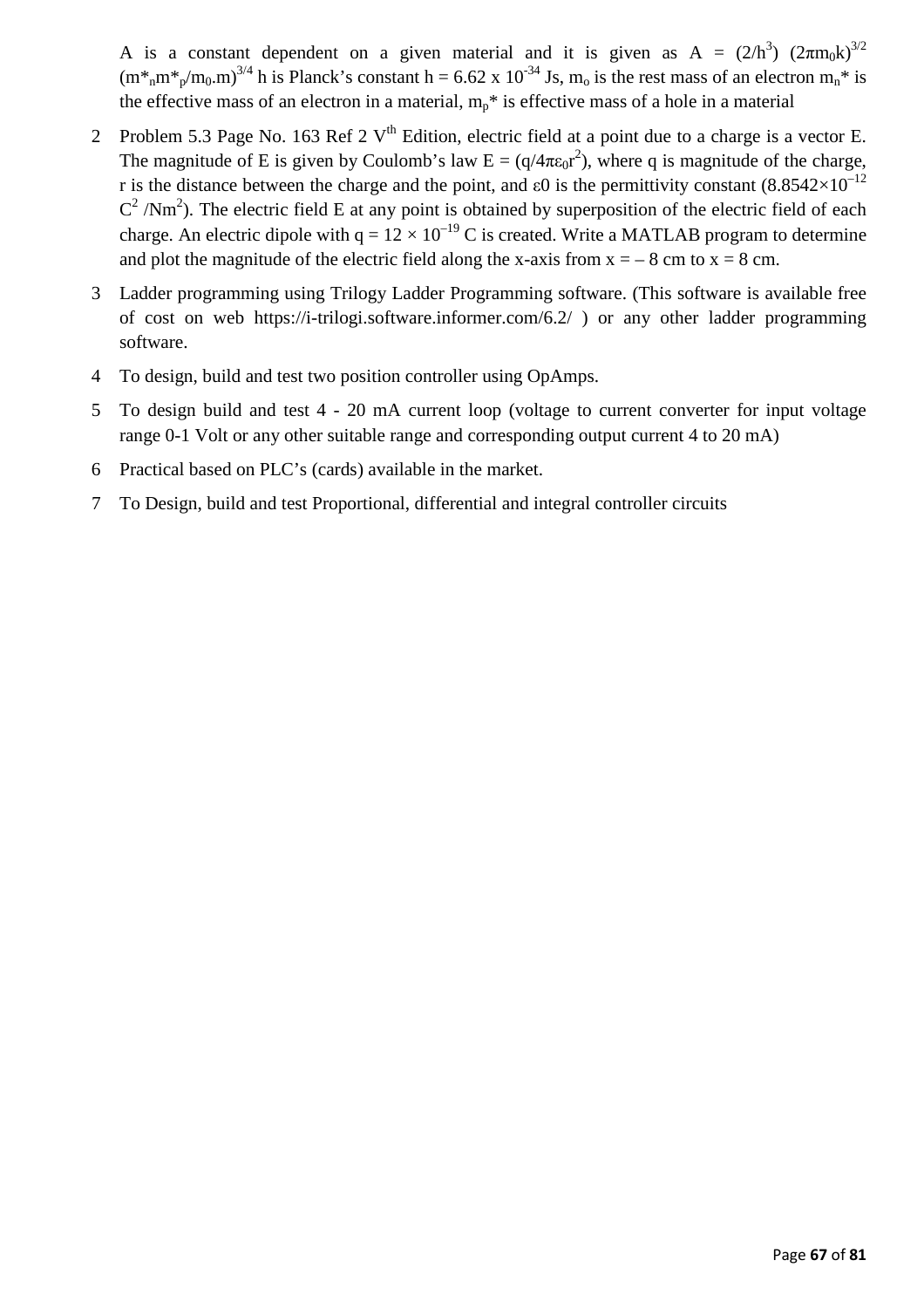A is a constant dependent on a given material and it is given as $A = (2/h^3)\ (2\pi m_0 k)^{3/2}\ (m^*_n m^*_p/m_0.m)^{3/4}$ h is Planck's constant h = 6.62 x $10^{-34}$ Js, $m_o$ is the rest mass of an electron $m_n^*$ is the effective mass of an electron in a material, $m_p^*$ is effective mass of a hole in a material

2. Problem 5.3 Page No. 163 Ref 2 $V^{th}$ Edition, electric field at a point due to a charge is a vector E. The magnitude of E is given by Coulomb's law $E = (q/4\pi\varepsilon_0 r^2)$, where q is magnitude of the charge, r is the distance between the charge and the point, and ε0 is the permittivity constant ($8.8542\times10^{-12}$ $C^2/Nm^2$). The electric field E at any point is obtained by superposition of the electric field of each charge. An electric dipole with $q = 12 \times 10^{-19}$ C is created. Write a MATLAB program to determine and plot the magnitude of the electric field along the x-axis from x = – 8 cm to x = 8 cm.

3. Ladder programming using Trilogy Ladder Programming software. (This software is available free of cost on web https://i-trilogi.software.informer.com/6.2/ ) or any other ladder programming software.

4. To design, build and test two position controller using OpAmps.

5. To design build and test 4 - 20 mA current loop (voltage to current converter for input voltage range 0-1 Volt or any other suitable range and corresponding output current 4 to 20 mA)

6. Practical based on PLC's (cards) available in the market.

7. To Design, build and test Proportional, differential and integral controller circuits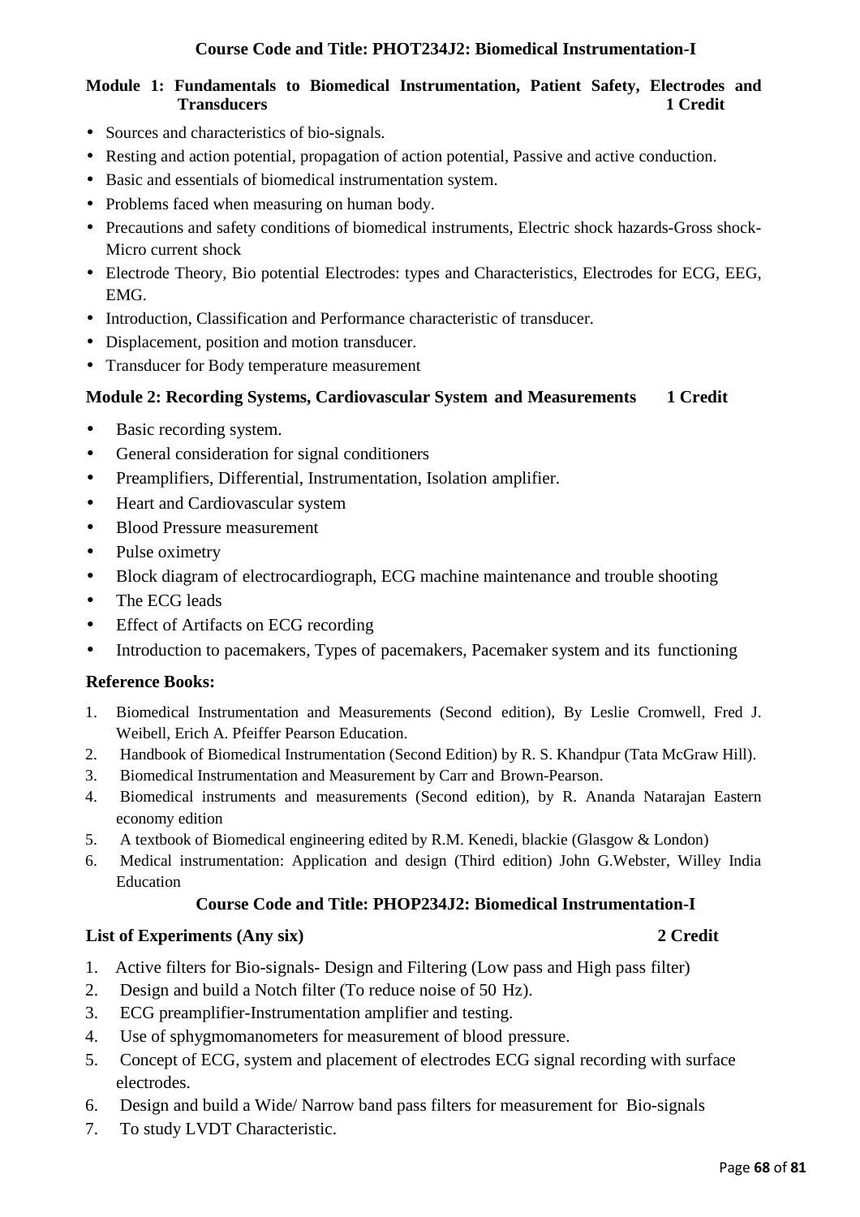### Course Code and Title: PHOT234J2: Biomedical Instrumentation-I

**Module 1: Fundamentals to Biomedical Instrumentation, Patient Safety, Electrodes and Transducers 1 Credit**

- Sources and characteristics of bio-signals.
- Resting and action potential, propagation of action potential, Passive and active conduction.
- Basic and essentials of biomedical instrumentation system.
- Problems faced when measuring on human body.
- Precautions and safety conditions of biomedical instruments, Electric shock hazards-Gross shock-Micro current shock
- Electrode Theory, Bio potential Electrodes: types and Characteristics, Electrodes for ECG, EEG, EMG.
- Introduction, Classification and Performance characteristic of transducer.
- Displacement, position and motion transducer.
- Transducer for Body temperature measurement

**Module 2: Recording Systems, Cardiovascular System and Measurements 1 Credit**

- Basic recording system.
- General consideration for signal conditioners
- Preamplifiers, Differential, Instrumentation, Isolation amplifier.
- Heart and Cardiovascular system
- Blood Pressure measurement
- Pulse oximetry
- Block diagram of electrocardiograph, ECG machine maintenance and trouble shooting
- The ECG leads
- Effect of Artifacts on ECG recording
- Introduction to pacemakers, Types of pacemakers, Pacemaker system and its functioning

**Reference Books:**

1. Biomedical Instrumentation and Measurements (Second edition), By Leslie Cromwell, Fred J. Weibell, Erich A. Pfeiffer Pearson Education.
2. Handbook of Biomedical Instrumentation (Second Edition) by R. S. Khandpur (Tata McGraw Hill).
3. Biomedical Instrumentation and Measurement by Carr and Brown-Pearson.
4. Biomedical instruments and measurements (Second edition), by R. Ananda Natarajan Eastern economy edition
5. A textbook of Biomedical engineering edited by R.M. Kenedi, blackie (Glasgow & London)
6. Medical instrumentation: Application and design (Third edition) John G.Webster, Willey India Education

### Course Code and Title: PHOP234J2: Biomedical Instrumentation-I

**List of Experiments (Any six) 2 Credit**

1. Active filters for Bio-signals- Design and Filtering (Low pass and High pass filter)
2. Design and build a Notch filter (To reduce noise of 50 Hz).
3. ECG preamplifier-Instrumentation amplifier and testing.
4. Use of sphygmomanometers for measurement of blood pressure.
5. Concept of ECG, system and placement of electrodes ECG signal recording with surface electrodes.
6. Design and build a Wide/ Narrow band pass filters for measurement for Bio-signals
7. To study LVDT Characteristic.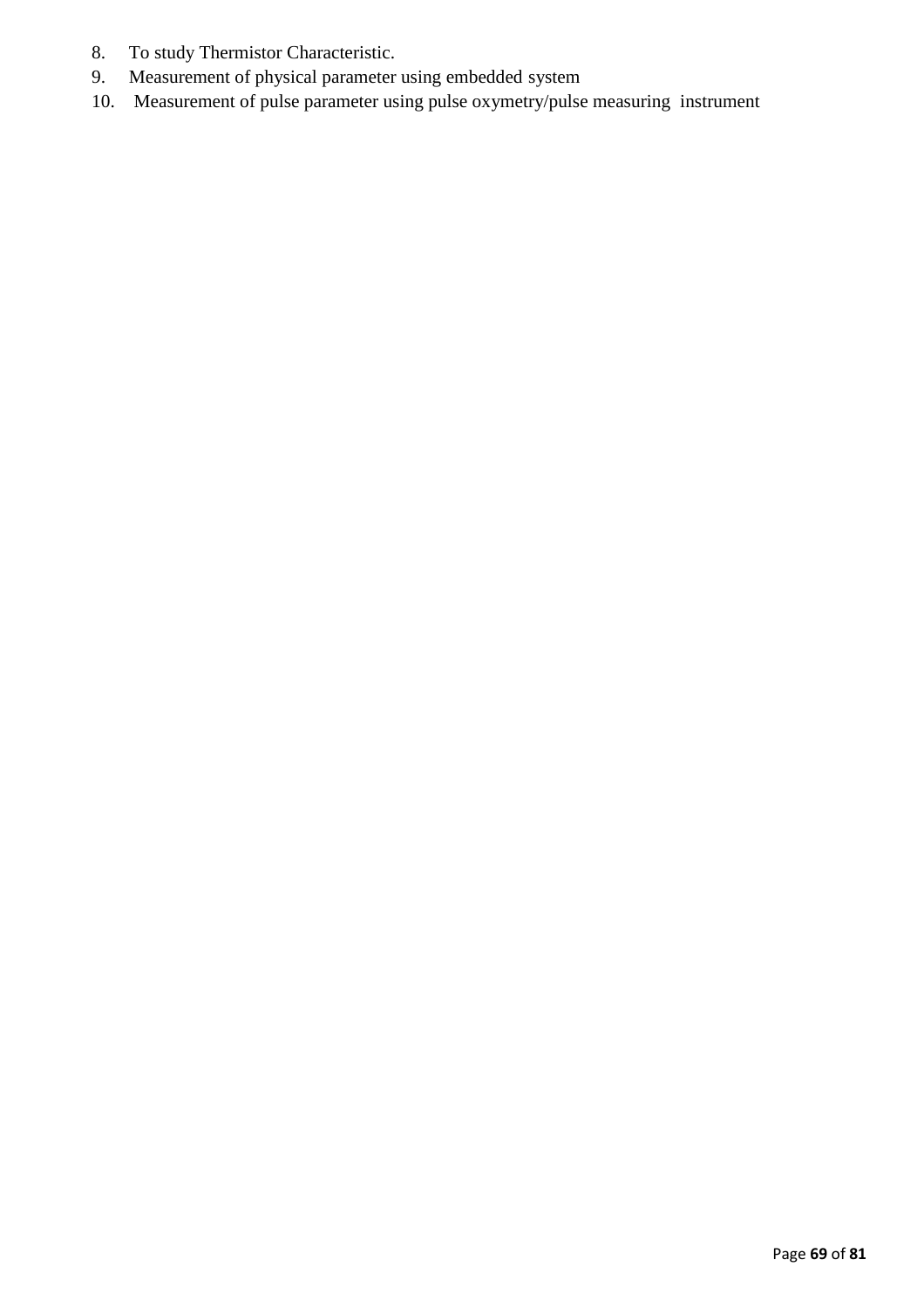8. To study Thermistor Characteristic.
9. Measurement of physical parameter using embedded system
10. Measurement of pulse parameter using pulse oxymetry/pulse measuring instrument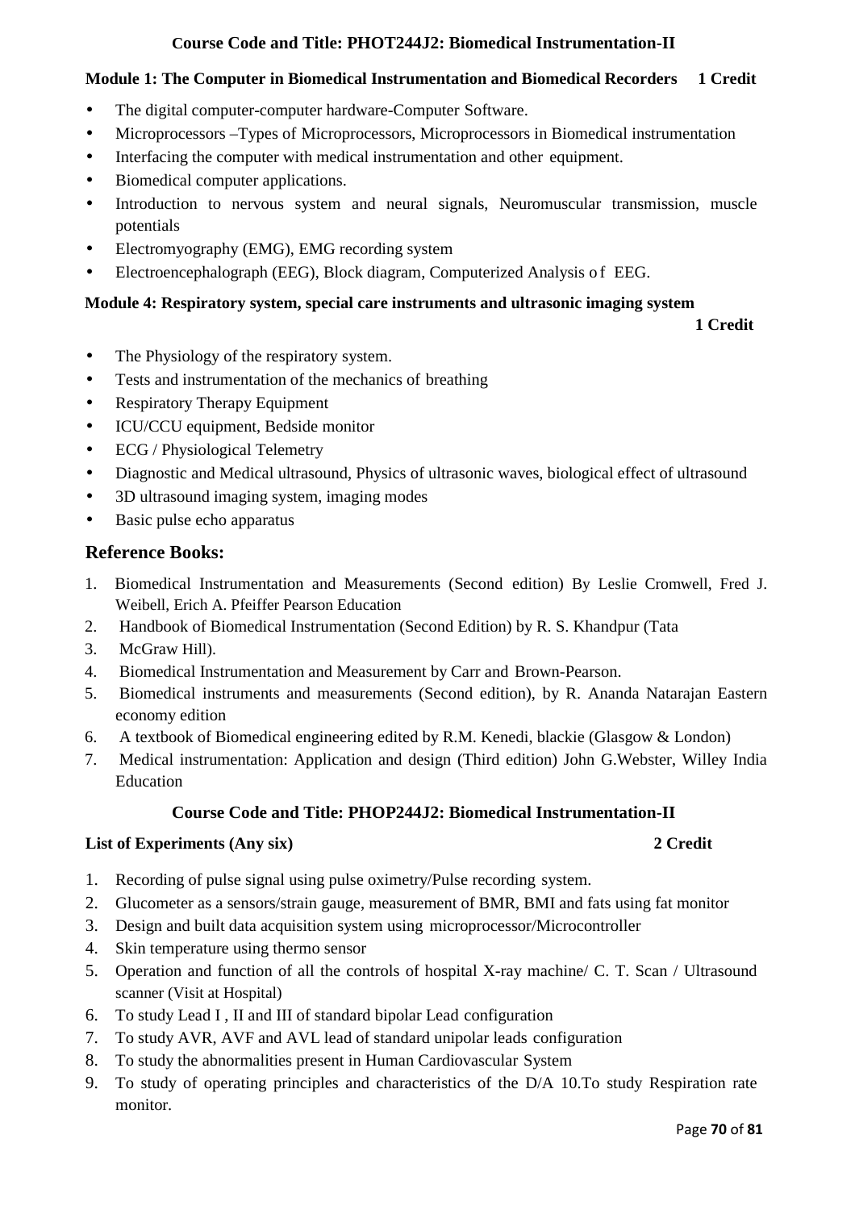### Course Code and Title: PHOT244J2: Biomedical Instrumentation-II

**Module 1: The Computer in Biomedical Instrumentation and Biomedical Recorders 1 Credit**

- The digital computer-computer hardware-Computer Software.
- Microprocessors –Types of Microprocessors, Microprocessors in Biomedical instrumentation
- Interfacing the computer with medical instrumentation and other equipment.
- Biomedical computer applications.
- Introduction to nervous system and neural signals, Neuromuscular transmission, muscle potentials
- Electromyography (EMG), EMG recording system
- Electroencephalograph (EEG), Block diagram, Computerized Analysis o f EEG.

**Module 4: Respiratory system, special care instruments and ultrasonic imaging system**

**1 Credit**

- The Physiology of the respiratory system.
- Tests and instrumentation of the mechanics of breathing
- Respiratory Therapy Equipment
- ICU/CCU equipment, Bedside monitor
- ECG / Physiological Telemetry
- Diagnostic and Medical ultrasound, Physics of ultrasonic waves, biological effect of ultrasound
- 3D ultrasound imaging system, imaging modes
- Basic pulse echo apparatus

## Reference Books:

1. Biomedical Instrumentation and Measurements (Second edition) By Leslie Cromwell, Fred J. Weibell, Erich A. Pfeiffer Pearson Education
2. Handbook of Biomedical Instrumentation (Second Edition) by R. S. Khandpur (Tata
3. McGraw Hill).
4. Biomedical Instrumentation and Measurement by Carr and Brown-Pearson.
5. Biomedical instruments and measurements (Second edition), by R. Ananda Natarajan Eastern economy edition
6. A textbook of Biomedical engineering edited by R.M. Kenedi, blackie (Glasgow & London)
7. Medical instrumentation: Application and design (Third edition) John G.Webster, Willey India Education

### Course Code and Title: PHOP244J2: Biomedical Instrumentation-II

**List of Experiments (Any six) 2 Credit**

1. Recording of pulse signal using pulse oximetry/Pulse recording system.
2. Glucometer as a sensors/strain gauge, measurement of BMR, BMI and fats using fat monitor
3. Design and built data acquisition system using microprocessor/Microcontroller
4. Skin temperature using thermo sensor
5. Operation and function of all the controls of hospital X-ray machine/ C. T. Scan / Ultrasound scanner (Visit at Hospital)
6. To study Lead I , II and III of standard bipolar Lead configuration
7. To study AVR, AVF and AVL lead of standard unipolar leads configuration
8. To study the abnormalities present in Human Cardiovascular System
9. To study of operating principles and characteristics of the D/A 10.To study Respiration rate monitor.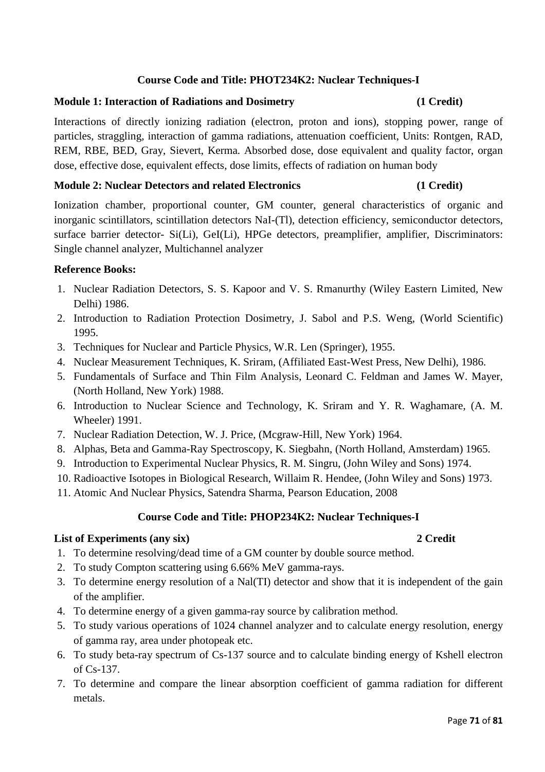**Course Code and Title: PHOT234K2: Nuclear Techniques-I**

**Module 1: Interaction of Radiations and Dosimetry (1 Credit)**

Interactions of directly ionizing radiation (electron, proton and ions), stopping power, range of particles, straggling, interaction of gamma radiations, attenuation coefficient, Units: Rontgen, RAD, REM, RBE, BED, Gray, Sievert, Kerma. Absorbed dose, dose equivalent and quality factor, organ dose, effective dose, equivalent effects, dose limits, effects of radiation on human body

**Module 2: Nuclear Detectors and related Electronics (1 Credit)**

Ionization chamber, proportional counter, GM counter, general characteristics of organic and inorganic scintillators, scintillation detectors NaI-(Tl), detection efficiency, semiconductor detectors, surface barrier detector- Si(Li), GeI(Li), HPGe detectors, preamplifier, amplifier, Discriminators: Single channel analyzer, Multichannel analyzer

**Reference Books:**

1. Nuclear Radiation Detectors, S. S. Kapoor and V. S. Rmanurthy (Wiley Eastern Limited, New Delhi) 1986.
2. Introduction to Radiation Protection Dosimetry, J. Sabol and P.S. Weng, (World Scientific) 1995.
3. Techniques for Nuclear and Particle Physics, W.R. Len (Springer), 1955.
4. Nuclear Measurement Techniques, K. Sriram, (Affiliated East-West Press, New Delhi), 1986.
5. Fundamentals of Surface and Thin Film Analysis, Leonard C. Feldman and James W. Mayer, (North Holland, New York) 1988.
6. Introduction to Nuclear Science and Technology, K. Sriram and Y. R. Waghamare, (A. M. Wheeler) 1991.
7. Nuclear Radiation Detection, W. J. Price, (Mcgraw-Hill, New York) 1964.
8. Alphas, Beta and Gamma-Ray Spectroscopy, K. Siegbahn, (North Holland, Amsterdam) 1965.
9. Introduction to Experimental Nuclear Physics, R. M. Singru, (John Wiley and Sons) 1974.
10. Radioactive Isotopes in Biological Research, Willaim R. Hendee, (John Wiley and Sons) 1973.
11. Atomic And Nuclear Physics, Satendra Sharma, Pearson Education, 2008

**Course Code and Title: PHOP234K2: Nuclear Techniques-I**

**List of Experiments (any six) 2 Credit**

1. To determine resolving/dead time of a GM counter by double source method.
2. To study Compton scattering using 6.66% MeV gamma-rays.
3. To determine energy resolution of a Nal(TI) detector and show that it is independent of the gain of the amplifier.
4. To determine energy of a given gamma-ray source by calibration method.
5. To study various operations of 1024 channel analyzer and to calculate energy resolution, energy of gamma ray, area under photopeak etc.
6. To study beta-ray spectrum of Cs-137 source and to calculate binding energy of Kshell electron of Cs-137.
7. To determine and compare the linear absorption coefficient of gamma radiation for different metals.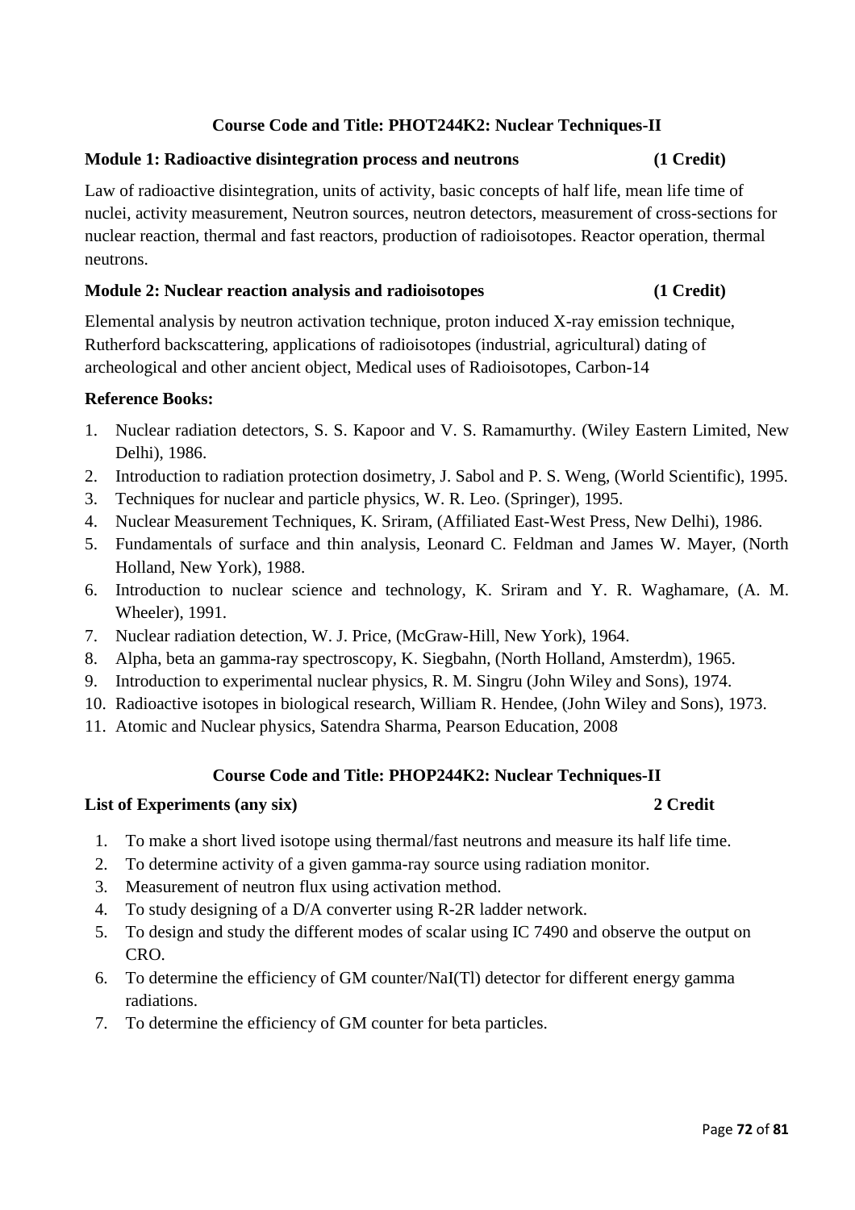## Course Code and Title: PHOT244K2: Nuclear Techniques-II

**Module 1: Radioactive disintegration process and neutrons (1 Credit)**

Law of radioactive disintegration, units of activity, basic concepts of half life, mean life time of nuclei, activity measurement, Neutron sources, neutron detectors, measurement of cross-sections for nuclear reaction, thermal and fast reactors, production of radioisotopes. Reactor operation, thermal neutrons.

**Module 2: Nuclear reaction analysis and radioisotopes (1 Credit)**

Elemental analysis by neutron activation technique, proton induced X-ray emission technique, Rutherford backscattering, applications of radioisotopes (industrial, agricultural) dating of archeological and other ancient object, Medical uses of Radioisotopes, Carbon-14

**Reference Books:**

1. Nuclear radiation detectors, S. S. Kapoor and V. S. Ramamurthy. (Wiley Eastern Limited, New Delhi), 1986.
2. Introduction to radiation protection dosimetry, J. Sabol and P. S. Weng, (World Scientific), 1995.
3. Techniques for nuclear and particle physics, W. R. Leo. (Springer), 1995.
4. Nuclear Measurement Techniques, K. Sriram, (Affiliated East-West Press, New Delhi), 1986.
5. Fundamentals of surface and thin analysis, Leonard C. Feldman and James W. Mayer, (North Holland, New York), 1988.
6. Introduction to nuclear science and technology, K. Sriram and Y. R. Waghamare, (A. M. Wheeler), 1991.
7. Nuclear radiation detection, W. J. Price, (McGraw-Hill, New York), 1964.
8. Alpha, beta an gamma-ray spectroscopy, K. Siegbahn, (North Holland, Amsterdm), 1965.
9. Introduction to experimental nuclear physics, R. M. Singru (John Wiley and Sons), 1974.
10. Radioactive isotopes in biological research, William R. Hendee, (John Wiley and Sons), 1973.
11. Atomic and Nuclear physics, Satendra Sharma, Pearson Education, 2008

## Course Code and Title: PHOP244K2: Nuclear Techniques-II

**List of Experiments (any six) 2 Credit**

1. To make a short lived isotope using thermal/fast neutrons and measure its half life time.
2. To determine activity of a given gamma-ray source using radiation monitor.
3. Measurement of neutron flux using activation method.
4. To study designing of a D/A converter using R-2R ladder network.
5. To design and study the different modes of scalar using IC 7490 and observe the output on CRO.
6. To determine the efficiency of GM counter/NaI(Tl) detector for different energy gamma radiations.
7. To determine the efficiency of GM counter for beta particles.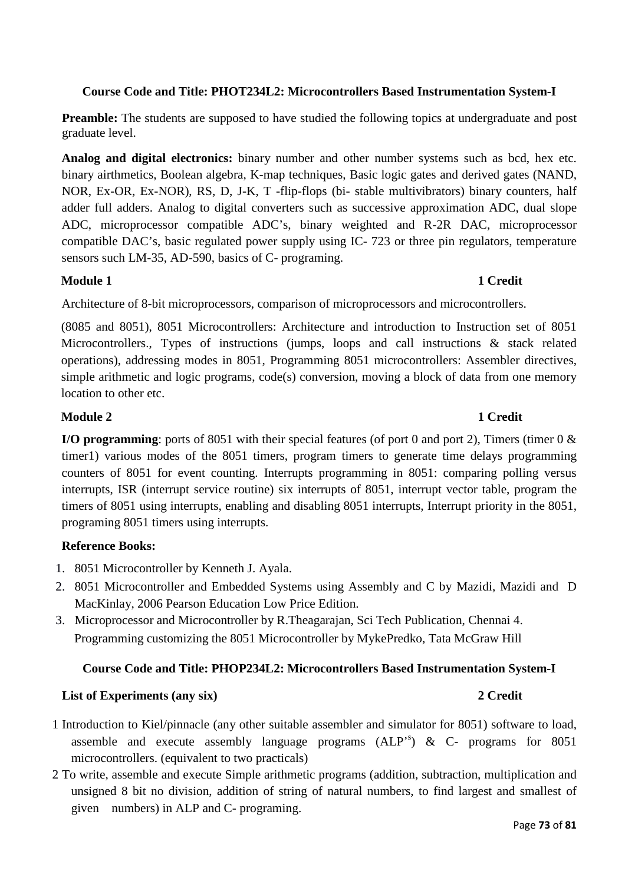### Course Code and Title: PHOT234L2: Microcontrollers Based Instrumentation System-I

**Preamble:** The students are supposed to have studied the following topics at undergraduate and post graduate level.

**Analog and digital electronics:** binary number and other number systems such as bcd, hex etc. binary airthmetics, Boolean algebra, K-map techniques, Basic logic gates and derived gates (NAND, NOR, Ex-OR, Ex-NOR), RS, D, J-K, T -flip-flops (bi- stable multivibrators) binary counters, half adder full adders. Analog to digital converters such as successive approximation ADC, dual slope ADC, microprocessor compatible ADC's, binary weighted and R-2R DAC, microprocessor compatible DAC's, basic regulated power supply using IC- 723 or three pin regulators, temperature sensors such LM-35, AD-590, basics of C- programing.

**Module 1** **1 Credit**

Architecture of 8-bit microprocessors, comparison of microprocessors and microcontrollers.

(8085 and 8051), 8051 Microcontrollers: Architecture and introduction to Instruction set of 8051 Microcontrollers., Types of instructions (jumps, loops and call instructions & stack related operations), addressing modes in 8051, Programming 8051 microcontrollers: Assembler directives, simple arithmetic and logic programs, code(s) conversion, moving a block of data from one memory location to other etc.

**Module 2** **1 Credit**

**I/O programming**: ports of 8051 with their special features (of port 0 and port 2), Timers (timer 0 & timer1) various modes of the 8051 timers, program timers to generate time delays programming counters of 8051 for event counting. Interrupts programming in 8051: comparing polling versus interrupts, ISR (interrupt service routine) six interrupts of 8051, interrupt vector table, program the timers of 8051 using interrupts, enabling and disabling 8051 interrupts, Interrupt priority in the 8051, programing 8051 timers using interrupts.

**Reference Books:**

1. 8051 Microcontroller by Kenneth J. Ayala.
2. 8051 Microcontroller and Embedded Systems using Assembly and C by Mazidi, Mazidi and D MacKinlay, 2006 Pearson Education Low Price Edition.
3. Microprocessor and Microcontroller by R.Theagarajan, Sci Tech Publication, Chennai 4. Programming customizing the 8051 Microcontroller by MykePredko, Tata McGraw Hill

### Course Code and Title: PHOP234L2: Microcontrollers Based Instrumentation System-I

**List of Experiments (any six)** **2 Credit**

1 Introduction to Kiel/pinnacle (any other suitable assembler and simulator for 8051) software to load, assemble and execute assembly language programs (ALP'[s]) & C- programs for 8051 microcontrollers. (equivalent to two practicals)

2 To write, assemble and execute Simple arithmetic programs (addition, subtraction, multiplication and unsigned 8 bit no division, addition of string of natural numbers, to find largest and smallest of given numbers) in ALP and C- programing.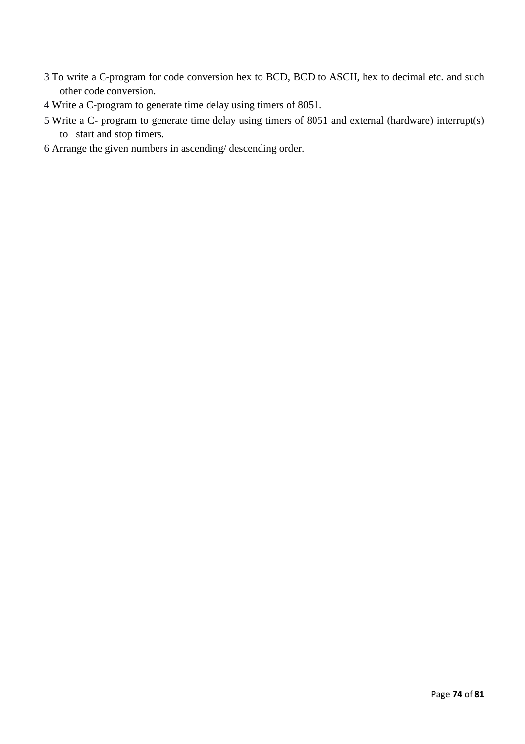3 To write a C-program for code conversion hex to BCD, BCD to ASCII, hex to decimal etc. and such other code conversion.

4 Write a C-program to generate time delay using timers of 8051.

5 Write a C- program to generate time delay using timers of 8051 and external (hardware) interrupt(s) to start and stop timers.

6 Arrange the given numbers in ascending/ descending order.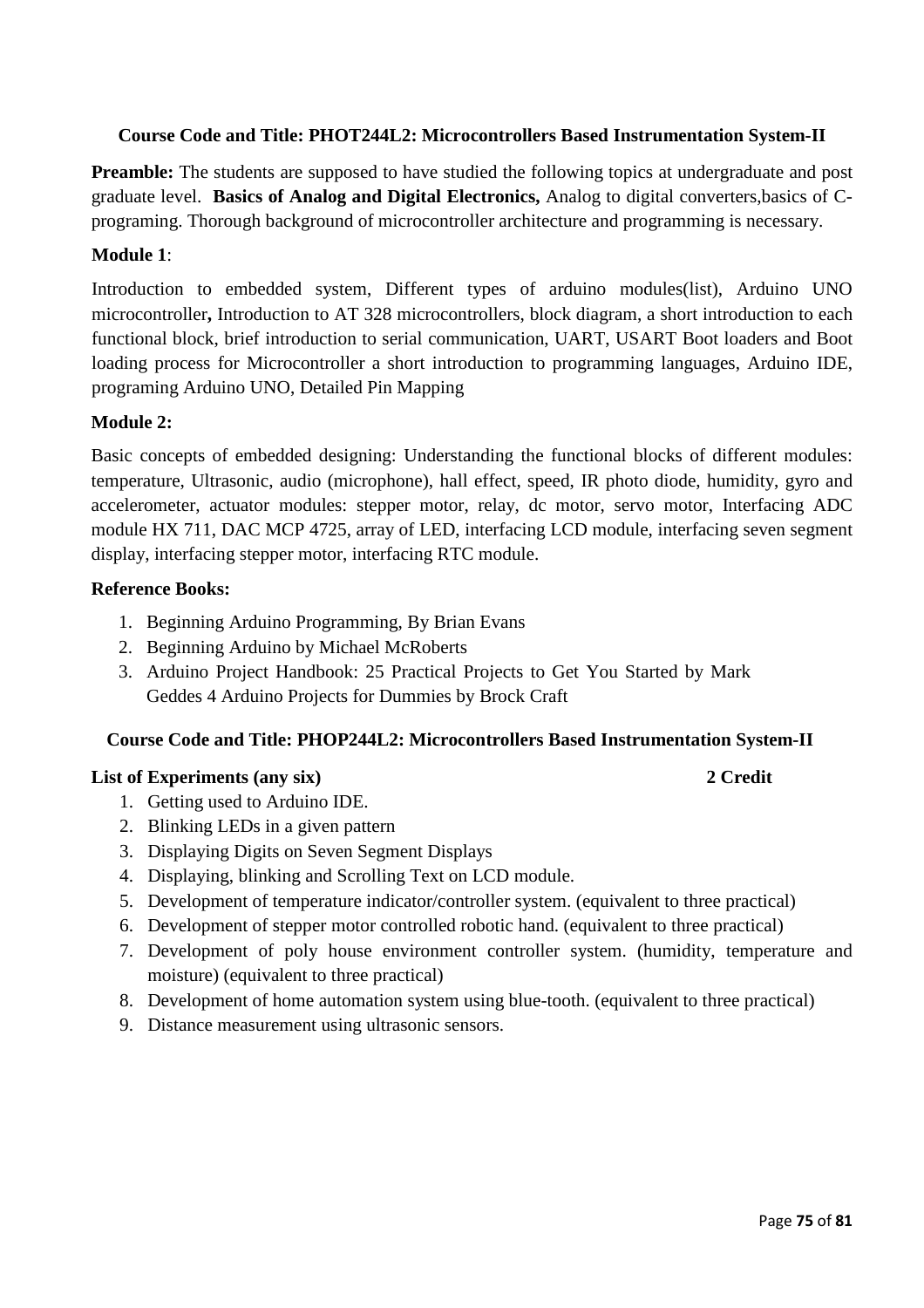### Course Code and Title: PHOT244L2: Microcontrollers Based Instrumentation System-II

**Preamble:** The students are supposed to have studied the following topics at undergraduate and post graduate level. **Basics of Analog and Digital Electronics,** Analog to digital converters,basics of C-programing. Thorough background of microcontroller architecture and programming is necessary.

**Module 1**:

Introduction to embedded system, Different types of arduino modules(list), Arduino UNO microcontroller**,** Introduction to AT 328 microcontrollers, block diagram, a short introduction to each functional block, brief introduction to serial communication, UART, USART Boot loaders and Boot loading process for Microcontroller a short introduction to programming languages, Arduino IDE, programing Arduino UNO, Detailed Pin Mapping

**Module 2:**

Basic concepts of embedded designing: Understanding the functional blocks of different modules: temperature, Ultrasonic, audio (microphone), hall effect, speed, IR photo diode, humidity, gyro and accelerometer, actuator modules: stepper motor, relay, dc motor, servo motor, Interfacing ADC module HX 711, DAC MCP 4725, array of LED, interfacing LCD module, interfacing seven segment display, interfacing stepper motor, interfacing RTC module.

**Reference Books:**

1. Beginning Arduino Programming, By Brian Evans
2. Beginning Arduino by Michael McRoberts
3. Arduino Project Handbook: 25 Practical Projects to Get You Started by Mark Geddes 4 Arduino Projects for Dummies by Brock Craft

### Course Code and Title: PHOP244L2: Microcontrollers Based Instrumentation System-II

**List of Experiments (any six)** **2 Credit**

1. Getting used to Arduino IDE.
2. Blinking LEDs in a given pattern
3. Displaying Digits on Seven Segment Displays
4. Displaying, blinking and Scrolling Text on LCD module.
5. Development of temperature indicator/controller system. (equivalent to three practical)
6. Development of stepper motor controlled robotic hand. (equivalent to three practical)
7. Development of poly house environment controller system. (humidity, temperature and moisture) (equivalent to three practical)
8. Development of home automation system using blue-tooth. (equivalent to three practical)
9. Distance measurement using ultrasonic sensors.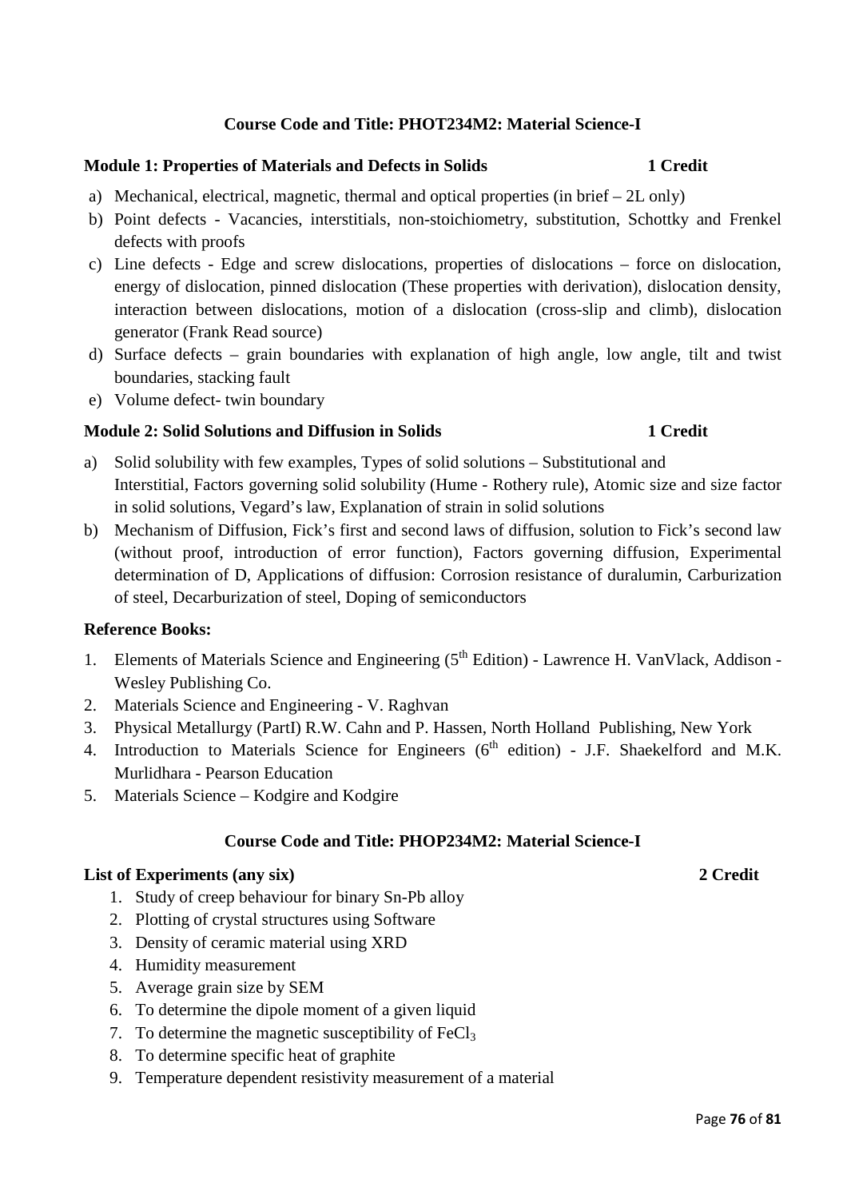### Course Code and Title: PHOT234M2: Material Science-I

**Module 1: Properties of Materials and Defects in Solids** **1 Credit**

a) Mechanical, electrical, magnetic, thermal and optical properties (in brief – 2L only)
b) Point defects - Vacancies, interstitials, non-stoichiometry, substitution, Schottky and Frenkel defects with proofs
c) Line defects - Edge and screw dislocations, properties of dislocations – force on dislocation, energy of dislocation, pinned dislocation (These properties with derivation), dislocation density, interaction between dislocations, motion of a dislocation (cross-slip and climb), dislocation generator (Frank Read source)
d) Surface defects – grain boundaries with explanation of high angle, low angle, tilt and twist boundaries, stacking fault
e) Volume defect- twin boundary

**Module 2: Solid Solutions and Diffusion in Solids** **1 Credit**

a) Solid solubility with few examples, Types of solid solutions – Substitutional and Interstitial, Factors governing solid solubility (Hume - Rothery rule), Atomic size and size factor in solid solutions, Vegard's law, Explanation of strain in solid solutions
b) Mechanism of Diffusion, Fick's first and second laws of diffusion, solution to Fick's second law (without proof, introduction of error function), Factors governing diffusion, Experimental determination of D, Applications of diffusion: Corrosion resistance of duralumin, Carburization of steel, Decarburization of steel, Doping of semiconductors

**Reference Books:**

1. Elements of Materials Science and Engineering ($5^{th}$ Edition) - Lawrence H. VanVlack, Addison - Wesley Publishing Co.
2. Materials Science and Engineering - V. Raghvan
3. Physical Metallurgy (PartI) R.W. Cahn and P. Hassen, North Holland Publishing, New York
4. Introduction to Materials Science for Engineers ($6^{th}$ edition) - J.F. Shaekelford and M.K. Murlidhara - Pearson Education
5. Materials Science – Kodgire and Kodgire

### Course Code and Title: PHOP234M2: Material Science-I

**List of Experiments (any six)** **2 Credit**

1. Study of creep behaviour for binary Sn-Pb alloy
2. Plotting of crystal structures using Software
3. Density of ceramic material using XRD
4. Humidity measurement
5. Average grain size by SEM
6. To determine the dipole moment of a given liquid
7. To determine the magnetic susceptibility of $FeCl_3$
8. To determine specific heat of graphite
9. Temperature dependent resistivity measurement of a material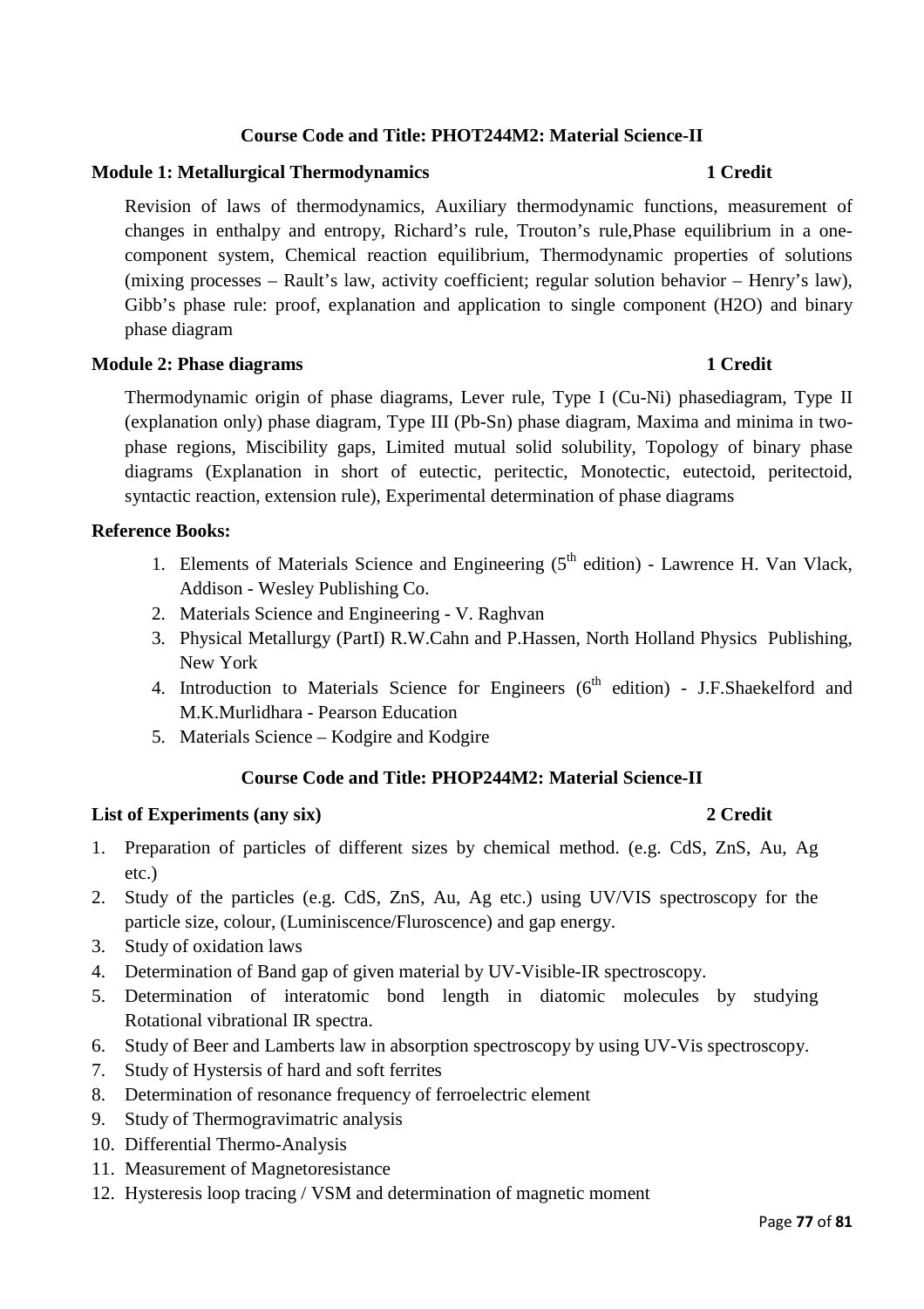**Course Code and Title: PHOT244M2: Material Science-II**

**Module 1: Metallurgical Thermodynamics** **1 Credit**

Revision of laws of thermodynamics, Auxiliary thermodynamic functions, measurement of changes in enthalpy and entropy, Richard's rule, Trouton's rule,Phase equilibrium in a one-component system, Chemical reaction equilibrium, Thermodynamic properties of solutions (mixing processes – Rault's law, activity coefficient; regular solution behavior – Henry's law), Gibb's phase rule: proof, explanation and application to single component ($H_2O$) and binary phase diagram

**Module 2: Phase diagrams** **1 Credit**

Thermodynamic origin of phase diagrams, Lever rule, Type I (Cu-Ni) phasediagram, Type II (explanation only) phase diagram, Type III (Pb-Sn) phase diagram, Maxima and minima in two-phase regions, Miscibility gaps, Limited mutual solid solubility, Topology of binary phase diagrams (Explanation in short of eutectic, peritectic, Monotectic, eutectoid, peritectoid, syntactic reaction, extension rule), Experimental determination of phase diagrams

**Reference Books:**

1. Elements of Materials Science and Engineering (5th edition) - Lawrence H. Van Vlack, Addison - Wesley Publishing Co.
2. Materials Science and Engineering - V. Raghvan
3. Physical Metallurgy (PartI) R.W.Cahn and P.Hassen, North Holland Physics Publishing, New York
4. Introduction to Materials Science for Engineers (6th edition) - J.F.Shaekelford and M.K.Murlidhara - Pearson Education
5. Materials Science – Kodgire and Kodgire

**Course Code and Title: PHOP244M2: Material Science-II**

**List of Experiments (any six)** **2 Credit**

1. Preparation of particles of different sizes by chemical method. (e.g. CdS, ZnS, Au, Ag etc.)
2. Study of the particles (e.g. CdS, ZnS, Au, Ag etc.) using UV/VIS spectroscopy for the particle size, colour, (Luminiscence/Fluroscence) and gap energy.
3. Study of oxidation laws
4. Determination of Band gap of given material by UV-Visible-IR spectroscopy.
5. Determination of interatomic bond length in diatomic molecules by studying Rotational vibrational IR spectra.
6. Study of Beer and Lamberts law in absorption spectroscopy by using UV-Vis spectroscopy.
7. Study of Hystersis of hard and soft ferrites
8. Determination of resonance frequency of ferroelectric element
9. Study of Thermogravimatric analysis
10. Differential Thermo-Analysis
11. Measurement of Magnetoresistance
12. Hysteresis loop tracing / VSM and determination of magnetic moment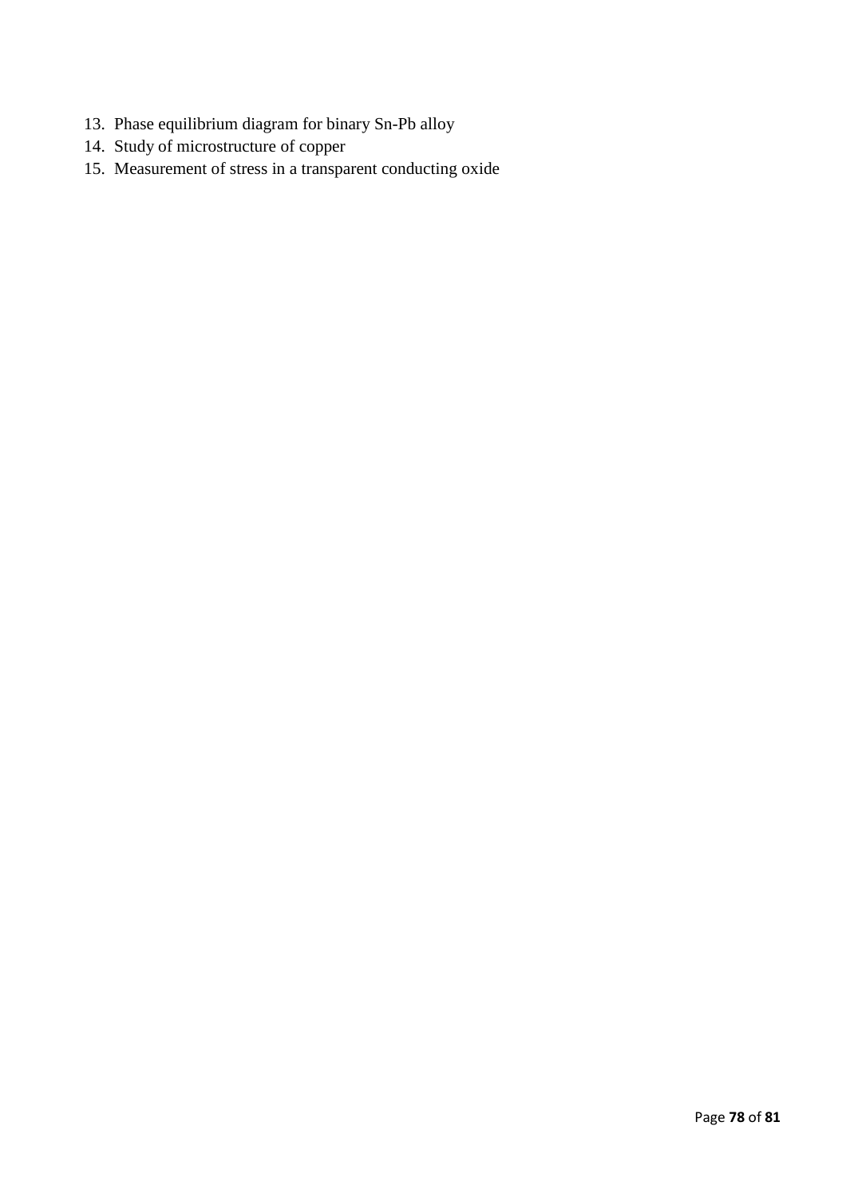13. Phase equilibrium diagram for binary Sn-Pb alloy
14. Study of microstructure of copper
15. Measurement of stress in a transparent conducting oxide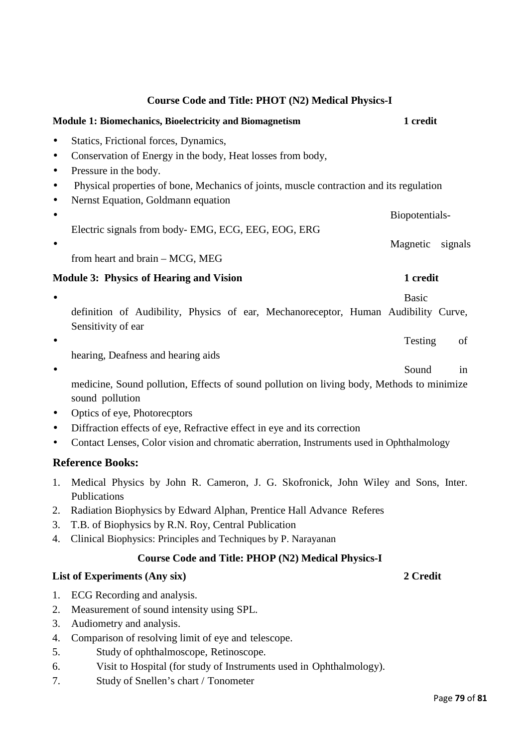**Course Code and Title: PHOT (N2) Medical Physics-I**

**Module 1: Biomechanics, Bioelectricity and Biomagnetism** **1 credit**

- Statics, Frictional forces, Dynamics,
- Conservation of Energy in the body, Heat losses from body,
- Pressure in the body.
- Physical properties of bone, Mechanics of joints, muscle contraction and its regulation
- Nernst Equation, Goldmann equation
- Biopotentials- Electric signals from body- EMG, ECG, EEG, EOG, ERG
- Magnetic signals from heart and brain – MCG, MEG

**Module 3: Physics of Hearing and Vision** **1 credit**

- Basic definition of Audibility, Physics of ear, Mechanoreceptor, Human Audibility Curve, Sensitivity of ear
- Testing of hearing, Deafness and hearing aids
- Sound in medicine, Sound pollution, Effects of sound pollution on living body, Methods to minimize sound pollution
- Optics of eye, Photorecptors
- Diffraction effects of eye, Refractive effect in eye and its correction
- Contact Lenses, Color vision and chromatic aberration, Instruments used in Ophthalmology

## Reference Books:

1. Medical Physics by John R. Cameron, J. G. Skofronick, John Wiley and Sons, Inter. Publications
2. Radiation Biophysics by Edward Alphan, Prentice Hall Advance Referes
3. T.B. of Biophysics by R.N. Roy, Central Publication
4. Clinical Biophysics: Principles and Techniques by P. Narayanan

**Course Code and Title: PHOP (N2) Medical Physics-I**

**List of Experiments (Any six)** **2 Credit**

1. ECG Recording and analysis.
2. Measurement of sound intensity using SPL.
3. Audiometry and analysis.
4. Comparison of resolving limit of eye and telescope.
5. Study of ophthalmoscope, Retinoscope.
6. Visit to Hospital (for study of Instruments used in Ophthalmology).
7. Study of Snellen's chart / Tonometer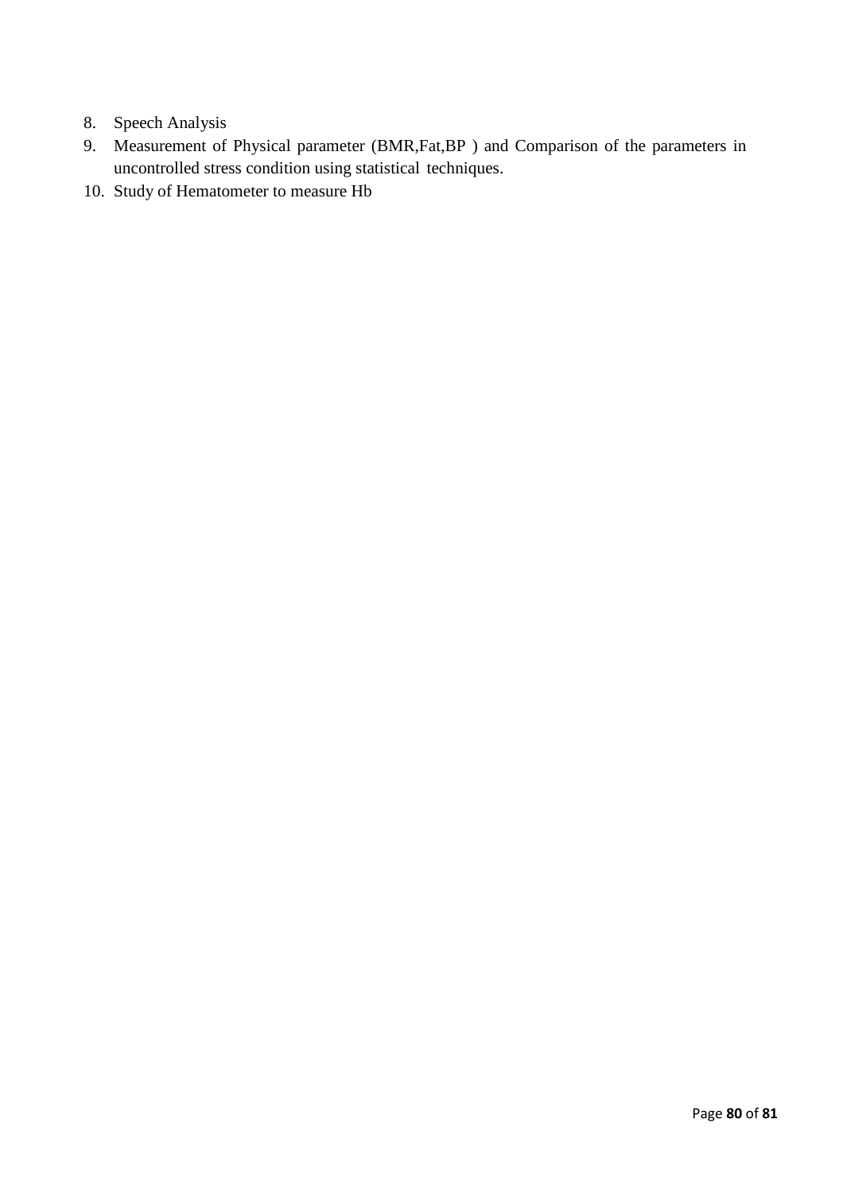8. Speech Analysis
9. Measurement of Physical parameter (BMR,Fat,BP ) and Comparison of the parameters in uncontrolled stress condition using statistical techniques.
10. Study of Hematometer to measure Hb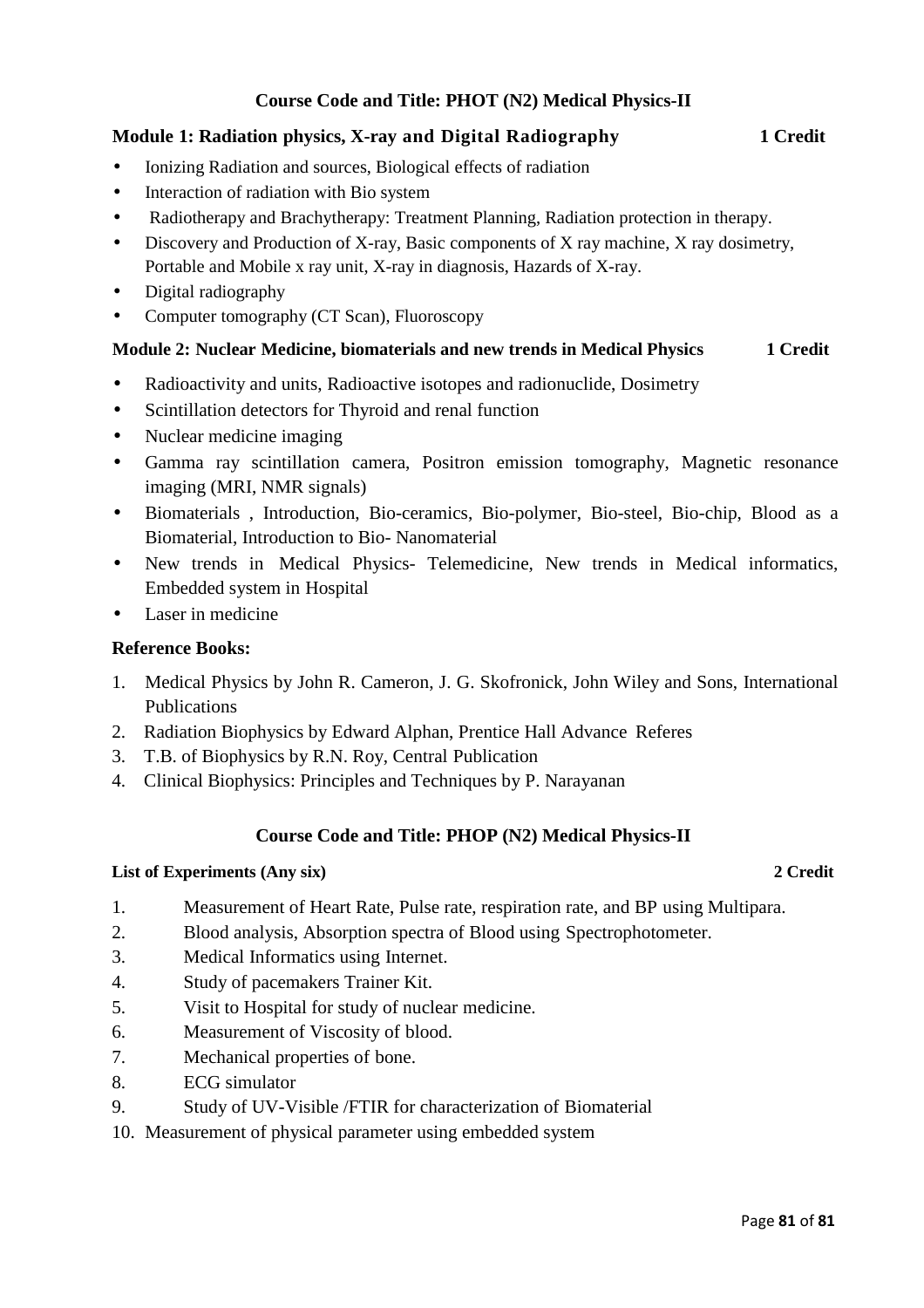### Course Code and Title: PHOT (N2) Medical Physics-II

**Module 1: Radiation physics, X-ray and Digital Radiography** **1 Credit**

- Ionizing Radiation and sources, Biological effects of radiation
- Interaction of radiation with Bio system
- Radiotherapy and Brachytherapy: Treatment Planning, Radiation protection in therapy.
- Discovery and Production of X-ray, Basic components of X ray machine, X ray dosimetry, Portable and Mobile x ray unit, X-ray in diagnosis, Hazards of X-ray.
- Digital radiography
- Computer tomography (CT Scan), Fluoroscopy

**Module 2: Nuclear Medicine, biomaterials and new trends in Medical Physics** **1 Credit**

- Radioactivity and units, Radioactive isotopes and radionuclide, Dosimetry
- Scintillation detectors for Thyroid and renal function
- Nuclear medicine imaging
- Gamma ray scintillation camera, Positron emission tomography, Magnetic resonance imaging (MRI, NMR signals)
- Biomaterials , Introduction, Bio-ceramics, Bio-polymer, Bio-steel, Bio-chip, Blood as a Biomaterial, Introduction to Bio- Nanomaterial
- New trends in Medical Physics- Telemedicine, New trends in Medical informatics, Embedded system in Hospital
- Laser in medicine

**Reference Books:**

1. Medical Physics by John R. Cameron, J. G. Skofronick, John Wiley and Sons, International Publications
2. Radiation Biophysics by Edward Alphan, Prentice Hall Advance Referes
3. T.B. of Biophysics by R.N. Roy, Central Publication
4. Clinical Biophysics: Principles and Techniques by P. Narayanan

### Course Code and Title: PHOP (N2) Medical Physics-II

**List of Experiments (Any six)** **2 Credit**

1. Measurement of Heart Rate, Pulse rate, respiration rate, and BP using Multipara.
2. Blood analysis, Absorption spectra of Blood using Spectrophotometer.
3. Medical Informatics using Internet.
4. Study of pacemakers Trainer Kit.
5. Visit to Hospital for study of nuclear medicine.
6. Measurement of Viscosity of blood.
7. Mechanical properties of bone.
8. ECG simulator
9. Study of UV-Visible /FTIR for characterization of Biomaterial
10. Measurement of physical parameter using embedded system